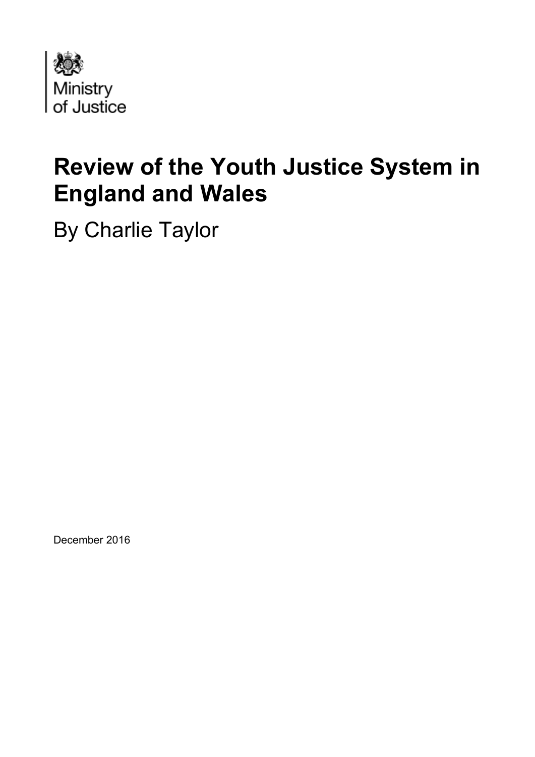Ministry of Justice

# Review of the Youth Justice System in England and Wales

By Charlie Taylor

December 2016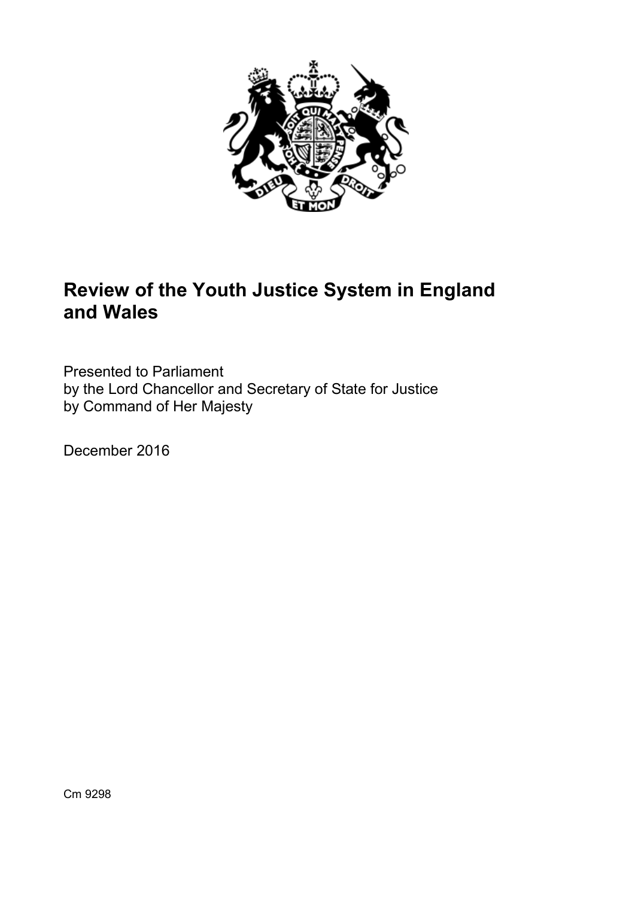# Review of the Youth Justice System in England and Wales

Presented to Parliament
by the Lord Chancellor and Secretary of State for Justice
by Command of Her Majesty

December 2016

Cm 9298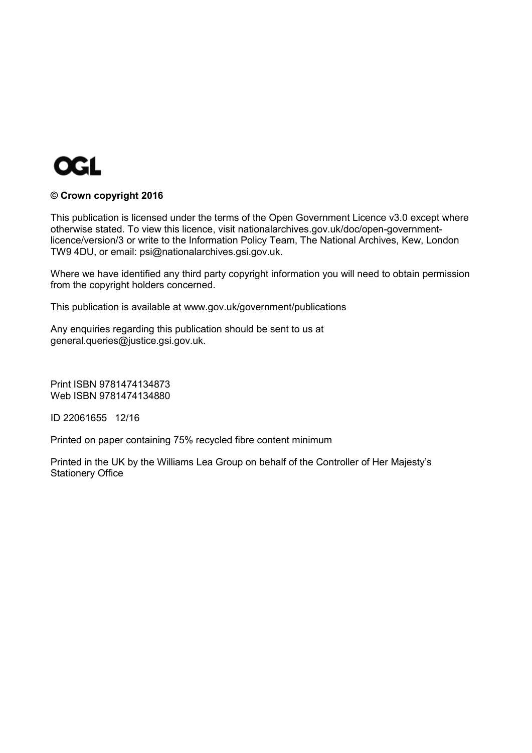OGL

**© Crown copyright 2016**

This publication is licensed under the terms of the Open Government Licence v3.0 except where otherwise stated. To view this licence, visit nationalarchives.gov.uk/doc/open-government-licence/version/3 or write to the Information Policy Team, The National Archives, Kew, London TW9 4DU, or email: psi@nationalarchives.gsi.gov.uk.

Where we have identified any third party copyright information you will need to obtain permission from the copyright holders concerned.

This publication is available at www.gov.uk/government/publications

Any enquiries regarding this publication should be sent to us at general.queries@justice.gsi.gov.uk.

Print ISBN 9781474134873
Web ISBN 9781474134880

ID 22061655 12/16

Printed on paper containing 75% recycled fibre content minimum

Printed in the UK by the Williams Lea Group on behalf of the Controller of Her Majesty's Stationery Office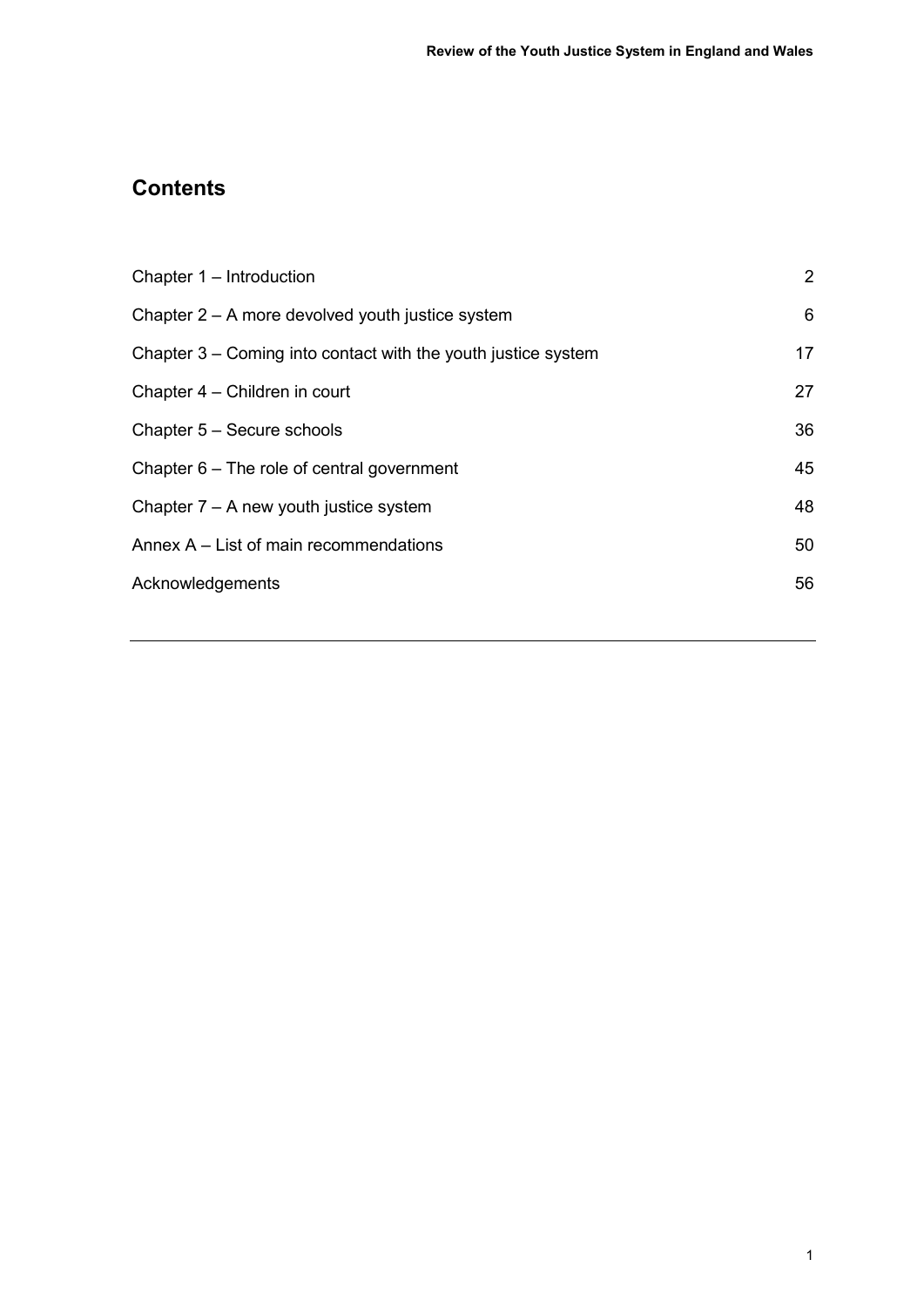## Contents

| | |
|---|---|
| Chapter 1 – Introduction | 2 |
| Chapter 2 – A more devolved youth justice system | 6 |
| Chapter 3 – Coming into contact with the youth justice system | 17 |
| Chapter 4 – Children in court | 27 |
| Chapter 5 – Secure schools | 36 |
| Chapter 6 – The role of central government | 45 |
| Chapter 7 – A new youth justice system | 48 |
| Annex A – List of main recommendations | 50 |
| Acknowledgements | 56 |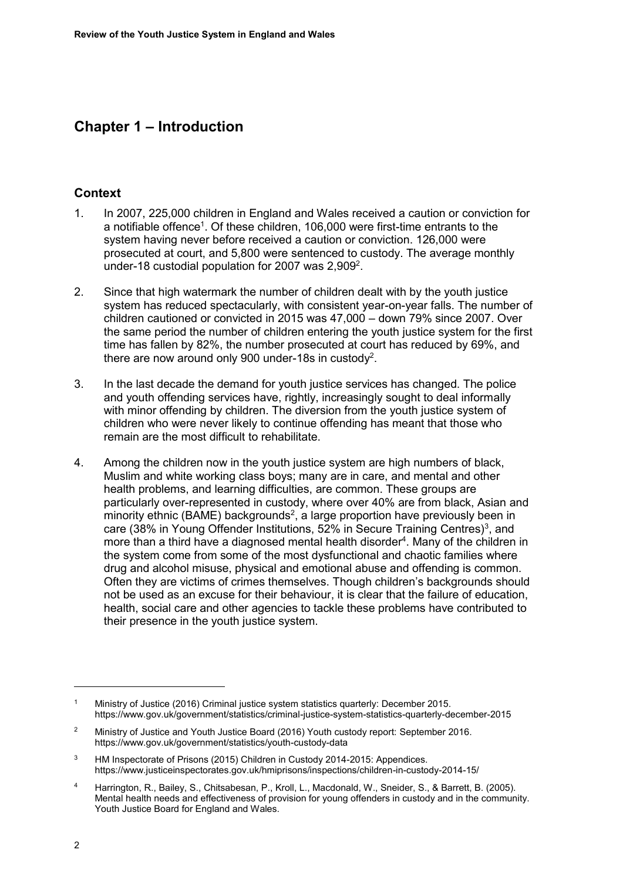# Chapter 1 – Introduction

## Context

1. In 2007, 225,000 children in England and Wales received a caution or conviction for a notifiable offence[1]. Of these children, 106,000 were first-time entrants to the system having never before received a caution or conviction. 126,000 were prosecuted at court, and 5,800 were sentenced to custody. The average monthly under-18 custodial population for 2007 was 2,909[2].

2. Since that high watermark the number of children dealt with by the youth justice system has reduced spectacularly, with consistent year-on-year falls. The number of children cautioned or convicted in 2015 was 47,000 – down 79% since 2007. Over the same period the number of children entering the youth justice system for the first time has fallen by 82%, the number prosecuted at court has reduced by 69%, and there are now around only 900 under-18s in custody[2].

3. In the last decade the demand for youth justice services has changed. The police and youth offending services have, rightly, increasingly sought to deal informally with minor offending by children. The diversion from the youth justice system of children who were never likely to continue offending has meant that those who remain are the most difficult to rehabilitate.

4. Among the children now in the youth justice system are high numbers of black, Muslim and white working class boys; many are in care, and mental and other health problems, and learning difficulties, are common. These groups are particularly over-represented in custody, where over 40% are from black, Asian and minority ethnic (BAME) backgrounds[2], a large proportion have previously been in care (38% in Young Offender Institutions, 52% in Secure Training Centres)[3], and more than a third have a diagnosed mental health disorder[4]. Many of the children in the system come from some of the most dysfunctional and chaotic families where drug and alcohol misuse, physical and emotional abuse and offending is common. Often they are victims of crimes themselves. Though children's backgrounds should not be used as an excuse for their behaviour, it is clear that the failure of education, health, social care and other agencies to tackle these problems have contributed to their presence in the youth justice system.

---

[1] Ministry of Justice (2016) Criminal justice system statistics quarterly: December 2015. https://www.gov.uk/government/statistics/criminal-justice-system-statistics-quarterly-december-2015

[2] Ministry of Justice and Youth Justice Board (2016) Youth custody report: September 2016. https://www.gov.uk/government/statistics/youth-custody-data

[3] HM Inspectorate of Prisons (2015) Children in Custody 2014-2015: Appendices. https://www.justiceinspectorates.gov.uk/hmiprisons/inspections/children-in-custody-2014-15/

[4] Harrington, R., Bailey, S., Chitsabesan, P., Kroll, L., Macdonald, W., Sneider, S., & Barrett, B. (2005). Mental health needs and effectiveness of provision for young offenders in custody and in the community. Youth Justice Board for England and Wales.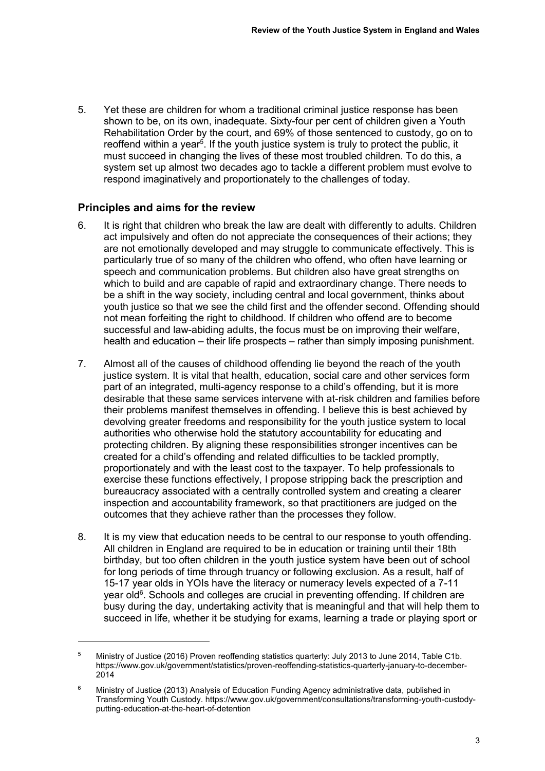5. Yet these are children for whom a traditional criminal justice response has been shown to be, on its own, inadequate. Sixty-four per cent of children given a Youth Rehabilitation Order by the court, and 69% of those sentenced to custody, go on to reoffend within a year[5]. If the youth justice system is truly to protect the public, it must succeed in changing the lives of these most troubled children. To do this, a system set up almost two decades ago to tackle a different problem must evolve to respond imaginatively and proportionately to the challenges of today.

## Principles and aims for the review

6. It is right that children who break the law are dealt with differently to adults. Children act impulsively and often do not appreciate the consequences of their actions; they are not emotionally developed and may struggle to communicate effectively. This is particularly true of so many of the children who offend, who often have learning or speech and communication problems. But children also have great strengths on which to build and are capable of rapid and extraordinary change. There needs to be a shift in the way society, including central and local government, thinks about youth justice so that we see the child first and the offender second. Offending should not mean forfeiting the right to childhood. If children who offend are to become successful and law-abiding adults, the focus must be on improving their welfare, health and education – their life prospects – rather than simply imposing punishment.

7. Almost all of the causes of childhood offending lie beyond the reach of the youth justice system. It is vital that health, education, social care and other services form part of an integrated, multi-agency response to a child's offending, but it is more desirable that these same services intervene with at-risk children and families before their problems manifest themselves in offending. I believe this is best achieved by devolving greater freedoms and responsibility for the youth justice system to local authorities who otherwise hold the statutory accountability for educating and protecting children. By aligning these responsibilities stronger incentives can be created for a child's offending and related difficulties to be tackled promptly, proportionately and with the least cost to the taxpayer. To help professionals to exercise these functions effectively, I propose stripping back the prescription and bureaucracy associated with a centrally controlled system and creating a clearer inspection and accountability framework, so that practitioners are judged on the outcomes that they achieve rather than the processes they follow.

8. It is my view that education needs to be central to our response to youth offending. All children in England are required to be in education or training until their 18th birthday, but too often children in the youth justice system have been out of school for long periods of time through truancy or following exclusion. As a result, half of 15-17 year olds in YOIs have the literacy or numeracy levels expected of a 7-11 year old[6]. Schools and colleges are crucial in preventing offending. If children are busy during the day, undertaking activity that is meaningful and that will help them to succeed in life, whether it be studying for exams, learning a trade or playing sport or

---

[5] Ministry of Justice (2016) Proven reoffending statistics quarterly: July 2013 to June 2014, Table C1b. https://www.gov.uk/government/statistics/proven-reoffending-statistics-quarterly-january-to-december-2014

[6] Ministry of Justice (2013) Analysis of Education Funding Agency administrative data, published in Transforming Youth Custody. https://www.gov.uk/government/consultations/transforming-youth-custody-putting-education-at-the-heart-of-detention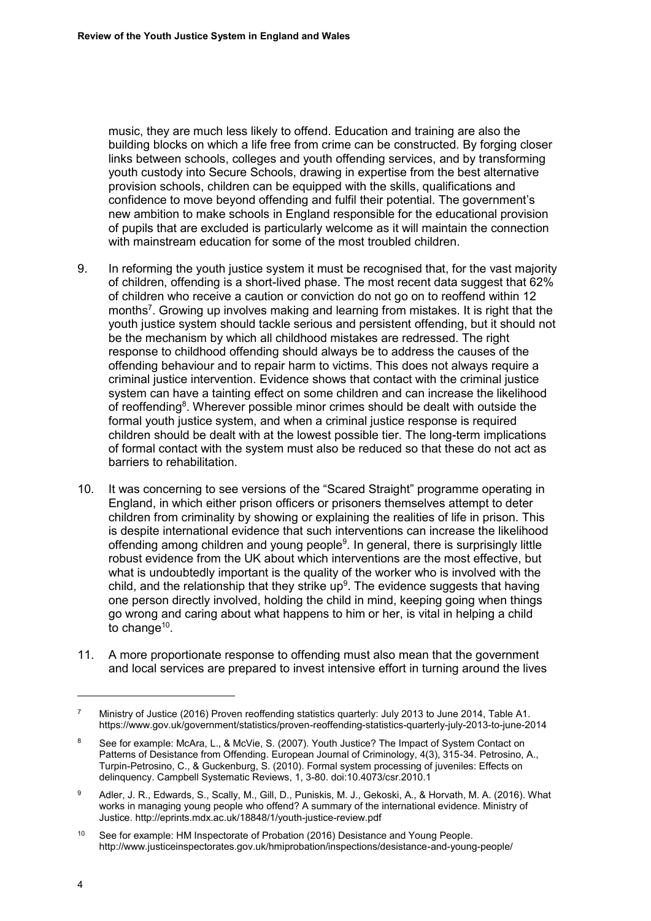music, they are much less likely to offend. Education and training are also the building blocks on which a life free from crime can be constructed. By forging closer links between schools, colleges and youth offending services, and by transforming youth custody into Secure Schools, drawing in expertise from the best alternative provision schools, children can be equipped with the skills, qualifications and confidence to move beyond offending and fulfil their potential. The government's new ambition to make schools in England responsible for the educational provision of pupils that are excluded is particularly welcome as it will maintain the connection with mainstream education for some of the most troubled children.

9. In reforming the youth justice system it must be recognised that, for the vast majority of children, offending is a short-lived phase. The most recent data suggest that 62% of children who receive a caution or conviction do not go on to reoffend within 12 months[7]. Growing up involves making and learning from mistakes. It is right that the youth justice system should tackle serious and persistent offending, but it should not be the mechanism by which all childhood mistakes are redressed. The right response to childhood offending should always be to address the causes of the offending behaviour and to repair harm to victims. This does not always require a criminal justice intervention. Evidence shows that contact with the criminal justice system can have a tainting effect on some children and can increase the likelihood of reoffending[8]. Wherever possible minor crimes should be dealt with outside the formal youth justice system, and when a criminal justice response is required children should be dealt with at the lowest possible tier. The long-term implications of formal contact with the system must also be reduced so that these do not act as barriers to rehabilitation.

10. It was concerning to see versions of the "Scared Straight" programme operating in England, in which either prison officers or prisoners themselves attempt to deter children from criminality by showing or explaining the realities of life in prison. This is despite international evidence that such interventions can increase the likelihood offending among children and young people[9]. In general, there is surprisingly little robust evidence from the UK about which interventions are the most effective, but what is undoubtedly important is the quality of the worker who is involved with the child, and the relationship that they strike up[9]. The evidence suggests that having one person directly involved, holding the child in mind, keeping going when things go wrong and caring about what happens to him or her, is vital in helping a child to change[10].

11. A more proportionate response to offending must also mean that the government and local services are prepared to invest intensive effort in turning around the lives

---

[7] Ministry of Justice (2016) Proven reoffending statistics quarterly: July 2013 to June 2014, Table A1. https://www.gov.uk/government/statistics/proven-reoffending-statistics-quarterly-july-2013-to-june-2014

[8] See for example: McAra, L., & McVie, S. (2007). Youth Justice? The Impact of System Contact on Patterns of Desistance from Offending. European Journal of Criminology, 4(3), 315-34. Petrosino, A., Turpin-Petrosino, C., & Guckenburg, S. (2010). Formal system processing of juveniles: Effects on delinquency. Campbell Systematic Reviews, 1, 3-80. doi:10.4073/csr.2010.1

[9] Adler, J. R., Edwards, S., Scally, M., Gill, D., Puniskis, M. J., Gekoski, A., & Horvath, M. A. (2016). What works in managing young people who offend? A summary of the international evidence. Ministry of Justice. http://eprints.mdx.ac.uk/18848/1/youth-justice-review.pdf

[10] See for example: HM Inspectorate of Probation (2016) Desistance and Young People. http://www.justiceinspectorates.gov.uk/hmiprobation/inspections/desistance-and-young-people/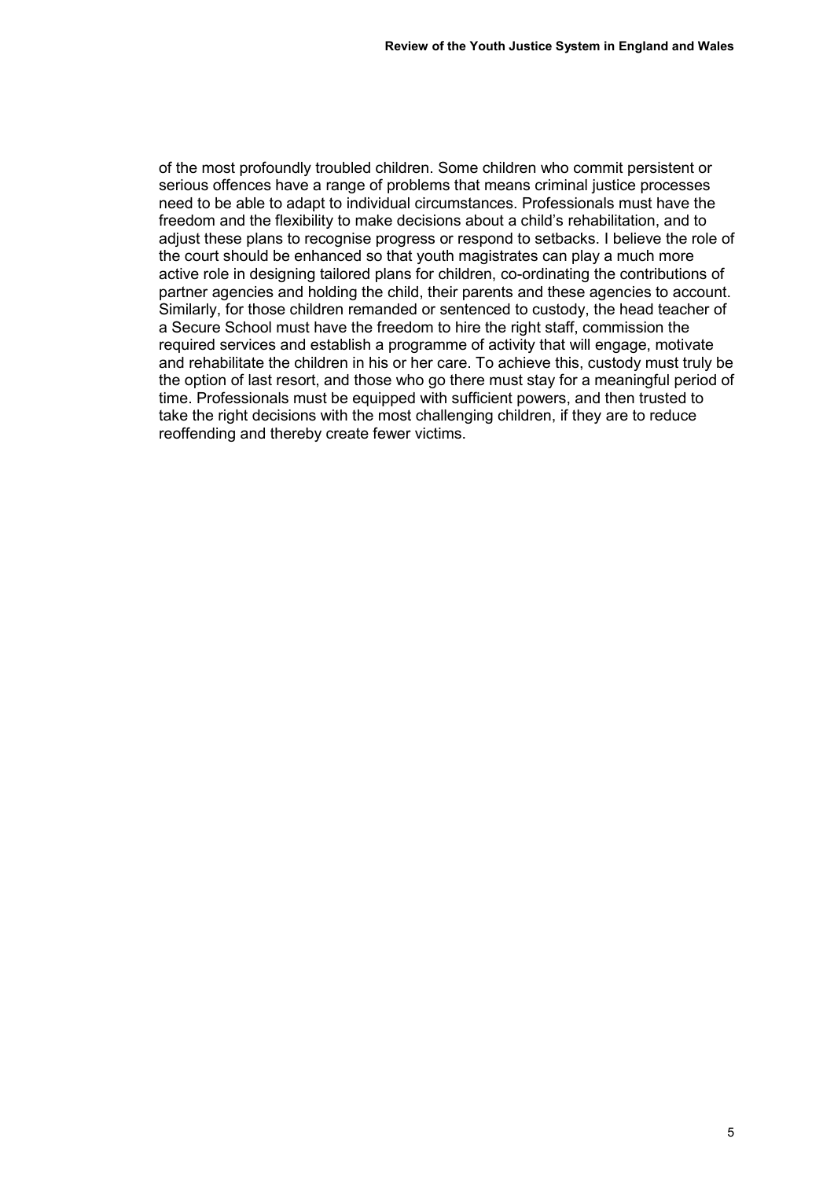of the most profoundly troubled children. Some children who commit persistent or serious offences have a range of problems that means criminal justice processes need to be able to adapt to individual circumstances. Professionals must have the freedom and the flexibility to make decisions about a child's rehabilitation, and to adjust these plans to recognise progress or respond to setbacks. I believe the role of the court should be enhanced so that youth magistrates can play a much more active role in designing tailored plans for children, co-ordinating the contributions of partner agencies and holding the child, their parents and these agencies to account. Similarly, for those children remanded or sentenced to custody, the head teacher of a Secure School must have the freedom to hire the right staff, commission the required services and establish a programme of activity that will engage, motivate and rehabilitate the children in his or her care. To achieve this, custody must truly be the option of last resort, and those who go there must stay for a meaningful period of time. Professionals must be equipped with sufficient powers, and then trusted to take the right decisions with the most challenging children, if they are to reduce reoffending and thereby create fewer victims.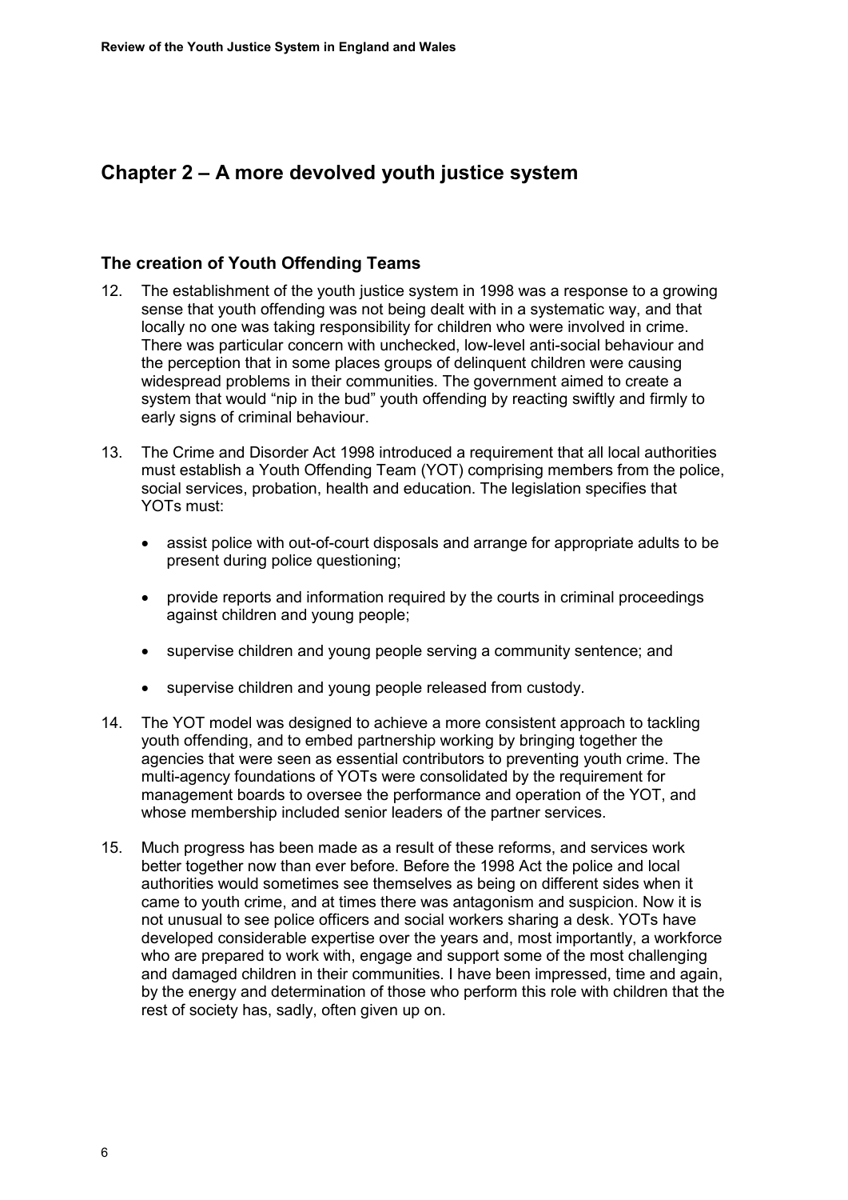## Chapter 2 – A more devolved youth justice system

### The creation of Youth Offending Teams

12. The establishment of the youth justice system in 1998 was a response to a growing sense that youth offending was not being dealt with in a systematic way, and that locally no one was taking responsibility for children who were involved in crime. There was particular concern with unchecked, low-level anti-social behaviour and the perception that in some places groups of delinquent children were causing widespread problems in their communities. The government aimed to create a system that would "nip in the bud" youth offending by reacting swiftly and firmly to early signs of criminal behaviour.

13. The Crime and Disorder Act 1998 introduced a requirement that all local authorities must establish a Youth Offending Team (YOT) comprising members from the police, social services, probation, health and education. The legislation specifies that YOTs must:

    - assist police with out-of-court disposals and arrange for appropriate adults to be present during police questioning;
    - provide reports and information required by the courts in criminal proceedings against children and young people;
    - supervise children and young people serving a community sentence; and
    - supervise children and young people released from custody.

14. The YOT model was designed to achieve a more consistent approach to tackling youth offending, and to embed partnership working by bringing together the agencies that were seen as essential contributors to preventing youth crime. The multi-agency foundations of YOTs were consolidated by the requirement for management boards to oversee the performance and operation of the YOT, and whose membership included senior leaders of the partner services.

15. Much progress has been made as a result of these reforms, and services work better together now than ever before. Before the 1998 Act the police and local authorities would sometimes see themselves as being on different sides when it came to youth crime, and at times there was antagonism and suspicion. Now it is not unusual to see police officers and social workers sharing a desk. YOTs have developed considerable expertise over the years and, most importantly, a workforce who are prepared to work with, engage and support some of the most challenging and damaged children in their communities. I have been impressed, time and again, by the energy and determination of those who perform this role with children that the rest of society has, sadly, often given up on.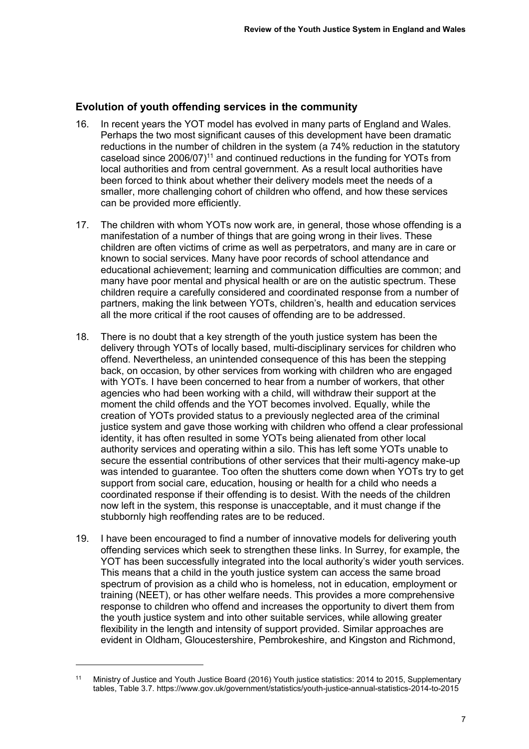## Evolution of youth offending services in the community

16. In recent years the YOT model has evolved in many parts of England and Wales. Perhaps the two most significant causes of this development have been dramatic reductions in the number of children in the system (a 74% reduction in the statutory caseload since 2006/07)[11] and continued reductions in the funding for YOTs from local authorities and from central government. As a result local authorities have been forced to think about whether their delivery models meet the needs of a smaller, more challenging cohort of children who offend, and how these services can be provided more efficiently.

17. The children with whom YOTs now work are, in general, those whose offending is a manifestation of a number of things that are going wrong in their lives. These children are often victims of crime as well as perpetrators, and many are in care or known to social services. Many have poor records of school attendance and educational achievement; learning and communication difficulties are common; and many have poor mental and physical health or are on the autistic spectrum. These children require a carefully considered and coordinated response from a number of partners, making the link between YOTs, children's, health and education services all the more critical if the root causes of offending are to be addressed.

18. There is no doubt that a key strength of the youth justice system has been the delivery through YOTs of locally based, multi-disciplinary services for children who offend. Nevertheless, an unintended consequence of this has been the stepping back, on occasion, by other services from working with children who are engaged with YOTs. I have been concerned to hear from a number of workers, that other agencies who had been working with a child, will withdraw their support at the moment the child offends and the YOT becomes involved. Equally, while the creation of YOTs provided status to a previously neglected area of the criminal justice system and gave those working with children who offend a clear professional identity, it has often resulted in some YOTs being alienated from other local authority services and operating within a silo. This has left some YOTs unable to secure the essential contributions of other services that their multi-agency make-up was intended to guarantee. Too often the shutters come down when YOTs try to get support from social care, education, housing or health for a child who needs a coordinated response if their offending is to desist. With the needs of the children now left in the system, this response is unacceptable, and it must change if the stubbornly high reoffending rates are to be reduced.

19. I have been encouraged to find a number of innovative models for delivering youth offending services which seek to strengthen these links. In Surrey, for example, the YOT has been successfully integrated into the local authority's wider youth services. This means that a child in the youth justice system can access the same broad spectrum of provision as a child who is homeless, not in education, employment or training (NEET), or has other welfare needs. This provides a more comprehensive response to children who offend and increases the opportunity to divert them from the youth justice system and into other suitable services, while allowing greater flexibility in the length and intensity of support provided. Similar approaches are evident in Oldham, Gloucestershire, Pembrokeshire, and Kingston and Richmond,

---

[11] Ministry of Justice and Youth Justice Board (2016) Youth justice statistics: 2014 to 2015, Supplementary tables, Table 3.7. https://www.gov.uk/government/statistics/youth-justice-annual-statistics-2014-to-2015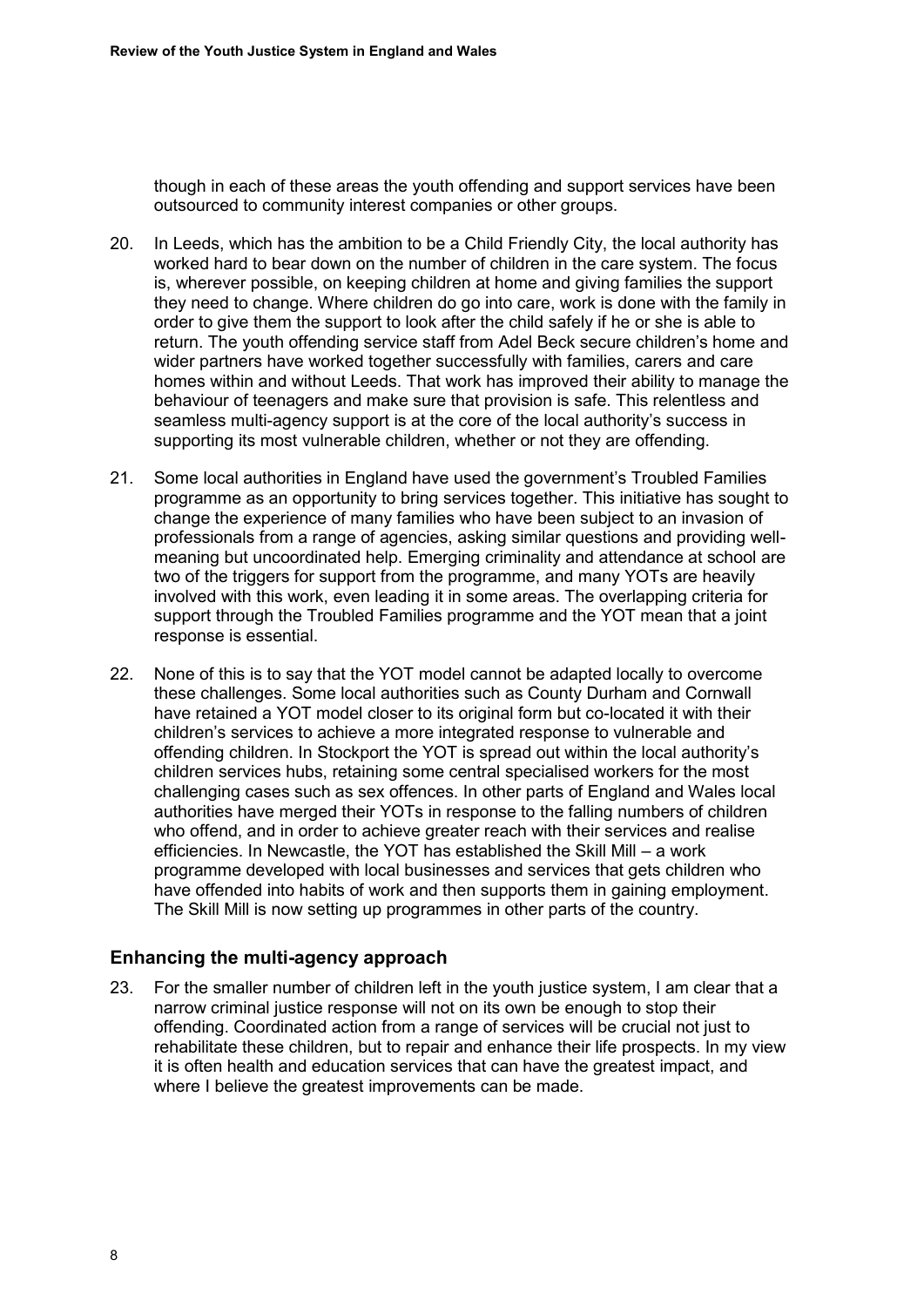though in each of these areas the youth offending and support services have been outsourced to community interest companies or other groups.

20. In Leeds, which has the ambition to be a Child Friendly City, the local authority has worked hard to bear down on the number of children in the care system. The focus is, wherever possible, on keeping children at home and giving families the support they need to change. Where children do go into care, work is done with the family in order to give them the support to look after the child safely if he or she is able to return. The youth offending service staff from Adel Beck secure children's home and wider partners have worked together successfully with families, carers and care homes within and without Leeds. That work has improved their ability to manage the behaviour of teenagers and make sure that provision is safe. This relentless and seamless multi-agency support is at the core of the local authority's success in supporting its most vulnerable children, whether or not they are offending.

21. Some local authorities in England have used the government's Troubled Families programme as an opportunity to bring services together. This initiative has sought to change the experience of many families who have been subject to an invasion of professionals from a range of agencies, asking similar questions and providing well-meaning but uncoordinated help. Emerging criminality and attendance at school are two of the triggers for support from the programme, and many YOTs are heavily involved with this work, even leading it in some areas. The overlapping criteria for support through the Troubled Families programme and the YOT mean that a joint response is essential.

22. None of this is to say that the YOT model cannot be adapted locally to overcome these challenges. Some local authorities such as County Durham and Cornwall have retained a YOT model closer to its original form but co-located it with their children's services to achieve a more integrated response to vulnerable and offending children. In Stockport the YOT is spread out within the local authority's children services hubs, retaining some central specialised workers for the most challenging cases such as sex offences. In other parts of England and Wales local authorities have merged their YOTs in response to the falling numbers of children who offend, and in order to achieve greater reach with their services and realise efficiencies. In Newcastle, the YOT has established the Skill Mill – a work programme developed with local businesses and services that gets children who have offended into habits of work and then supports them in gaining employment. The Skill Mill is now setting up programmes in other parts of the country.

### Enhancing the multi-agency approach

23. For the smaller number of children left in the youth justice system, I am clear that a narrow criminal justice response will not on its own be enough to stop their offending. Coordinated action from a range of services will be crucial not just to rehabilitate these children, but to repair and enhance their life prospects. In my view it is often health and education services that can have the greatest impact, and where I believe the greatest improvements can be made.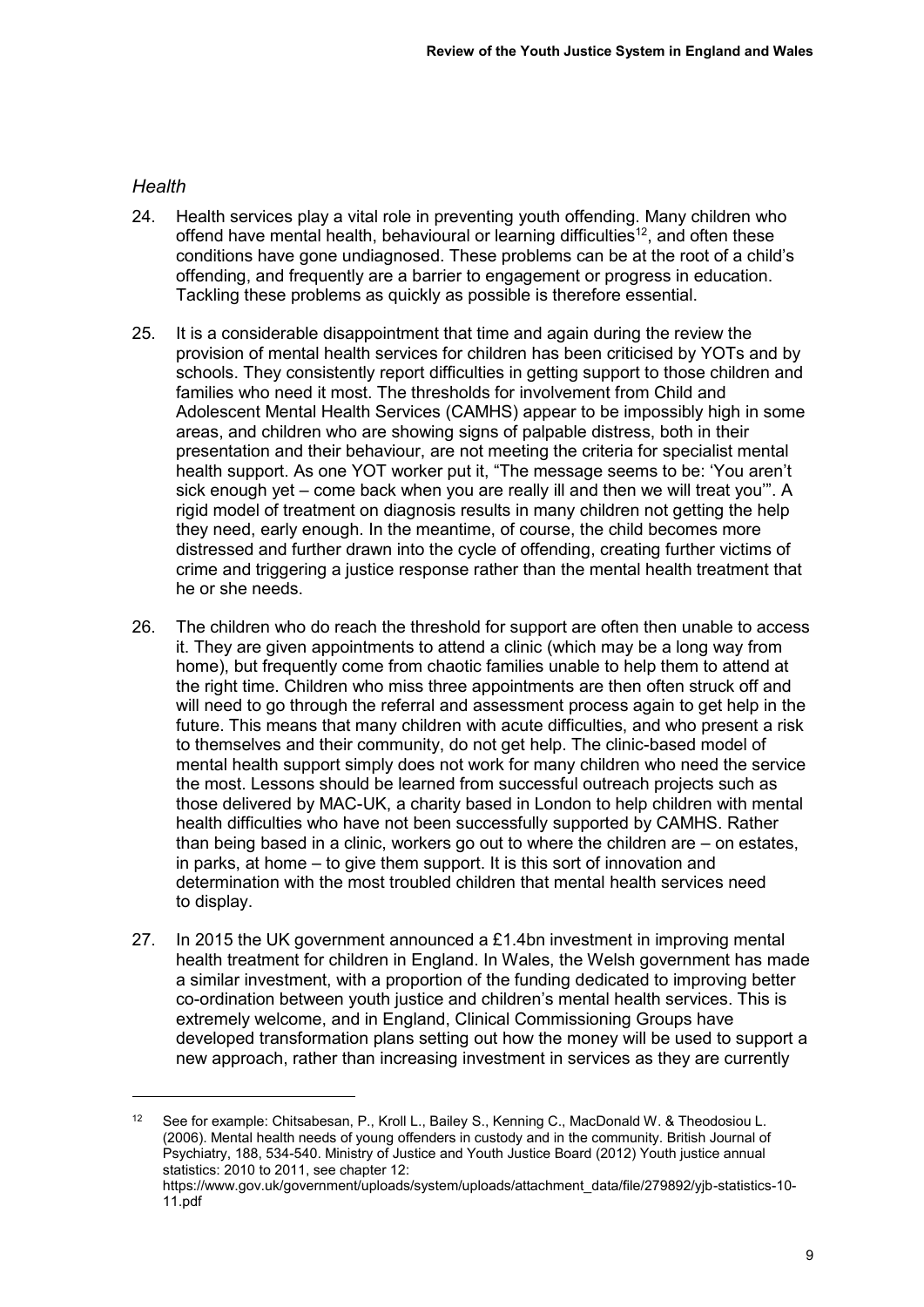### *Health*

24. Health services play a vital role in preventing youth offending. Many children who offend have mental health, behavioural or learning difficulties[12], and often these conditions have gone undiagnosed. These problems can be at the root of a child's offending, and frequently are a barrier to engagement or progress in education. Tackling these problems as quickly as possible is therefore essential.

25. It is a considerable disappointment that time and again during the review the provision of mental health services for children has been criticised by YOTs and by schools. They consistently report difficulties in getting support to those children and families who need it most. The thresholds for involvement from Child and Adolescent Mental Health Services (CAMHS) appear to be impossibly high in some areas, and children who are showing signs of palpable distress, both in their presentation and their behaviour, are not meeting the criteria for specialist mental health support. As one YOT worker put it, "The message seems to be: 'You aren't sick enough yet – come back when you are really ill and then we will treat you'". A rigid model of treatment on diagnosis results in many children not getting the help they need, early enough. In the meantime, of course, the child becomes more distressed and further drawn into the cycle of offending, creating further victims of crime and triggering a justice response rather than the mental health treatment that he or she needs.

26. The children who do reach the threshold for support are often then unable to access it. They are given appointments to attend a clinic (which may be a long way from home), but frequently come from chaotic families unable to help them to attend at the right time. Children who miss three appointments are then often struck off and will need to go through the referral and assessment process again to get help in the future. This means that many children with acute difficulties, and who present a risk to themselves and their community, do not get help. The clinic-based model of mental health support simply does not work for many children who need the service the most. Lessons should be learned from successful outreach projects such as those delivered by MAC-UK, a charity based in London to help children with mental health difficulties who have not been successfully supported by CAMHS. Rather than being based in a clinic, workers go out to where the children are – on estates, in parks, at home – to give them support. It is this sort of innovation and determination with the most troubled children that mental health services need to display.

27. In 2015 the UK government announced a £1.4bn investment in improving mental health treatment for children in England. In Wales, the Welsh government has made a similar investment, with a proportion of the funding dedicated to improving better co-ordination between youth justice and children's mental health services. This is extremely welcome, and in England, Clinical Commissioning Groups have developed transformation plans setting out how the money will be used to support a new approach, rather than increasing investment in services as they are currently

---

[12] See for example: Chitsabesan, P., Kroll L., Bailey S., Kenning C., MacDonald W. & Theodosiou L. (2006). Mental health needs of young offenders in custody and in the community. British Journal of Psychiatry, 188, 534-540. Ministry of Justice and Youth Justice Board (2012) Youth justice annual statistics: 2010 to 2011, see chapter 12: https://www.gov.uk/government/uploads/system/uploads/attachment_data/file/279892/yjb-statistics-10-11.pdf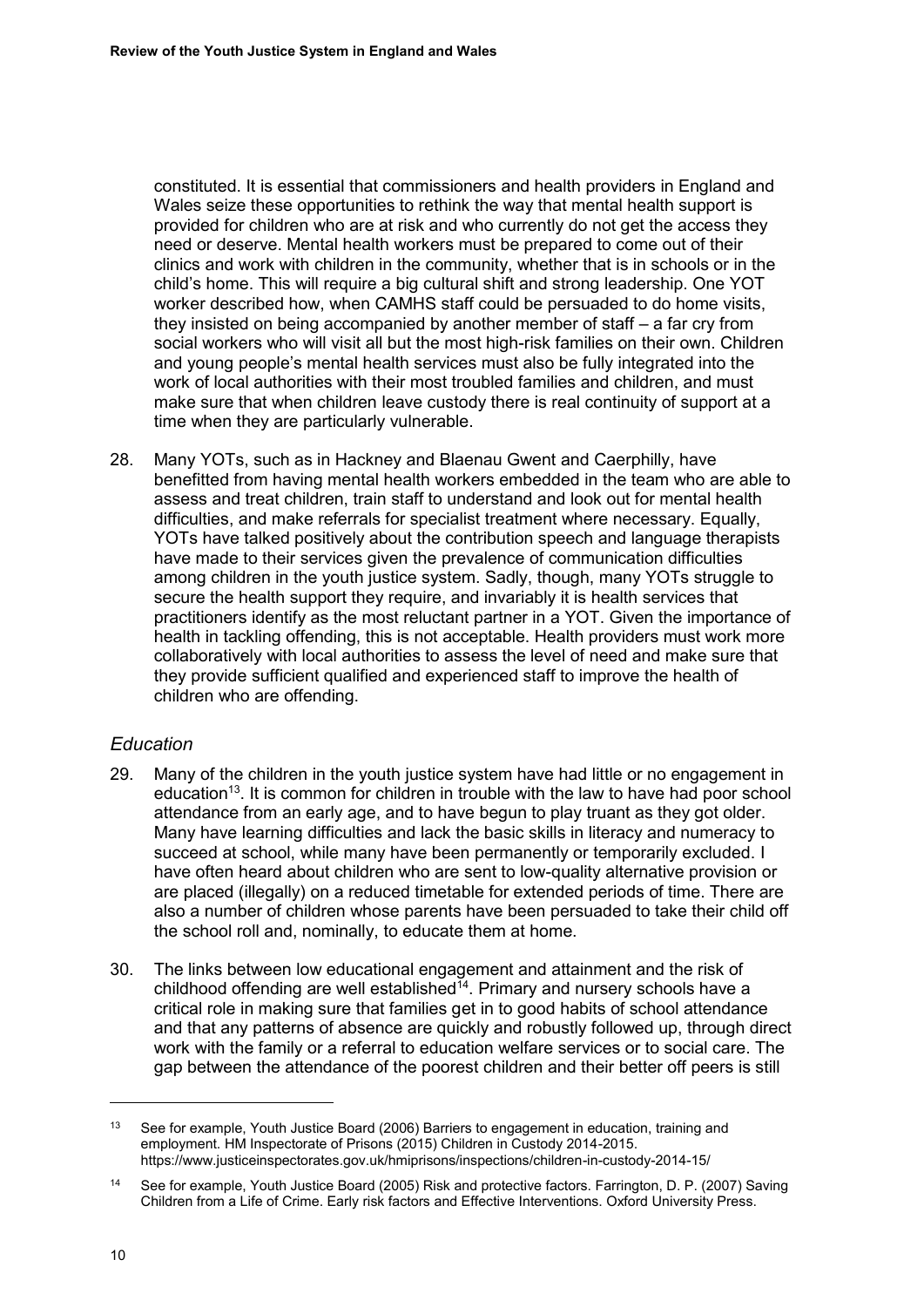constituted. It is essential that commissioners and health providers in England and Wales seize these opportunities to rethink the way that mental health support is provided for children who are at risk and who currently do not get the access they need or deserve. Mental health workers must be prepared to come out of their clinics and work with children in the community, whether that is in schools or in the child's home. This will require a big cultural shift and strong leadership. One YOT worker described how, when CAMHS staff could be persuaded to do home visits, they insisted on being accompanied by another member of staff – a far cry from social workers who will visit all but the most high-risk families on their own. Children and young people's mental health services must also be fully integrated into the work of local authorities with their most troubled families and children, and must make sure that when children leave custody there is real continuity of support at a time when they are particularly vulnerable.

28. Many YOTs, such as in Hackney and Blaenau Gwent and Caerphilly, have benefitted from having mental health workers embedded in the team who are able to assess and treat children, train staff to understand and look out for mental health difficulties, and make referrals for specialist treatment where necessary. Equally, YOTs have talked positively about the contribution speech and language therapists have made to their services given the prevalence of communication difficulties among children in the youth justice system. Sadly, though, many YOTs struggle to secure the health support they require, and invariably it is health services that practitioners identify as the most reluctant partner in a YOT. Given the importance of health in tackling offending, this is not acceptable. Health providers must work more collaboratively with local authorities to assess the level of need and make sure that they provide sufficient qualified and experienced staff to improve the health of children who are offending.

### *Education*

29. Many of the children in the youth justice system have had little or no engagement in education[13]. It is common for children in trouble with the law to have had poor school attendance from an early age, and to have begun to play truant as they got older. Many have learning difficulties and lack the basic skills in literacy and numeracy to succeed at school, while many have been permanently or temporarily excluded. I have often heard about children who are sent to low-quality alternative provision or are placed (illegally) on a reduced timetable for extended periods of time. There are also a number of children whose parents have been persuaded to take their child off the school roll and, nominally, to educate them at home.

30. The links between low educational engagement and attainment and the risk of childhood offending are well established[14]. Primary and nursery schools have a critical role in making sure that families get in to good habits of school attendance and that any patterns of absence are quickly and robustly followed up, through direct work with the family or a referral to education welfare services or to social care. The gap between the attendance of the poorest children and their better off peers is still

---

[13] See for example, Youth Justice Board (2006) Barriers to engagement in education, training and employment. HM Inspectorate of Prisons (2015) Children in Custody 2014-2015. https://www.justiceinspectorates.gov.uk/hmiprisons/inspections/children-in-custody-2014-15/

[14] See for example, Youth Justice Board (2005) Risk and protective factors. Farrington, D. P. (2007) Saving Children from a Life of Crime. Early risk factors and Effective Interventions. Oxford University Press.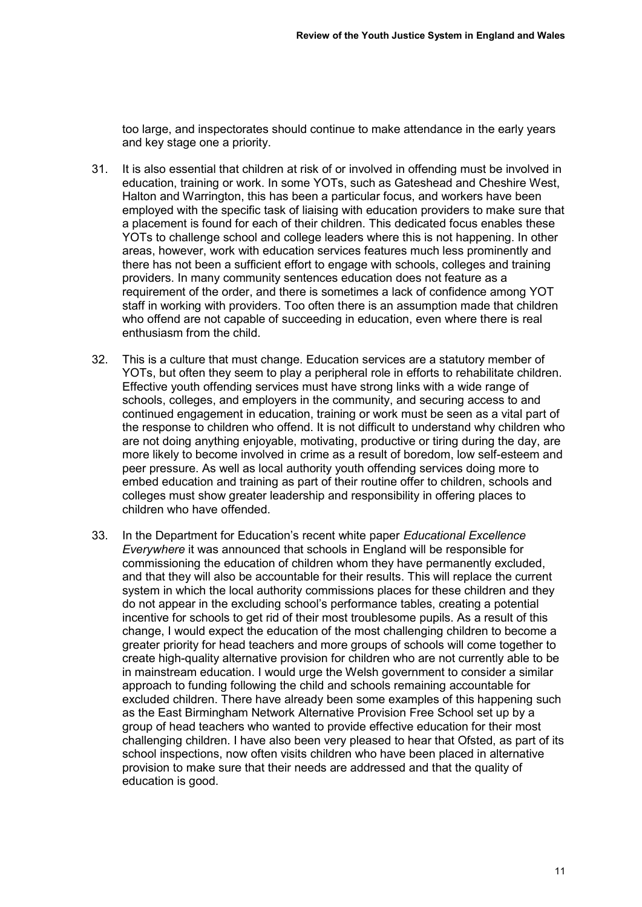too large, and inspectorates should continue to make attendance in the early years and key stage one a priority.

31. It is also essential that children at risk of or involved in offending must be involved in education, training or work. In some YOTs, such as Gateshead and Cheshire West, Halton and Warrington, this has been a particular focus, and workers have been employed with the specific task of liaising with education providers to make sure that a placement is found for each of their children. This dedicated focus enables these YOTs to challenge school and college leaders where this is not happening. In other areas, however, work with education services features much less prominently and there has not been a sufficient effort to engage with schools, colleges and training providers. In many community sentences education does not feature as a requirement of the order, and there is sometimes a lack of confidence among YOT staff in working with providers. Too often there is an assumption made that children who offend are not capable of succeeding in education, even where there is real enthusiasm from the child.

32. This is a culture that must change. Education services are a statutory member of YOTs, but often they seem to play a peripheral role in efforts to rehabilitate children. Effective youth offending services must have strong links with a wide range of schools, colleges, and employers in the community, and securing access to and continued engagement in education, training or work must be seen as a vital part of the response to children who offend. It is not difficult to understand why children who are not doing anything enjoyable, motivating, productive or tiring during the day, are more likely to become involved in crime as a result of boredom, low self-esteem and peer pressure. As well as local authority youth offending services doing more to embed education and training as part of their routine offer to children, schools and colleges must show greater leadership and responsibility in offering places to children who have offended.

33. In the Department for Education's recent white paper *Educational Excellence Everywhere* it was announced that schools in England will be responsible for commissioning the education of children whom they have permanently excluded, and that they will also be accountable for their results. This will replace the current system in which the local authority commissions places for these children and they do not appear in the excluding school's performance tables, creating a potential incentive for schools to get rid of their most troublesome pupils. As a result of this change, I would expect the education of the most challenging children to become a greater priority for head teachers and more groups of schools will come together to create high-quality alternative provision for children who are not currently able to be in mainstream education. I would urge the Welsh government to consider a similar approach to funding following the child and schools remaining accountable for excluded children. There have already been some examples of this happening such as the East Birmingham Network Alternative Provision Free School set up by a group of head teachers who wanted to provide effective education for their most challenging children. I have also been very pleased to hear that Ofsted, as part of its school inspections, now often visits children who have been placed in alternative provision to make sure that their needs are addressed and that the quality of education is good.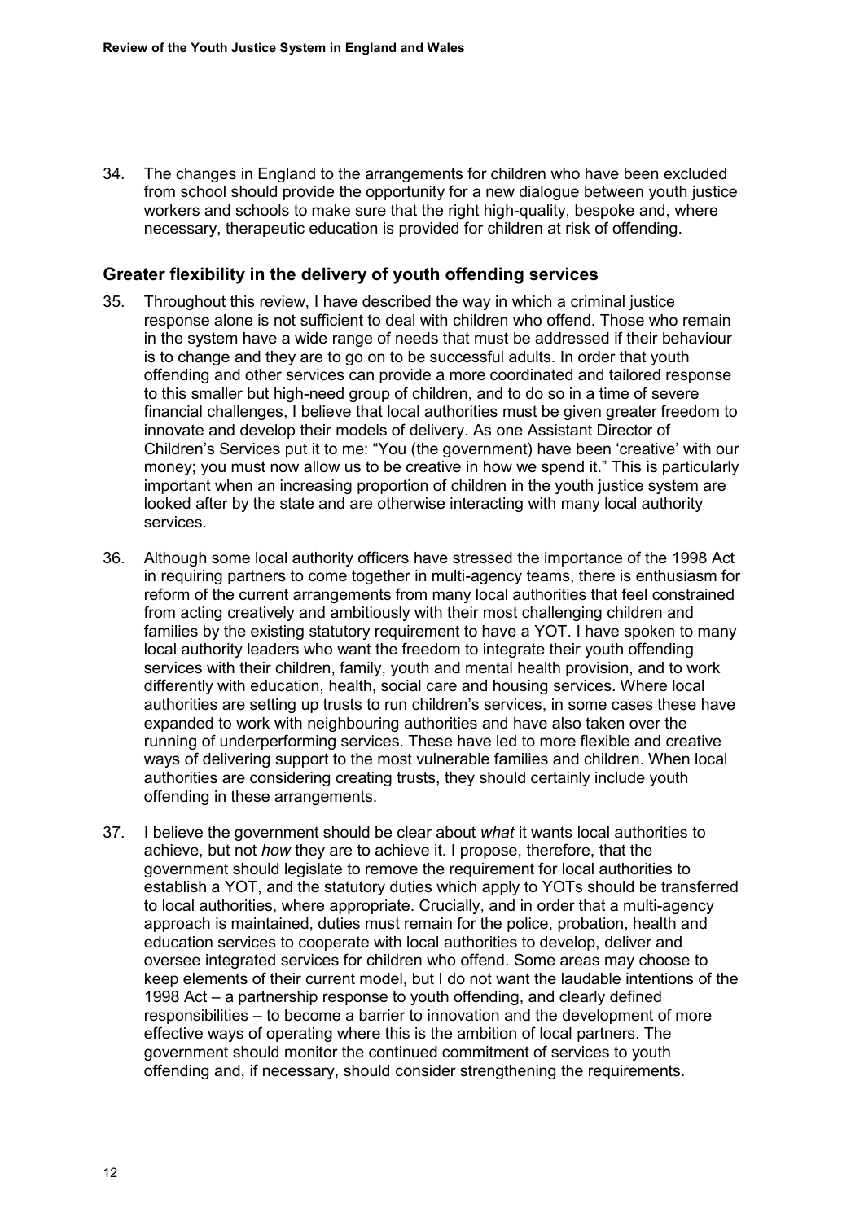34. The changes in England to the arrangements for children who have been excluded from school should provide the opportunity for a new dialogue between youth justice workers and schools to make sure that the right high-quality, bespoke and, where necessary, therapeutic education is provided for children at risk of offending.

## Greater flexibility in the delivery of youth offending services

35. Throughout this review, I have described the way in which a criminal justice response alone is not sufficient to deal with children who offend. Those who remain in the system have a wide range of needs that must be addressed if their behaviour is to change and they are to go on to be successful adults. In order that youth offending and other services can provide a more coordinated and tailored response to this smaller but high-need group of children, and to do so in a time of severe financial challenges, I believe that local authorities must be given greater freedom to innovate and develop their models of delivery. As one Assistant Director of Children's Services put it to me: "You (the government) have been 'creative' with our money; you must now allow us to be creative in how we spend it." This is particularly important when an increasing proportion of children in the youth justice system are looked after by the state and are otherwise interacting with many local authority services.

36. Although some local authority officers have stressed the importance of the 1998 Act in requiring partners to come together in multi-agency teams, there is enthusiasm for reform of the current arrangements from many local authorities that feel constrained from acting creatively and ambitiously with their most challenging children and families by the existing statutory requirement to have a YOT. I have spoken to many local authority leaders who want the freedom to integrate their youth offending services with their children, family, youth and mental health provision, and to work differently with education, health, social care and housing services. Where local authorities are setting up trusts to run children's services, in some cases these have expanded to work with neighbouring authorities and have also taken over the running of underperforming services. These have led to more flexible and creative ways of delivering support to the most vulnerable families and children. When local authorities are considering creating trusts, they should certainly include youth offending in these arrangements.

37. I believe the government should be clear about *what* it wants local authorities to achieve, but not *how* they are to achieve it. I propose, therefore, that the government should legislate to remove the requirement for local authorities to establish a YOT, and the statutory duties which apply to YOTs should be transferred to local authorities, where appropriate. Crucially, and in order that a multi-agency approach is maintained, duties must remain for the police, probation, health and education services to cooperate with local authorities to develop, deliver and oversee integrated services for children who offend. Some areas may choose to keep elements of their current model, but I do not want the laudable intentions of the 1998 Act – a partnership response to youth offending, and clearly defined responsibilities – to become a barrier to innovation and the development of more effective ways of operating where this is the ambition of local partners. The government should monitor the continued commitment of services to youth offending and, if necessary, should consider strengthening the requirements.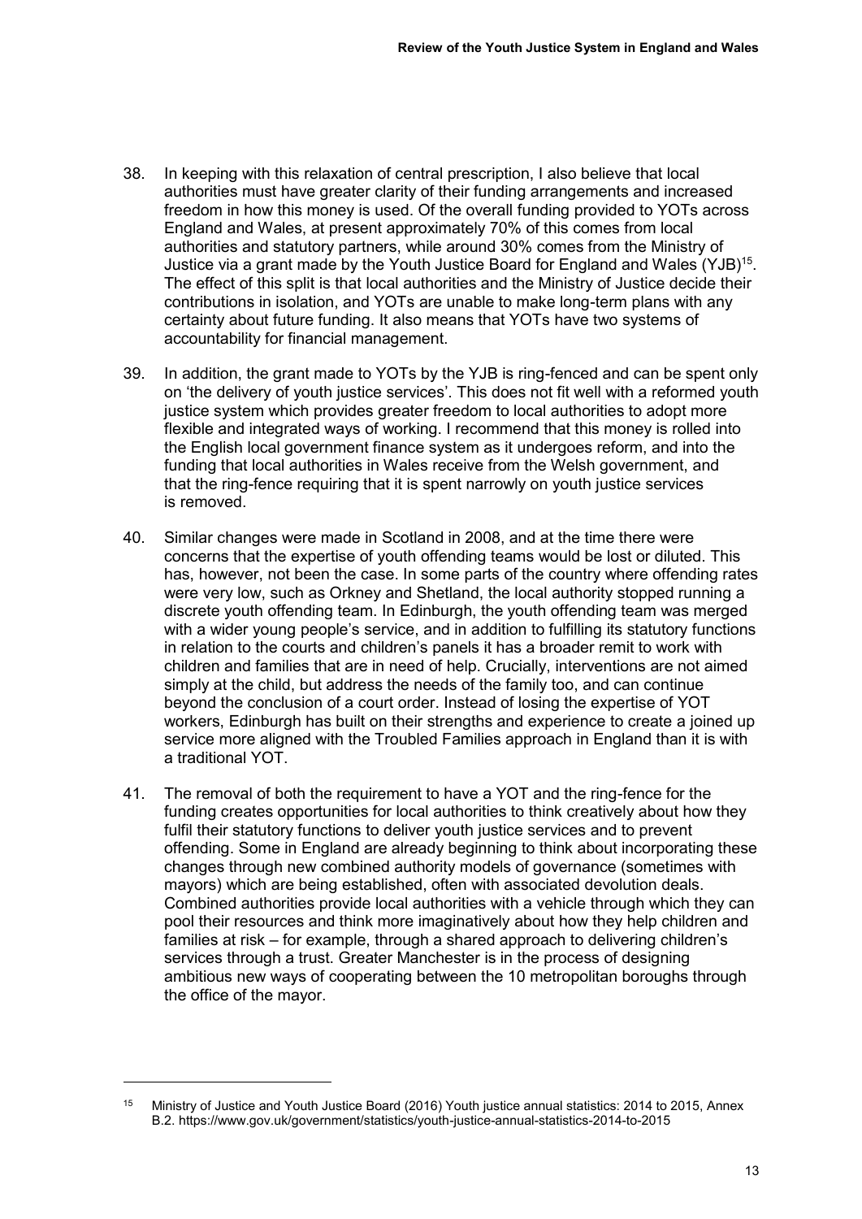38. In keeping with this relaxation of central prescription, I also believe that local authorities must have greater clarity of their funding arrangements and increased freedom in how this money is used. Of the overall funding provided to YOTs across England and Wales, at present approximately 70% of this comes from local authorities and statutory partners, while around 30% comes from the Ministry of Justice via a grant made by the Youth Justice Board for England and Wales (YJB)[15]. The effect of this split is that local authorities and the Ministry of Justice decide their contributions in isolation, and YOTs are unable to make long-term plans with any certainty about future funding. It also means that YOTs have two systems of accountability for financial management.

39. In addition, the grant made to YOTs by the YJB is ring-fenced and can be spent only on 'the delivery of youth justice services'. This does not fit well with a reformed youth justice system which provides greater freedom to local authorities to adopt more flexible and integrated ways of working. I recommend that this money is rolled into the English local government finance system as it undergoes reform, and into the funding that local authorities in Wales receive from the Welsh government, and that the ring-fence requiring that it is spent narrowly on youth justice services is removed.

40. Similar changes were made in Scotland in 2008, and at the time there were concerns that the expertise of youth offending teams would be lost or diluted. This has, however, not been the case. In some parts of the country where offending rates were very low, such as Orkney and Shetland, the local authority stopped running a discrete youth offending team. In Edinburgh, the youth offending team was merged with a wider young people's service, and in addition to fulfilling its statutory functions in relation to the courts and children's panels it has a broader remit to work with children and families that are in need of help. Crucially, interventions are not aimed simply at the child, but address the needs of the family too, and can continue beyond the conclusion of a court order. Instead of losing the expertise of YOT workers, Edinburgh has built on their strengths and experience to create a joined up service more aligned with the Troubled Families approach in England than it is with a traditional YOT.

41. The removal of both the requirement to have a YOT and the ring-fence for the funding creates opportunities for local authorities to think creatively about how they fulfil their statutory functions to deliver youth justice services and to prevent offending. Some in England are already beginning to think about incorporating these changes through new combined authority models of governance (sometimes with mayors) which are being established, often with associated devolution deals. Combined authorities provide local authorities with a vehicle through which they can pool their resources and think more imaginatively about how they help children and families at risk – for example, through a shared approach to delivering children's services through a trust. Greater Manchester is in the process of designing ambitious new ways of cooperating between the 10 metropolitan boroughs through the office of the mayor.

---

[15] Ministry of Justice and Youth Justice Board (2016) Youth justice annual statistics: 2014 to 2015, Annex B.2. https://www.gov.uk/government/statistics/youth-justice-annual-statistics-2014-to-2015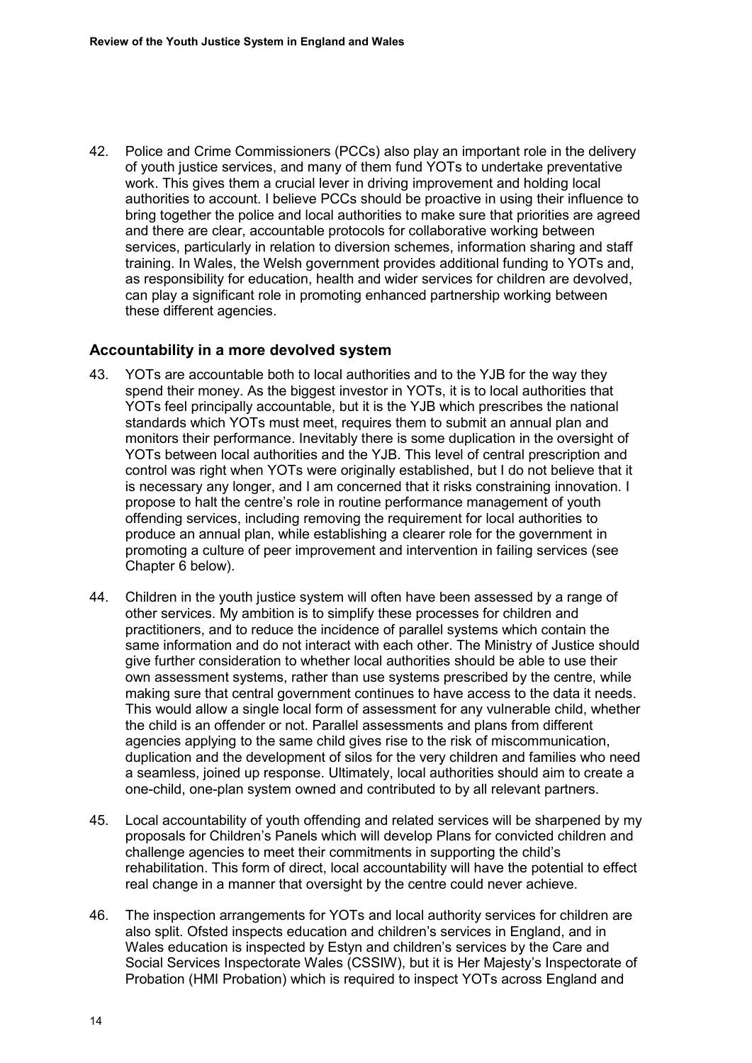42. Police and Crime Commissioners (PCCs) also play an important role in the delivery of youth justice services, and many of them fund YOTs to undertake preventative work. This gives them a crucial lever in driving improvement and holding local authorities to account. I believe PCCs should be proactive in using their influence to bring together the police and local authorities to make sure that priorities are agreed and there are clear, accountable protocols for collaborative working between services, particularly in relation to diversion schemes, information sharing and staff training. In Wales, the Welsh government provides additional funding to YOTs and, as responsibility for education, health and wider services for children are devolved, can play a significant role in promoting enhanced partnership working between these different agencies.

## Accountability in a more devolved system

43. YOTs are accountable both to local authorities and to the YJB for the way they spend their money. As the biggest investor in YOTs, it is to local authorities that YOTs feel principally accountable, but it is the YJB which prescribes the national standards which YOTs must meet, requires them to submit an annual plan and monitors their performance. Inevitably there is some duplication in the oversight of YOTs between local authorities and the YJB. This level of central prescription and control was right when YOTs were originally established, but I do not believe that it is necessary any longer, and I am concerned that it risks constraining innovation. I propose to halt the centre's role in routine performance management of youth offending services, including removing the requirement for local authorities to produce an annual plan, while establishing a clearer role for the government in promoting a culture of peer improvement and intervention in failing services (see Chapter 6 below).

44. Children in the youth justice system will often have been assessed by a range of other services. My ambition is to simplify these processes for children and practitioners, and to reduce the incidence of parallel systems which contain the same information and do not interact with each other. The Ministry of Justice should give further consideration to whether local authorities should be able to use their own assessment systems, rather than use systems prescribed by the centre, while making sure that central government continues to have access to the data it needs. This would allow a single local form of assessment for any vulnerable child, whether the child is an offender or not. Parallel assessments and plans from different agencies applying to the same child gives rise to the risk of miscommunication, duplication and the development of silos for the very children and families who need a seamless, joined up response. Ultimately, local authorities should aim to create a one-child, one-plan system owned and contributed to by all relevant partners.

45. Local accountability of youth offending and related services will be sharpened by my proposals for Children's Panels which will develop Plans for convicted children and challenge agencies to meet their commitments in supporting the child's rehabilitation. This form of direct, local accountability will have the potential to effect real change in a manner that oversight by the centre could never achieve.

46. The inspection arrangements for YOTs and local authority services for children are also split. Ofsted inspects education and children's services in England, and in Wales education is inspected by Estyn and children's services by the Care and Social Services Inspectorate Wales (CSSIW), but it is Her Majesty's Inspectorate of Probation (HMI Probation) which is required to inspect YOTs across England and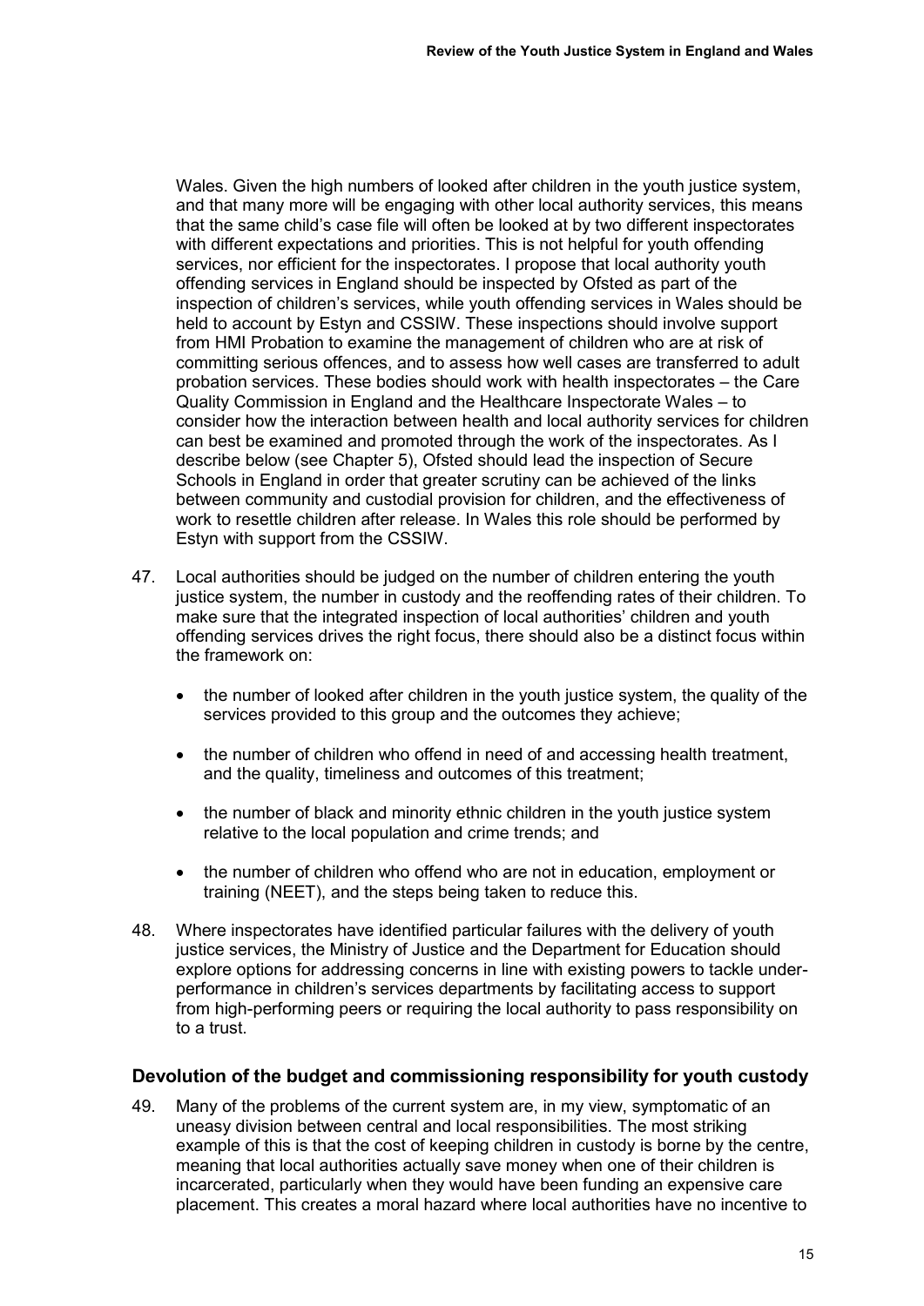Wales. Given the high numbers of looked after children in the youth justice system, and that many more will be engaging with other local authority services, this means that the same child's case file will often be looked at by two different inspectorates with different expectations and priorities. This is not helpful for youth offending services, nor efficient for the inspectorates. I propose that local authority youth offending services in England should be inspected by Ofsted as part of the inspection of children's services, while youth offending services in Wales should be held to account by Estyn and CSSIW. These inspections should involve support from HMI Probation to examine the management of children who are at risk of committing serious offences, and to assess how well cases are transferred to adult probation services. These bodies should work with health inspectorates – the Care Quality Commission in England and the Healthcare Inspectorate Wales – to consider how the interaction between health and local authority services for children can best be examined and promoted through the work of the inspectorates. As I describe below (see Chapter 5), Ofsted should lead the inspection of Secure Schools in England in order that greater scrutiny can be achieved of the links between community and custodial provision for children, and the effectiveness of work to resettle children after release. In Wales this role should be performed by Estyn with support from the CSSIW.

47. Local authorities should be judged on the number of children entering the youth justice system, the number in custody and the reoffending rates of their children. To make sure that the integrated inspection of local authorities' children and youth offending services drives the right focus, there should also be a distinct focus within the framework on:

    - the number of looked after children in the youth justice system, the quality of the services provided to this group and the outcomes they achieve;
    - the number of children who offend in need of and accessing health treatment, and the quality, timeliness and outcomes of this treatment;
    - the number of black and minority ethnic children in the youth justice system relative to the local population and crime trends; and
    - the number of children who offend who are not in education, employment or training (NEET), and the steps being taken to reduce this.

48. Where inspectorates have identified particular failures with the delivery of youth justice services, the Ministry of Justice and the Department for Education should explore options for addressing concerns in line with existing powers to tackle under-performance in children's services departments by facilitating access to support from high-performing peers or requiring the local authority to pass responsibility on to a trust.

### Devolution of the budget and commissioning responsibility for youth custody

49. Many of the problems of the current system are, in my view, symptomatic of an uneasy division between central and local responsibilities. The most striking example of this is that the cost of keeping children in custody is borne by the centre, meaning that local authorities actually save money when one of their children is incarcerated, particularly when they would have been funding an expensive care placement. This creates a moral hazard where local authorities have no incentive to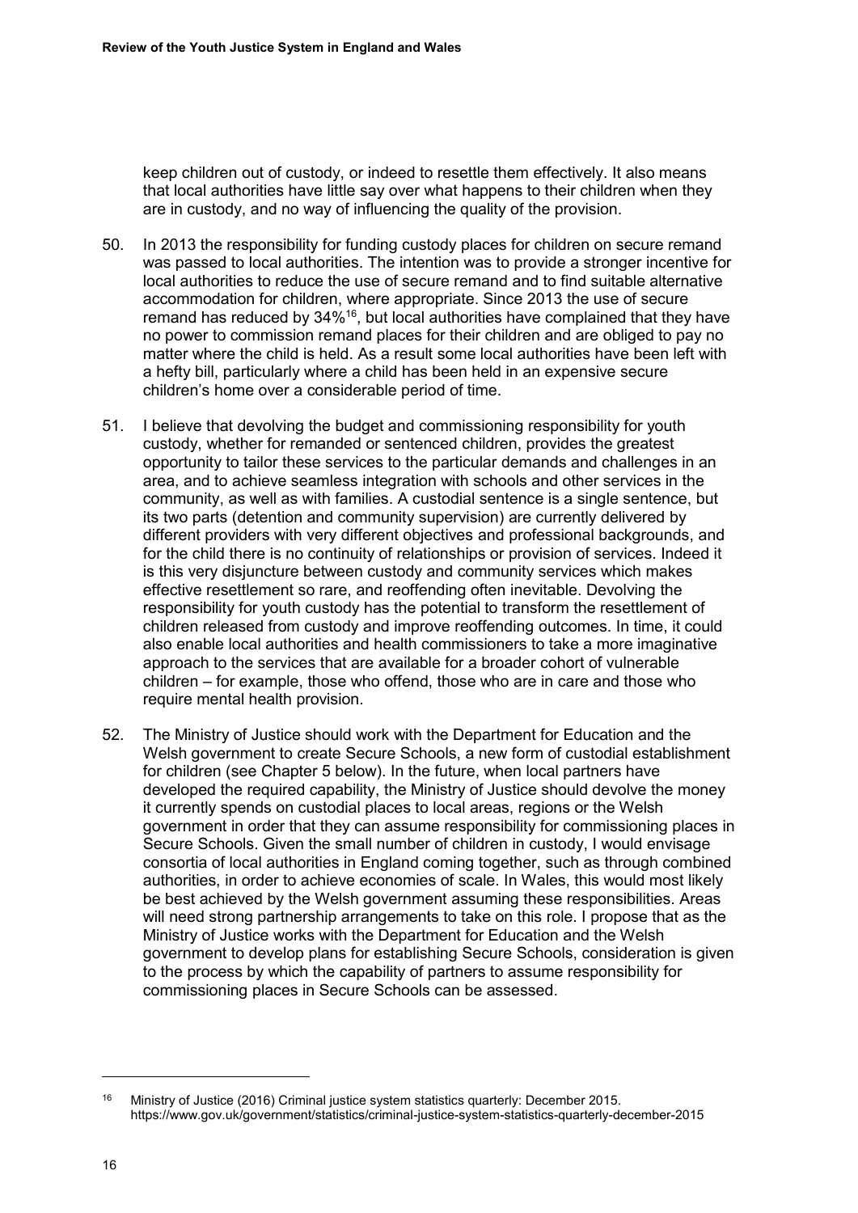keep children out of custody, or indeed to resettle them effectively. It also means that local authorities have little say over what happens to their children when they are in custody, and no way of influencing the quality of the provision.

50. In 2013 the responsibility for funding custody places for children on secure remand was passed to local authorities. The intention was to provide a stronger incentive for local authorities to reduce the use of secure remand and to find suitable alternative accommodation for children, where appropriate. Since 2013 the use of secure remand has reduced by 34%[16], but local authorities have complained that they have no power to commission remand places for their children and are obliged to pay no matter where the child is held. As a result some local authorities have been left with a hefty bill, particularly where a child has been held in an expensive secure children's home over a considerable period of time.

51. I believe that devolving the budget and commissioning responsibility for youth custody, whether for remanded or sentenced children, provides the greatest opportunity to tailor these services to the particular demands and challenges in an area, and to achieve seamless integration with schools and other services in the community, as well as with families. A custodial sentence is a single sentence, but its two parts (detention and community supervision) are currently delivered by different providers with very different objectives and professional backgrounds, and for the child there is no continuity of relationships or provision of services. Indeed it is this very disjuncture between custody and community services which makes effective resettlement so rare, and reoffending often inevitable. Devolving the responsibility for youth custody has the potential to transform the resettlement of children released from custody and improve reoffending outcomes. In time, it could also enable local authorities and health commissioners to take a more imaginative approach to the services that are available for a broader cohort of vulnerable children – for example, those who offend, those who are in care and those who require mental health provision.

52. The Ministry of Justice should work with the Department for Education and the Welsh government to create Secure Schools, a new form of custodial establishment for children (see Chapter 5 below). In the future, when local partners have developed the required capability, the Ministry of Justice should devolve the money it currently spends on custodial places to local areas, regions or the Welsh government in order that they can assume responsibility for commissioning places in Secure Schools. Given the small number of children in custody, I would envisage consortia of local authorities in England coming together, such as through combined authorities, in order to achieve economies of scale. In Wales, this would most likely be best achieved by the Welsh government assuming these responsibilities. Areas will need strong partnership arrangements to take on this role. I propose that as the Ministry of Justice works with the Department for Education and the Welsh government to develop plans for establishing Secure Schools, consideration is given to the process by which the capability of partners to assume responsibility for commissioning places in Secure Schools can be assessed.

---

[16] Ministry of Justice (2016) Criminal justice system statistics quarterly: December 2015. https://www.gov.uk/government/statistics/criminal-justice-system-statistics-quarterly-december-2015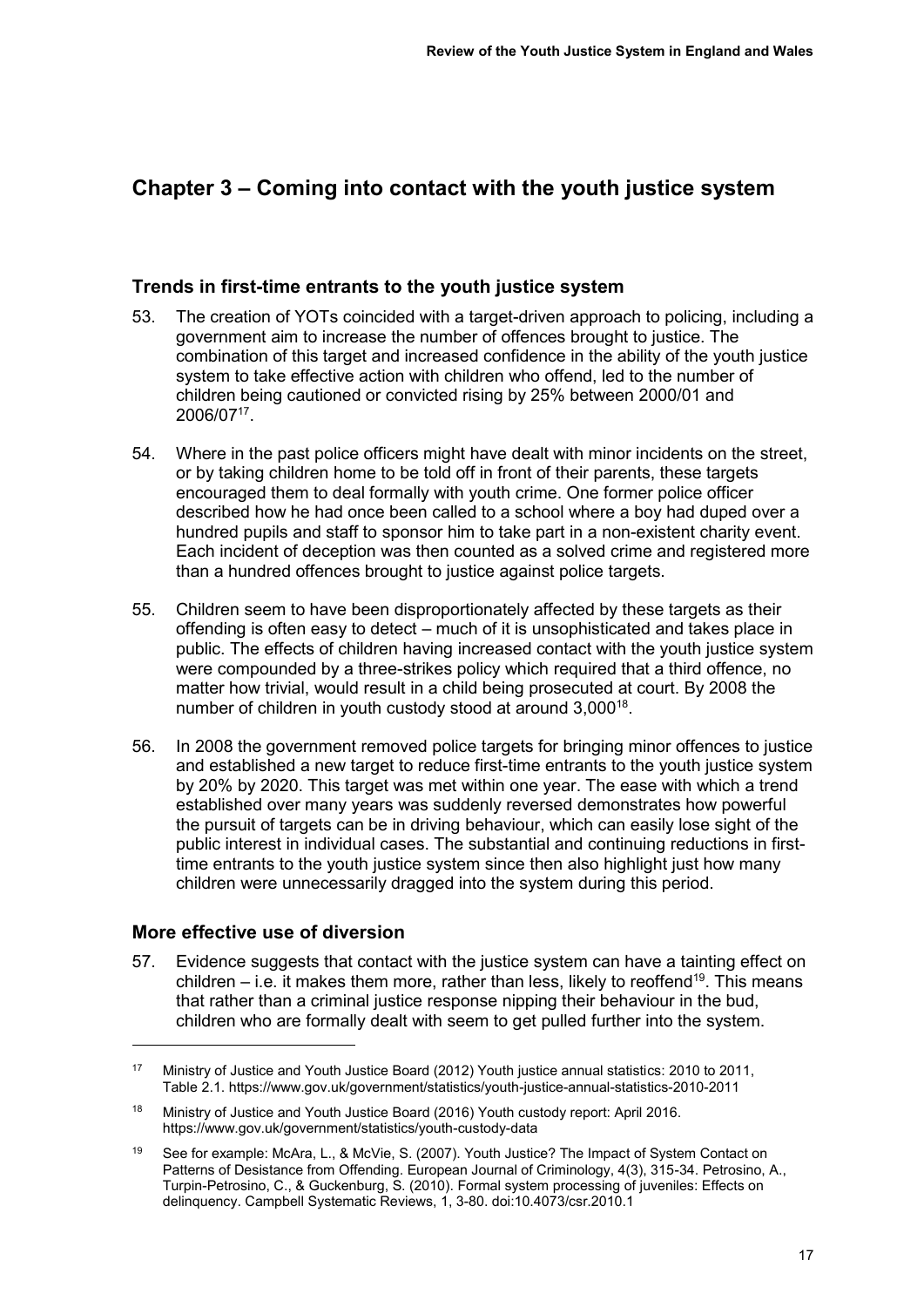# Chapter 3 – Coming into contact with the youth justice system

## Trends in first-time entrants to the youth justice system

53. The creation of YOTs coincided with a target-driven approach to policing, including a government aim to increase the number of offences brought to justice. The combination of this target and increased confidence in the ability of the youth justice system to take effective action with children who offend, led to the number of children being cautioned or convicted rising by 25% between 2000/01 and 2006/07[17].

54. Where in the past police officers might have dealt with minor incidents on the street, or by taking children home to be told off in front of their parents, these targets encouraged them to deal formally with youth crime. One former police officer described how he had once been called to a school where a boy had duped over a hundred pupils and staff to sponsor him to take part in a non-existent charity event. Each incident of deception was then counted as a solved crime and registered more than a hundred offences brought to justice against police targets.

55. Children seem to have been disproportionately affected by these targets as their offending is often easy to detect – much of it is unsophisticated and takes place in public. The effects of children having increased contact with the youth justice system were compounded by a three-strikes policy which required that a third offence, no matter how trivial, would result in a child being prosecuted at court. By 2008 the number of children in youth custody stood at around 3,000[18].

56. In 2008 the government removed police targets for bringing minor offences to justice and established a new target to reduce first-time entrants to the youth justice system by 20% by 2020. This target was met within one year. The ease with which a trend established over many years was suddenly reversed demonstrates how powerful the pursuit of targets can be in driving behaviour, which can easily lose sight of the public interest in individual cases. The substantial and continuing reductions in first-time entrants to the youth justice system since then also highlight just how many children were unnecessarily dragged into the system during this period.

## More effective use of diversion

57. Evidence suggests that contact with the justice system can have a tainting effect on children – i.e. it makes them more, rather than less, likely to reoffend[19]. This means that rather than a criminal justice response nipping their behaviour in the bud, children who are formally dealt with seem to get pulled further into the system.

---

[17] Ministry of Justice and Youth Justice Board (2012) Youth justice annual statistics: 2010 to 2011, Table 2.1. https://www.gov.uk/government/statistics/youth-justice-annual-statistics-2010-2011

[18] Ministry of Justice and Youth Justice Board (2016) Youth custody report: April 2016. https://www.gov.uk/government/statistics/youth-custody-data

[19] See for example: McAra, L., & McVie, S. (2007). Youth Justice? The Impact of System Contact on Patterns of Desistance from Offending. European Journal of Criminology, 4(3), 315-34. Petrosino, A., Turpin-Petrosino, C., & Guckenburg, S. (2010). Formal system processing of juveniles: Effects on delinquency. Campbell Systematic Reviews, 1, 3-80. doi:10.4073/csr.2010.1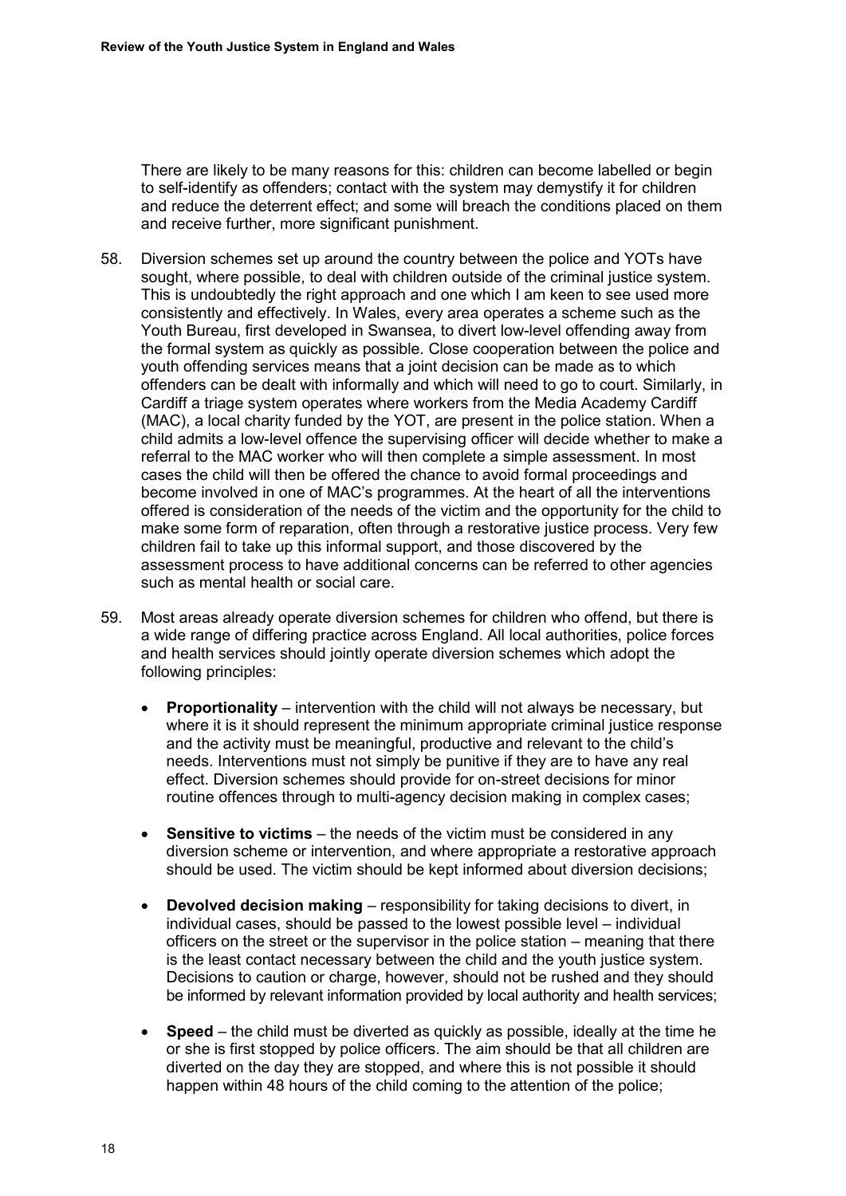There are likely to be many reasons for this: children can become labelled or begin to self-identify as offenders; contact with the system may demystify it for children and reduce the deterrent effect; and some will breach the conditions placed on them and receive further, more significant punishment.

58. Diversion schemes set up around the country between the police and YOTs have sought, where possible, to deal with children outside of the criminal justice system. This is undoubtedly the right approach and one which I am keen to see used more consistently and effectively. In Wales, every area operates a scheme such as the Youth Bureau, first developed in Swansea, to divert low-level offending away from the formal system as quickly as possible. Close cooperation between the police and youth offending services means that a joint decision can be made as to which offenders can be dealt with informally and which will need to go to court. Similarly, in Cardiff a triage system operates where workers from the Media Academy Cardiff (MAC), a local charity funded by the YOT, are present in the police station. When a child admits a low-level offence the supervising officer will decide whether to make a referral to the MAC worker who will then complete a simple assessment. In most cases the child will then be offered the chance to avoid formal proceedings and become involved in one of MAC's programmes. At the heart of all the interventions offered is consideration of the needs of the victim and the opportunity for the child to make some form of reparation, often through a restorative justice process. Very few children fail to take up this informal support, and those discovered by the assessment process to have additional concerns can be referred to other agencies such as mental health or social care.

59. Most areas already operate diversion schemes for children who offend, but there is a wide range of differing practice across England. All local authorities, police forces and health services should jointly operate diversion schemes which adopt the following principles:

   - **Proportionality** – intervention with the child will not always be necessary, but where it is it should represent the minimum appropriate criminal justice response and the activity must be meaningful, productive and relevant to the child's needs. Interventions must not simply be punitive if they are to have any real effect. Diversion schemes should provide for on-street decisions for minor routine offences through to multi-agency decision making in complex cases;

   - **Sensitive to victims** – the needs of the victim must be considered in any diversion scheme or intervention, and where appropriate a restorative approach should be used. The victim should be kept informed about diversion decisions;

   - **Devolved decision making** – responsibility for taking decisions to divert, in individual cases, should be passed to the lowest possible level – individual officers on the street or the supervisor in the police station – meaning that there is the least contact necessary between the child and the youth justice system. Decisions to caution or charge, however, should not be rushed and they should be informed by relevant information provided by local authority and health services;

   - **Speed** – the child must be diverted as quickly as possible, ideally at the time he or she is first stopped by police officers. The aim should be that all children are diverted on the day they are stopped, and where this is not possible it should happen within 48 hours of the child coming to the attention of the police;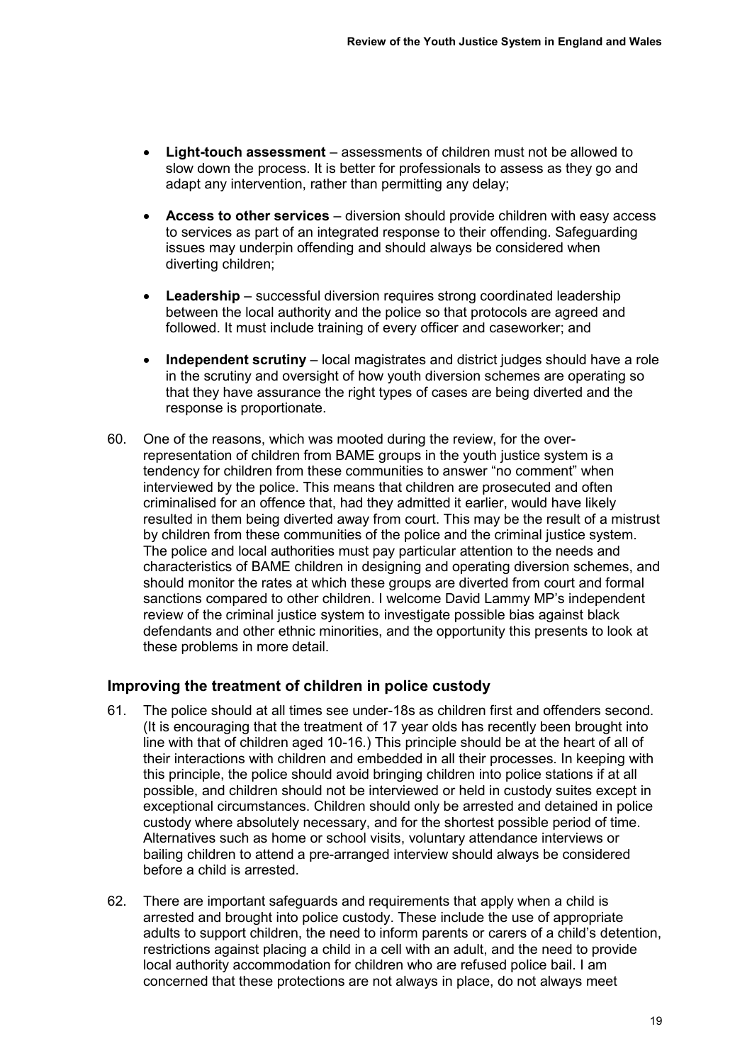- **Light-touch assessment** – assessments of children must not be allowed to slow down the process. It is better for professionals to assess as they go and adapt any intervention, rather than permitting any delay;
- **Access to other services** – diversion should provide children with easy access to services as part of an integrated response to their offending. Safeguarding issues may underpin offending and should always be considered when diverting children;
- **Leadership** – successful diversion requires strong coordinated leadership between the local authority and the police so that protocols are agreed and followed. It must include training of every officer and caseworker; and
- **Independent scrutiny** – local magistrates and district judges should have a role in the scrutiny and oversight of how youth diversion schemes are operating so that they have assurance the right types of cases are being diverted and the response is proportionate.

60. One of the reasons, which was mooted during the review, for the over-representation of children from BAME groups in the youth justice system is a tendency for children from these communities to answer "no comment" when interviewed by the police. This means that children are prosecuted and often criminalised for an offence that, had they admitted it earlier, would have likely resulted in them being diverted away from court. This may be the result of a mistrust by children from these communities of the police and the criminal justice system. The police and local authorities must pay particular attention to the needs and characteristics of BAME children in designing and operating diversion schemes, and should monitor the rates at which these groups are diverted from court and formal sanctions compared to other children. I welcome David Lammy MP's independent review of the criminal justice system to investigate possible bias against black defendants and other ethnic minorities, and the opportunity this presents to look at these problems in more detail.

## Improving the treatment of children in police custody

61. The police should at all times see under-18s as children first and offenders second. (It is encouraging that the treatment of 17 year olds has recently been brought into line with that of children aged 10-16.) This principle should be at the heart of all of their interactions with children and embedded in all their processes. In keeping with this principle, the police should avoid bringing children into police stations if at all possible, and children should not be interviewed or held in custody suites except in exceptional circumstances. Children should only be arrested and detained in police custody where absolutely necessary, and for the shortest possible period of time. Alternatives such as home or school visits, voluntary attendance interviews or bailing children to attend a pre-arranged interview should always be considered before a child is arrested.

62. There are important safeguards and requirements that apply when a child is arrested and brought into police custody. These include the use of appropriate adults to support children, the need to inform parents or carers of a child's detention, restrictions against placing a child in a cell with an adult, and the need to provide local authority accommodation for children who are refused police bail. I am concerned that these protections are not always in place, do not always meet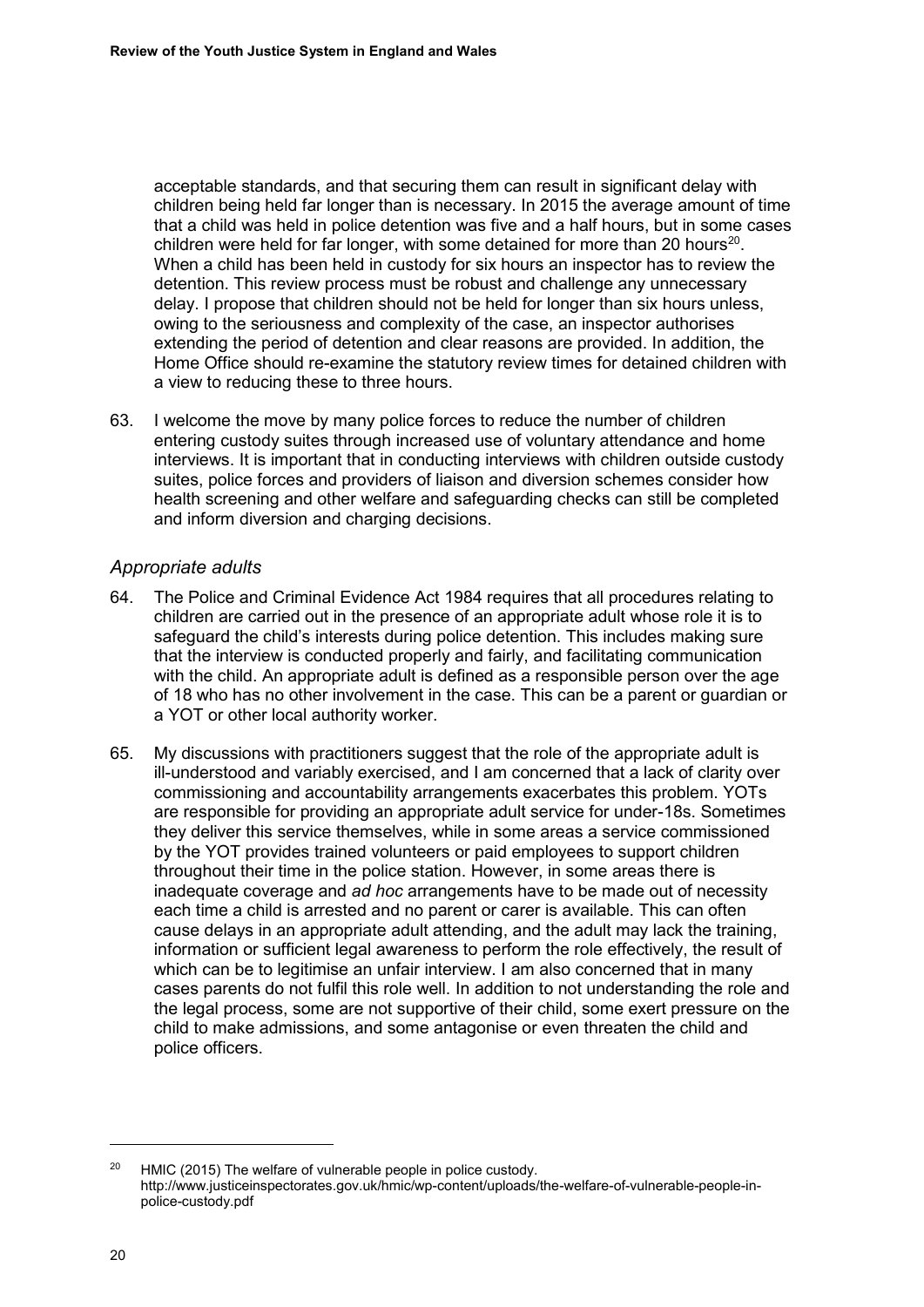acceptable standards, and that securing them can result in significant delay with children being held far longer than is necessary. In 2015 the average amount of time that a child was held in police detention was five and a half hours, but in some cases children were held for far longer, with some detained for more than 20 hours[20]. When a child has been held in custody for six hours an inspector has to review the detention. This review process must be robust and challenge any unnecessary delay. I propose that children should not be held for longer than six hours unless, owing to the seriousness and complexity of the case, an inspector authorises extending the period of detention and clear reasons are provided. In addition, the Home Office should re-examine the statutory review times for detained children with a view to reducing these to three hours.

63. I welcome the move by many police forces to reduce the number of children entering custody suites through increased use of voluntary attendance and home interviews. It is important that in conducting interviews with children outside custody suites, police forces and providers of liaison and diversion schemes consider how health screening and other welfare and safeguarding checks can still be completed and inform diversion and charging decisions.

### *Appropriate adults*

64. The Police and Criminal Evidence Act 1984 requires that all procedures relating to children are carried out in the presence of an appropriate adult whose role it is to safeguard the child's interests during police detention. This includes making sure that the interview is conducted properly and fairly, and facilitating communication with the child. An appropriate adult is defined as a responsible person over the age of 18 who has no other involvement in the case. This can be a parent or guardian or a YOT or other local authority worker.

65. My discussions with practitioners suggest that the role of the appropriate adult is ill-understood and variably exercised, and I am concerned that a lack of clarity over commissioning and accountability arrangements exacerbates this problem. YOTs are responsible for providing an appropriate adult service for under-18s. Sometimes they deliver this service themselves, while in some areas a service commissioned by the YOT provides trained volunteers or paid employees to support children throughout their time in the police station. However, in some areas there is inadequate coverage and *ad hoc* arrangements have to be made out of necessity each time a child is arrested and no parent or carer is available. This can often cause delays in an appropriate adult attending, and the adult may lack the training, information or sufficient legal awareness to perform the role effectively, the result of which can be to legitimise an unfair interview. I am also concerned that in many cases parents do not fulfil this role well. In addition to not understanding the role and the legal process, some are not supportive of their child, some exert pressure on the child to make admissions, and some antagonise or even threaten the child and police officers.

---

[20] HMIC (2015) The welfare of vulnerable people in police custody. http://www.justiceinspectorates.gov.uk/hmic/wp-content/uploads/the-welfare-of-vulnerable-people-in-police-custody.pdf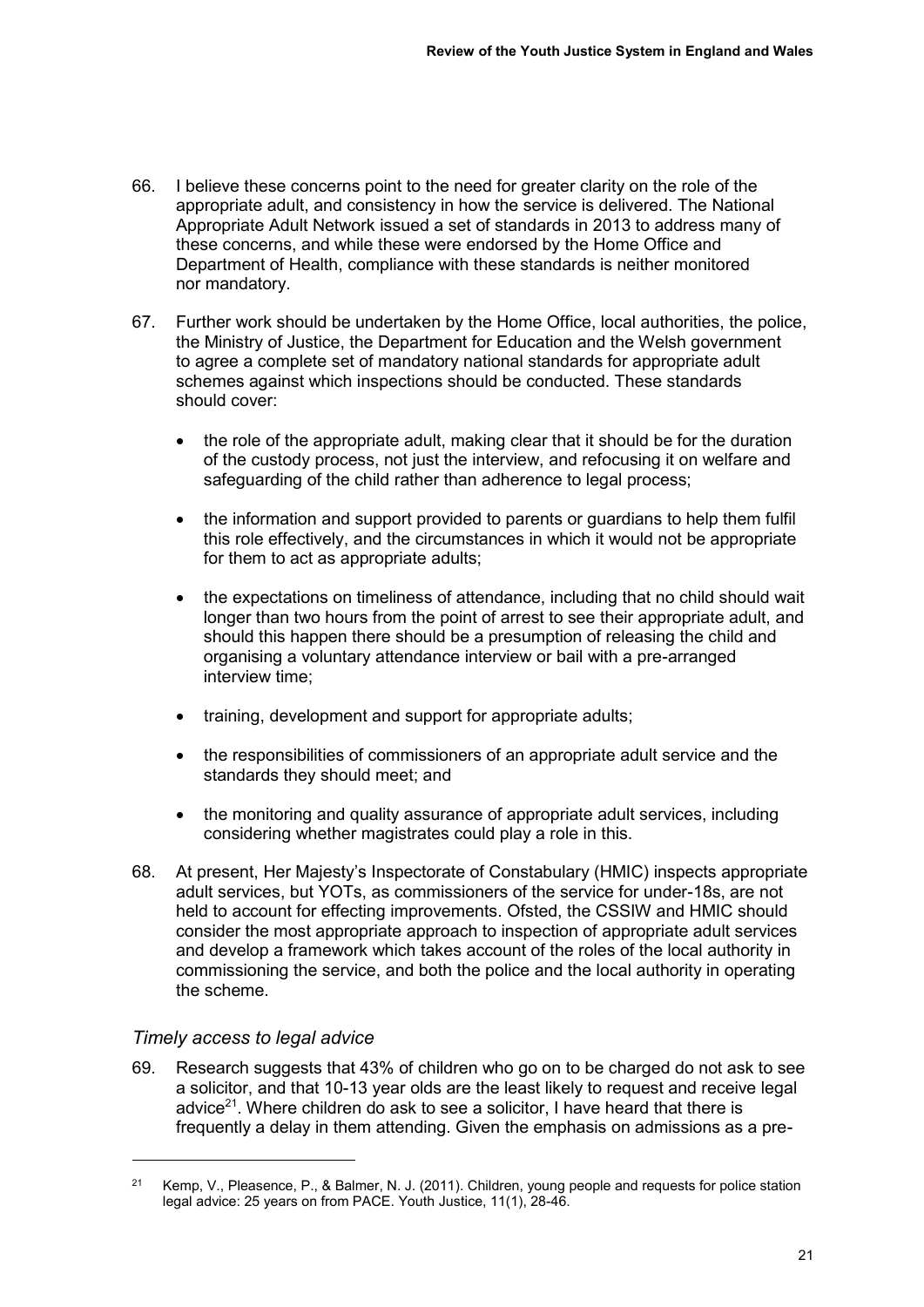66. I believe these concerns point to the need for greater clarity on the role of the appropriate adult, and consistency in how the service is delivered. The National Appropriate Adult Network issued a set of standards in 2013 to address many of these concerns, and while these were endorsed by the Home Office and Department of Health, compliance with these standards is neither monitored nor mandatory.

67. Further work should be undertaken by the Home Office, local authorities, the police, the Ministry of Justice, the Department for Education and the Welsh government to agree a complete set of mandatory national standards for appropriate adult schemes against which inspections should be conducted. These standards should cover:

    - the role of the appropriate adult, making clear that it should be for the duration of the custody process, not just the interview, and refocusing it on welfare and safeguarding of the child rather than adherence to legal process;
    - the information and support provided to parents or guardians to help them fulfil this role effectively, and the circumstances in which it would not be appropriate for them to act as appropriate adults;
    - the expectations on timeliness of attendance, including that no child should wait longer than two hours from the point of arrest to see their appropriate adult, and should this happen there should be a presumption of releasing the child and organising a voluntary attendance interview or bail with a pre-arranged interview time;
    - training, development and support for appropriate adults;
    - the responsibilities of commissioners of an appropriate adult service and the standards they should meet; and
    - the monitoring and quality assurance of appropriate adult services, including considering whether magistrates could play a role in this.

68. At present, Her Majesty's Inspectorate of Constabulary (HMIC) inspects appropriate adult services, but YOTs, as commissioners of the service for under-18s, are not held to account for effecting improvements. Ofsted, the CSSIW and HMIC should consider the most appropriate approach to inspection of appropriate adult services and develop a framework which takes account of the roles of the local authority in commissioning the service, and both the police and the local authority in operating the scheme.

### *Timely access to legal advice*

69. Research suggests that 43% of children who go on to be charged do not ask to see a solicitor, and that 10-13 year olds are the least likely to request and receive legal advice[21]. Where children do ask to see a solicitor, I have heard that there is frequently a delay in them attending. Given the emphasis on admissions as a pre-

---

[21] Kemp, V., Pleasence, P., & Balmer, N. J. (2011). Children, young people and requests for police station legal advice: 25 years on from PACE. Youth Justice, 11(1), 28-46.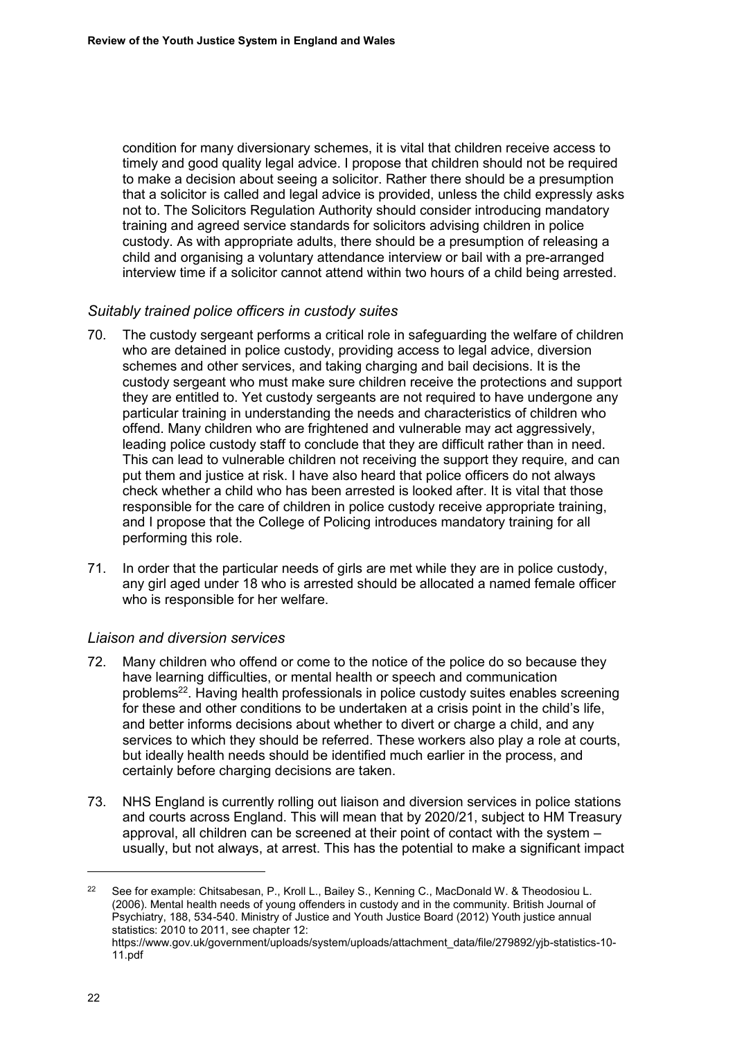condition for many diversionary schemes, it is vital that children receive access to timely and good quality legal advice. I propose that children should not be required to make a decision about seeing a solicitor. Rather there should be a presumption that a solicitor is called and legal advice is provided, unless the child expressly asks not to. The Solicitors Regulation Authority should consider introducing mandatory training and agreed service standards for solicitors advising children in police custody. As with appropriate adults, there should be a presumption of releasing a child and organising a voluntary attendance interview or bail with a pre-arranged interview time if a solicitor cannot attend within two hours of a child being arrested.

### *Suitably trained police officers in custody suites*

70. The custody sergeant performs a critical role in safeguarding the welfare of children who are detained in police custody, providing access to legal advice, diversion schemes and other services, and taking charging and bail decisions. It is the custody sergeant who must make sure children receive the protections and support they are entitled to. Yet custody sergeants are not required to have undergone any particular training in understanding the needs and characteristics of children who offend. Many children who are frightened and vulnerable may act aggressively, leading police custody staff to conclude that they are difficult rather than in need. This can lead to vulnerable children not receiving the support they require, and can put them and justice at risk. I have also heard that police officers do not always check whether a child who has been arrested is looked after. It is vital that those responsible for the care of children in police custody receive appropriate training, and I propose that the College of Policing introduces mandatory training for all performing this role.

71. In order that the particular needs of girls are met while they are in police custody, any girl aged under 18 who is arrested should be allocated a named female officer who is responsible for her welfare.

### *Liaison and diversion services*

72. Many children who offend or come to the notice of the police do so because they have learning difficulties, or mental health or speech and communication problems[22]. Having health professionals in police custody suites enables screening for these and other conditions to be undertaken at a crisis point in the child's life, and better informs decisions about whether to divert or charge a child, and any services to which they should be referred. These workers also play a role at courts, but ideally health needs should be identified much earlier in the process, and certainly before charging decisions are taken.

73. NHS England is currently rolling out liaison and diversion services in police stations and courts across England. This will mean that by 2020/21, subject to HM Treasury approval, all children can be screened at their point of contact with the system – usually, but not always, at arrest. This has the potential to make a significant impact

---

[22] See for example: Chitsabesan, P., Kroll L., Bailey S., Kenning C., MacDonald W. & Theodosiou L. (2006). Mental health needs of young offenders in custody and in the community. British Journal of Psychiatry, 188, 534-540. Ministry of Justice and Youth Justice Board (2012) Youth justice annual statistics: 2010 to 2011, see chapter 12: https://www.gov.uk/government/uploads/system/uploads/attachment_data/file/279892/yjb-statistics-10-11.pdf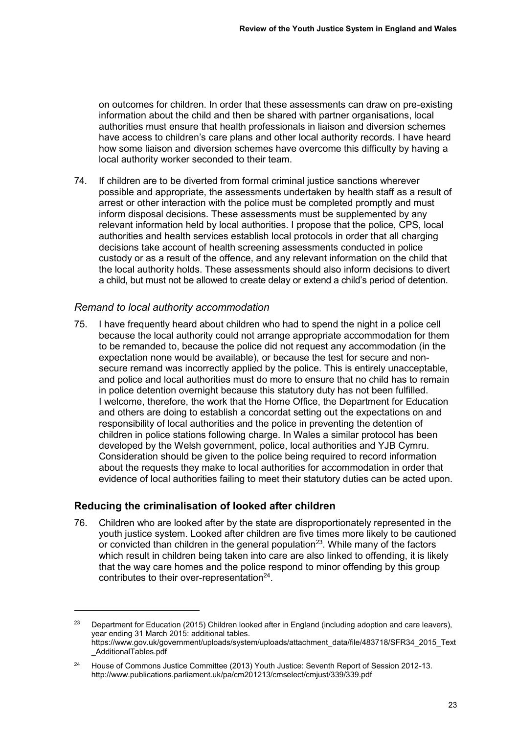on outcomes for children. In order that these assessments can draw on pre-existing information about the child and then be shared with partner organisations, local authorities must ensure that health professionals in liaison and diversion schemes have access to children's care plans and other local authority records. I have heard how some liaison and diversion schemes have overcome this difficulty by having a local authority worker seconded to their team.

74. If children are to be diverted from formal criminal justice sanctions wherever possible and appropriate, the assessments undertaken by health staff as a result of arrest or other interaction with the police must be completed promptly and must inform disposal decisions. These assessments must be supplemented by any relevant information held by local authorities. I propose that the police, CPS, local authorities and health services establish local protocols in order that all charging decisions take account of health screening assessments conducted in police custody or as a result of the offence, and any relevant information on the child that the local authority holds. These assessments should also inform decisions to divert a child, but must not be allowed to create delay or extend a child's period of detention.

### *Remand to local authority accommodation*

75. I have frequently heard about children who had to spend the night in a police cell because the local authority could not arrange appropriate accommodation for them to be remanded to, because the police did not request any accommodation (in the expectation none would be available), or because the test for secure and non-secure remand was incorrectly applied by the police. This is entirely unacceptable, and police and local authorities must do more to ensure that no child has to remain in police detention overnight because this statutory duty has not been fulfilled. I welcome, therefore, the work that the Home Office, the Department for Education and others are doing to establish a concordat setting out the expectations on and responsibility of local authorities and the police in preventing the detention of children in police stations following charge. In Wales a similar protocol has been developed by the Welsh government, police, local authorities and YJB Cymru. Consideration should be given to the police being required to record information about the requests they make to local authorities for accommodation in order that evidence of local authorities failing to meet their statutory duties can be acted upon.

## **Reducing the criminalisation of looked after children**

76. Children who are looked after by the state are disproportionately represented in the youth justice system. Looked after children are five times more likely to be cautioned or convicted than children in the general population[23]. While many of the factors which result in children being taken into care are also linked to offending, it is likely that the way care homes and the police respond to minor offending by this group contributes to their over-representation[24].

---

[23] Department for Education (2015) Children looked after in England (including adoption and care leavers), year ending 31 March 2015: additional tables. https://www.gov.uk/government/uploads/system/uploads/attachment_data/file/483718/SFR34_2015_Text_AdditionalTables.pdf

[24] House of Commons Justice Committee (2013) Youth Justice: Seventh Report of Session 2012-13. http://www.publications.parliament.uk/pa/cm201213/cmselect/cmjust/339/339.pdf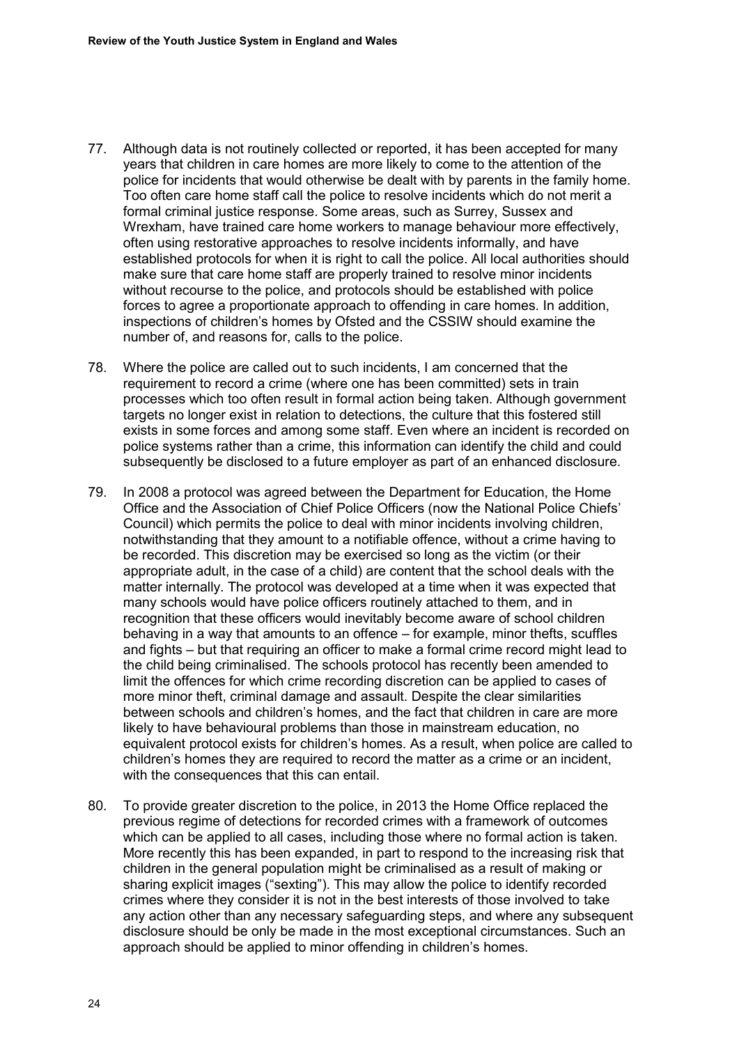77. Although data is not routinely collected or reported, it has been accepted for many years that children in care homes are more likely to come to the attention of the police for incidents that would otherwise be dealt with by parents in the family home. Too often care home staff call the police to resolve incidents which do not merit a formal criminal justice response. Some areas, such as Surrey, Sussex and Wrexham, have trained care home workers to manage behaviour more effectively, often using restorative approaches to resolve incidents informally, and have established protocols for when it is right to call the police. All local authorities should make sure that care home staff are properly trained to resolve minor incidents without recourse to the police, and protocols should be established with police forces to agree a proportionate approach to offending in care homes. In addition, inspections of children's homes by Ofsted and the CSSIW should examine the number of, and reasons for, calls to the police.

78. Where the police are called out to such incidents, I am concerned that the requirement to record a crime (where one has been committed) sets in train processes which too often result in formal action being taken. Although government targets no longer exist in relation to detections, the culture that this fostered still exists in some forces and among some staff. Even where an incident is recorded on police systems rather than a crime, this information can identify the child and could subsequently be disclosed to a future employer as part of an enhanced disclosure.

79. In 2008 a protocol was agreed between the Department for Education, the Home Office and the Association of Chief Police Officers (now the National Police Chiefs' Council) which permits the police to deal with minor incidents involving children, notwithstanding that they amount to a notifiable offence, without a crime having to be recorded. This discretion may be exercised so long as the victim (or their appropriate adult, in the case of a child) are content that the school deals with the matter internally. The protocol was developed at a time when it was expected that many schools would have police officers routinely attached to them, and in recognition that these officers would inevitably become aware of school children behaving in a way that amounts to an offence – for example, minor thefts, scuffles and fights – but that requiring an officer to make a formal crime record might lead to the child being criminalised. The schools protocol has recently been amended to limit the offences for which crime recording discretion can be applied to cases of more minor theft, criminal damage and assault. Despite the clear similarities between schools and children's homes, and the fact that children in care are more likely to have behavioural problems than those in mainstream education, no equivalent protocol exists for children's homes. As a result, when police are called to children's homes they are required to record the matter as a crime or an incident, with the consequences that this can entail.

80. To provide greater discretion to the police, in 2013 the Home Office replaced the previous regime of detections for recorded crimes with a framework of outcomes which can be applied to all cases, including those where no formal action is taken. More recently this has been expanded, in part to respond to the increasing risk that children in the general population might be criminalised as a result of making or sharing explicit images ("sexting"). This may allow the police to identify recorded crimes where they consider it is not in the best interests of those involved to take any action other than any necessary safeguarding steps, and where any subsequent disclosure should be only be made in the most exceptional circumstances. Such an approach should be applied to minor offending in children's homes.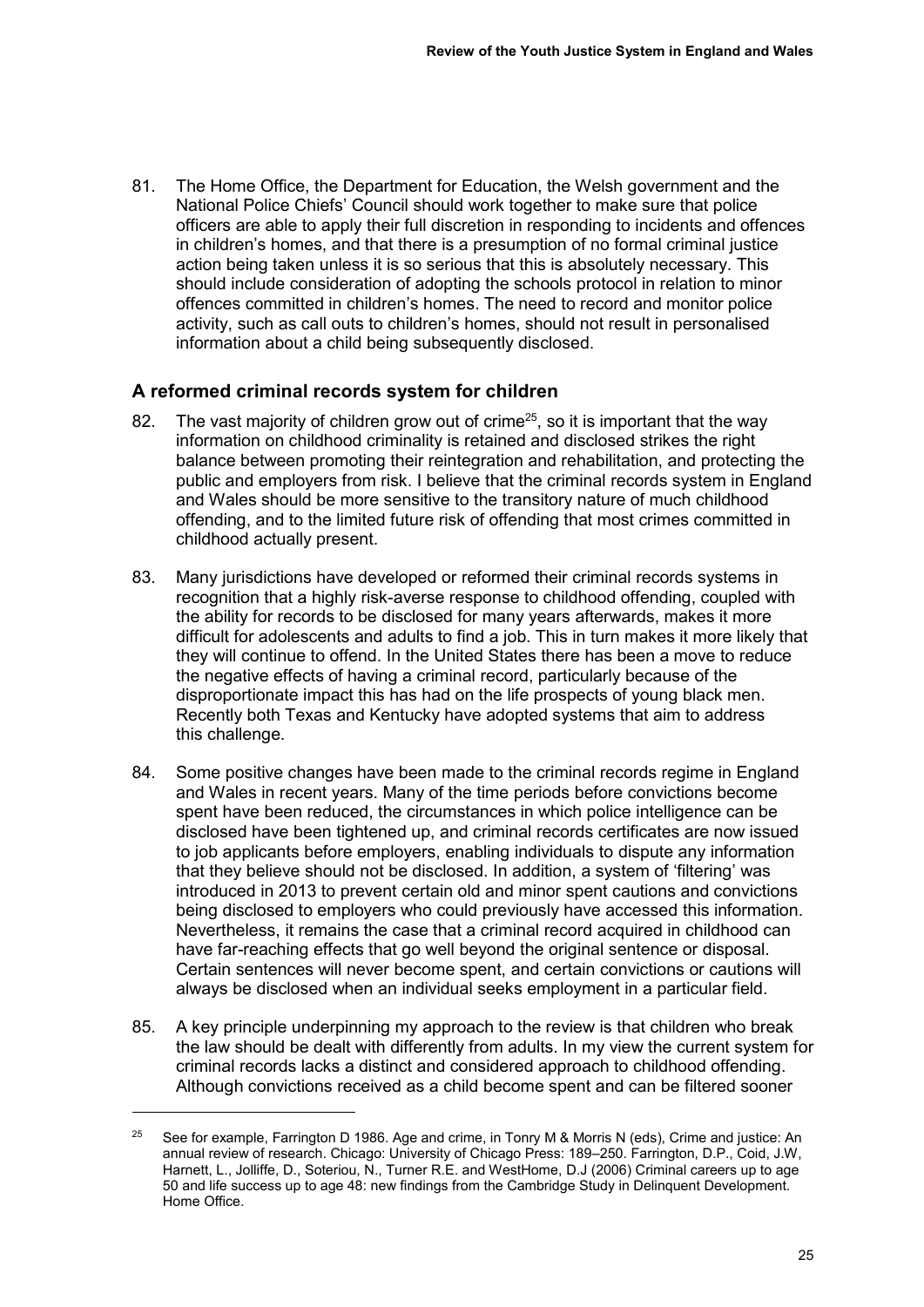81. The Home Office, the Department for Education, the Welsh government and the National Police Chiefs' Council should work together to make sure that police officers are able to apply their full discretion in responding to incidents and offences in children's homes, and that there is a presumption of no formal criminal justice action being taken unless it is so serious that this is absolutely necessary. This should include consideration of adopting the schools protocol in relation to minor offences committed in children's homes. The need to record and monitor police activity, such as call outs to children's homes, should not result in personalised information about a child being subsequently disclosed.

### A reformed criminal records system for children

82. The vast majority of children grow out of crime[25], so it is important that the way information on childhood criminality is retained and disclosed strikes the right balance between promoting their reintegration and rehabilitation, and protecting the public and employers from risk. I believe that the criminal records system in England and Wales should be more sensitive to the transitory nature of much childhood offending, and to the limited future risk of offending that most crimes committed in childhood actually present.

83. Many jurisdictions have developed or reformed their criminal records systems in recognition that a highly risk-averse response to childhood offending, coupled with the ability for records to be disclosed for many years afterwards, makes it more difficult for adolescents and adults to find a job. This in turn makes it more likely that they will continue to offend. In the United States there has been a move to reduce the negative effects of having a criminal record, particularly because of the disproportionate impact this has had on the life prospects of young black men. Recently both Texas and Kentucky have adopted systems that aim to address this challenge.

84. Some positive changes have been made to the criminal records regime in England and Wales in recent years. Many of the time periods before convictions become spent have been reduced, the circumstances in which police intelligence can be disclosed have been tightened up, and criminal records certificates are now issued to job applicants before employers, enabling individuals to dispute any information that they believe should not be disclosed. In addition, a system of 'filtering' was introduced in 2013 to prevent certain old and minor spent cautions and convictions being disclosed to employers who could previously have accessed this information. Nevertheless, it remains the case that a criminal record acquired in childhood can have far-reaching effects that go well beyond the original sentence or disposal. Certain sentences will never become spent, and certain convictions or cautions will always be disclosed when an individual seeks employment in a particular field.

85. A key principle underpinning my approach to the review is that children who break the law should be dealt with differently from adults. In my view the current system for criminal records lacks a distinct and considered approach to childhood offending. Although convictions received as a child become spent and can be filtered sooner

---

[25] See for example, Farrington D 1986. Age and crime, in Tonry M & Morris N (eds), Crime and justice: An annual review of research. Chicago: University of Chicago Press: 189–250. Farrington, D.P., Coid, J.W, Harnett, L., Jolliffe, D., Soteriou, N., Turner R.E. and WestHome, D.J (2006) Criminal careers up to age 50 and life success up to age 48: new findings from the Cambridge Study in Delinquent Development. Home Office.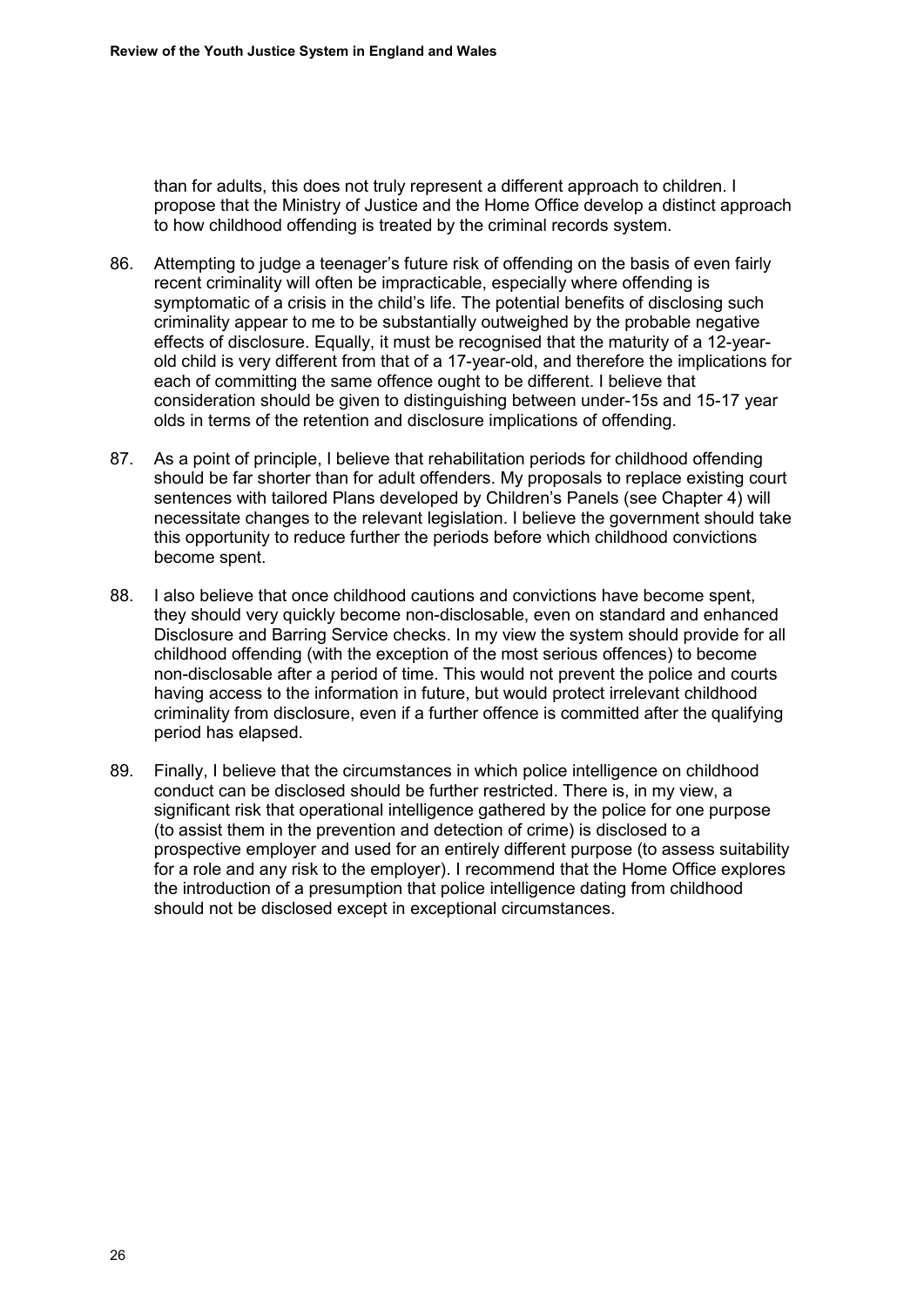than for adults, this does not truly represent a different approach to children. I propose that the Ministry of Justice and the Home Office develop a distinct approach to how childhood offending is treated by the criminal records system.

86. Attempting to judge a teenager's future risk of offending on the basis of even fairly recent criminality will often be impracticable, especially where offending is symptomatic of a crisis in the child's life. The potential benefits of disclosing such criminality appear to me to be substantially outweighed by the probable negative effects of disclosure. Equally, it must be recognised that the maturity of a 12-year-old child is very different from that of a 17-year-old, and therefore the implications for each of committing the same offence ought to be different. I believe that consideration should be given to distinguishing between under-15s and 15-17 year olds in terms of the retention and disclosure implications of offending.

87. As a point of principle, I believe that rehabilitation periods for childhood offending should be far shorter than for adult offenders. My proposals to replace existing court sentences with tailored Plans developed by Children's Panels (see Chapter 4) will necessitate changes to the relevant legislation. I believe the government should take this opportunity to reduce further the periods before which childhood convictions become spent.

88. I also believe that once childhood cautions and convictions have become spent, they should very quickly become non-disclosable, even on standard and enhanced Disclosure and Barring Service checks. In my view the system should provide for all childhood offending (with the exception of the most serious offences) to become non-disclosable after a period of time. This would not prevent the police and courts having access to the information in future, but would protect irrelevant childhood criminality from disclosure, even if a further offence is committed after the qualifying period has elapsed.

89. Finally, I believe that the circumstances in which police intelligence on childhood conduct can be disclosed should be further restricted. There is, in my view, a significant risk that operational intelligence gathered by the police for one purpose (to assist them in the prevention and detection of crime) is disclosed to a prospective employer and used for an entirely different purpose (to assess suitability for a role and any risk to the employer). I recommend that the Home Office explores the introduction of a presumption that police intelligence dating from childhood should not be disclosed except in exceptional circumstances.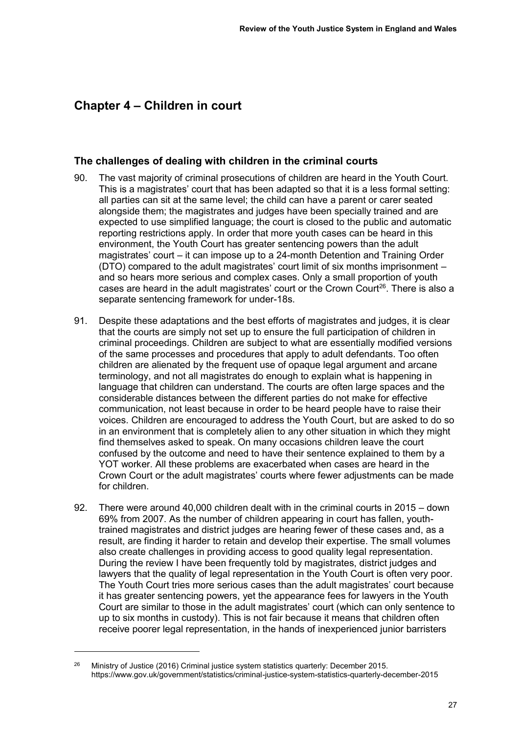## Chapter 4 – Children in court

### The challenges of dealing with children in the criminal courts

90. The vast majority of criminal prosecutions of children are heard in the Youth Court. This is a magistrates' court that has been adapted so that it is a less formal setting: all parties can sit at the same level; the child can have a parent or carer seated alongside them; the magistrates and judges have been specially trained and are expected to use simplified language; the court is closed to the public and automatic reporting restrictions apply. In order that more youth cases can be heard in this environment, the Youth Court has greater sentencing powers than the adult magistrates' court – it can impose up to a 24-month Detention and Training Order (DTO) compared to the adult magistrates' court limit of six months imprisonment – and so hears more serious and complex cases. Only a small proportion of youth cases are heard in the adult magistrates' court or the Crown Court[26]. There is also a separate sentencing framework for under-18s.

91. Despite these adaptations and the best efforts of magistrates and judges, it is clear that the courts are simply not set up to ensure the full participation of children in criminal proceedings. Children are subject to what are essentially modified versions of the same processes and procedures that apply to adult defendants. Too often children are alienated by the frequent use of opaque legal argument and arcane terminology, and not all magistrates do enough to explain what is happening in language that children can understand. The courts are often large spaces and the considerable distances between the different parties do not make for effective communication, not least because in order to be heard people have to raise their voices. Children are encouraged to address the Youth Court, but are asked to do so in an environment that is completely alien to any other situation in which they might find themselves asked to speak. On many occasions children leave the court confused by the outcome and need to have their sentence explained to them by a YOT worker. All these problems are exacerbated when cases are heard in the Crown Court or the adult magistrates' courts where fewer adjustments can be made for children.

92. There were around 40,000 children dealt with in the criminal courts in 2015 – down 69% from 2007. As the number of children appearing in court has fallen, youth-trained magistrates and district judges are hearing fewer of these cases and, as a result, are finding it harder to retain and develop their expertise. The small volumes also create challenges in providing access to good quality legal representation. During the review I have been frequently told by magistrates, district judges and lawyers that the quality of legal representation in the Youth Court is often very poor. The Youth Court tries more serious cases than the adult magistrates' court because it has greater sentencing powers, yet the appearance fees for lawyers in the Youth Court are similar to those in the adult magistrates' court (which can only sentence to up to six months in custody). This is not fair because it means that children often receive poorer legal representation, in the hands of inexperienced junior barristers

---

[26] Ministry of Justice (2016) Criminal justice system statistics quarterly: December 2015. https://www.gov.uk/government/statistics/criminal-justice-system-statistics-quarterly-december-2015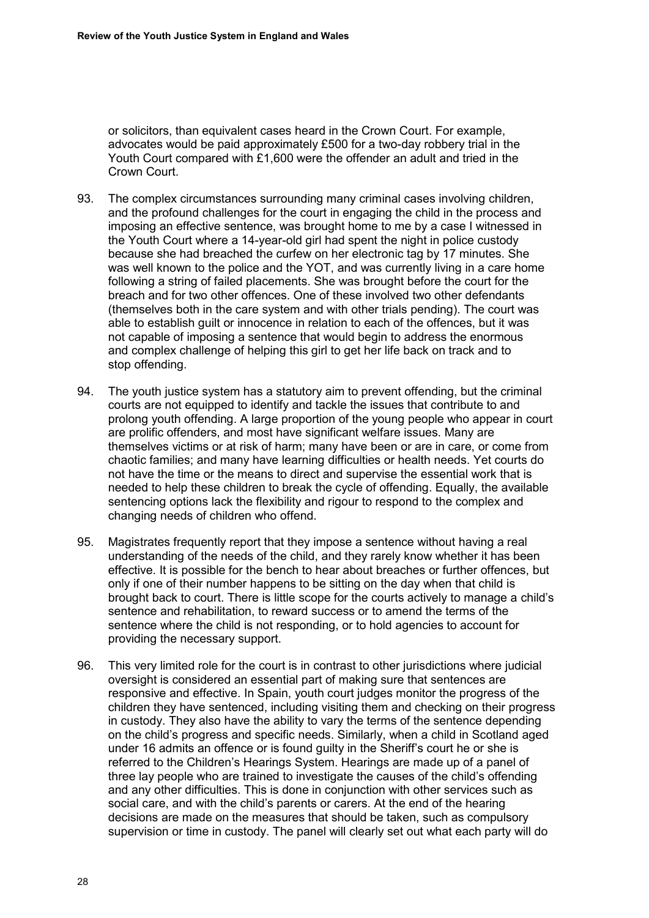or solicitors, than equivalent cases heard in the Crown Court. For example, advocates would be paid approximately £500 for a two-day robbery trial in the Youth Court compared with £1,600 were the offender an adult and tried in the Crown Court.

93. The complex circumstances surrounding many criminal cases involving children, and the profound challenges for the court in engaging the child in the process and imposing an effective sentence, was brought home to me by a case I witnessed in the Youth Court where a 14-year-old girl had spent the night in police custody because she had breached the curfew on her electronic tag by 17 minutes. She was well known to the police and the YOT, and was currently living in a care home following a string of failed placements. She was brought before the court for the breach and for two other offences. One of these involved two other defendants (themselves both in the care system and with other trials pending). The court was able to establish guilt or innocence in relation to each of the offences, but it was not capable of imposing a sentence that would begin to address the enormous and complex challenge of helping this girl to get her life back on track and to stop offending.

94. The youth justice system has a statutory aim to prevent offending, but the criminal courts are not equipped to identify and tackle the issues that contribute to and prolong youth offending. A large proportion of the young people who appear in court are prolific offenders, and most have significant welfare issues. Many are themselves victims or at risk of harm; many have been or are in care, or come from chaotic families; and many have learning difficulties or health needs. Yet courts do not have the time or the means to direct and supervise the essential work that is needed to help these children to break the cycle of offending. Equally, the available sentencing options lack the flexibility and rigour to respond to the complex and changing needs of children who offend.

95. Magistrates frequently report that they impose a sentence without having a real understanding of the needs of the child, and they rarely know whether it has been effective. It is possible for the bench to hear about breaches or further offences, but only if one of their number happens to be sitting on the day when that child is brought back to court. There is little scope for the courts actively to manage a child's sentence and rehabilitation, to reward success or to amend the terms of the sentence where the child is not responding, or to hold agencies to account for providing the necessary support.

96. This very limited role for the court is in contrast to other jurisdictions where judicial oversight is considered an essential part of making sure that sentences are responsive and effective. In Spain, youth court judges monitor the progress of the children they have sentenced, including visiting them and checking on their progress in custody. They also have the ability to vary the terms of the sentence depending on the child's progress and specific needs. Similarly, when a child in Scotland aged under 16 admits an offence or is found guilty in the Sheriff's court he or she is referred to the Children's Hearings System. Hearings are made up of a panel of three lay people who are trained to investigate the causes of the child's offending and any other difficulties. This is done in conjunction with other services such as social care, and with the child's parents or carers. At the end of the hearing decisions are made on the measures that should be taken, such as compulsory supervision or time in custody. The panel will clearly set out what each party will do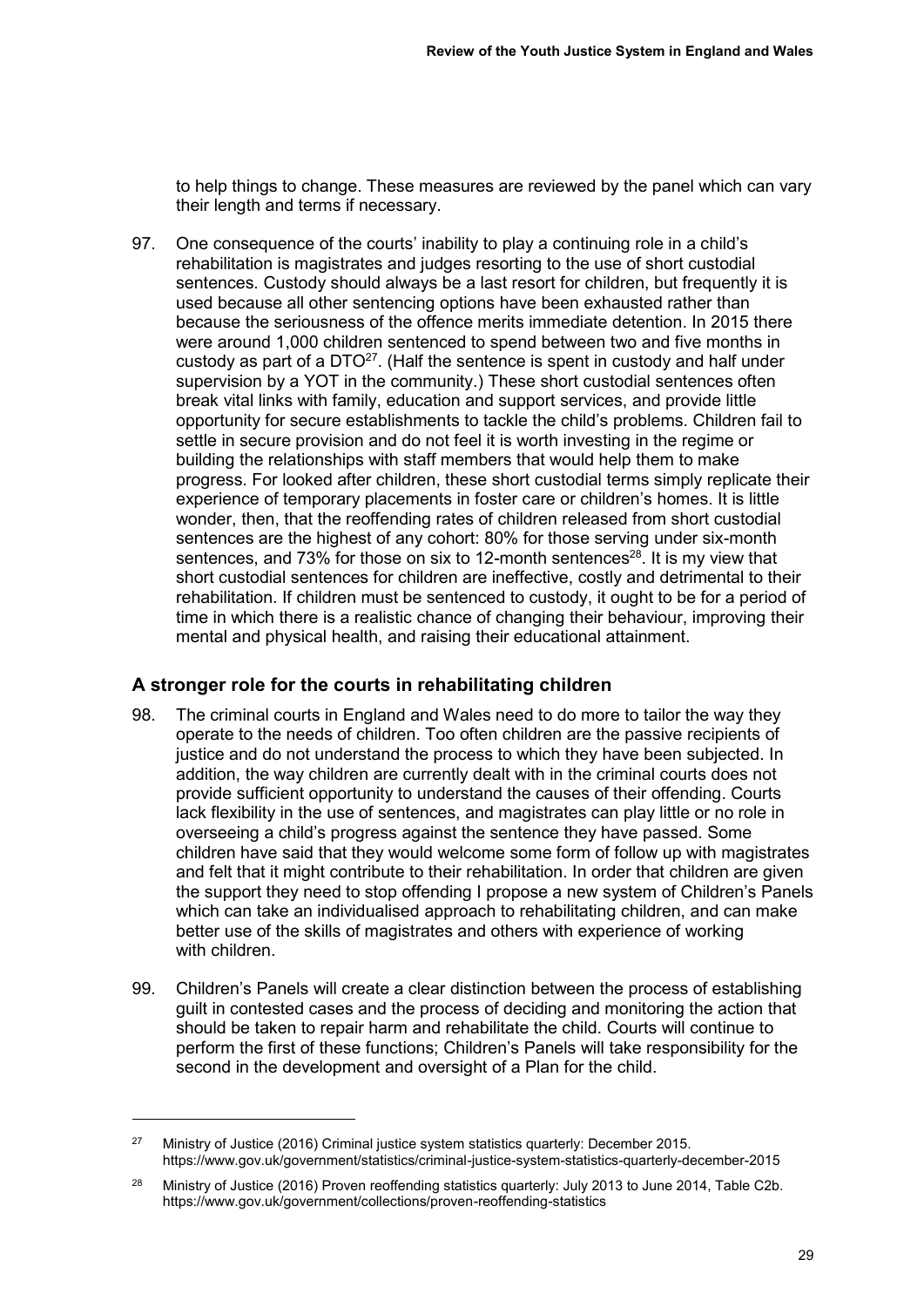to help things to change. These measures are reviewed by the panel which can vary their length and terms if necessary.

97. One consequence of the courts' inability to play a continuing role in a child's rehabilitation is magistrates and judges resorting to the use of short custodial sentences. Custody should always be a last resort for children, but frequently it is used because all other sentencing options have been exhausted rather than because the seriousness of the offence merits immediate detention. In 2015 there were around 1,000 children sentenced to spend between two and five months in custody as part of a DTO[27]. (Half the sentence is spent in custody and half under supervision by a YOT in the community.) These short custodial sentences often break vital links with family, education and support services, and provide little opportunity for secure establishments to tackle the child's problems. Children fail to settle in secure provision and do not feel it is worth investing in the regime or building the relationships with staff members that would help them to make progress. For looked after children, these short custodial terms simply replicate their experience of temporary placements in foster care or children's homes. It is little wonder, then, that the reoffending rates of children released from short custodial sentences are the highest of any cohort: 80% for those serving under six-month sentences, and 73% for those on six to 12-month sentences[28]. It is my view that short custodial sentences for children are ineffective, costly and detrimental to their rehabilitation. If children must be sentenced to custody, it ought to be for a period of time in which there is a realistic chance of changing their behaviour, improving their mental and physical health, and raising their educational attainment.

## A stronger role for the courts in rehabilitating children

98. The criminal courts in England and Wales need to do more to tailor the way they operate to the needs of children. Too often children are the passive recipients of justice and do not understand the process to which they have been subjected. In addition, the way children are currently dealt with in the criminal courts does not provide sufficient opportunity to understand the causes of their offending. Courts lack flexibility in the use of sentences, and magistrates can play little or no role in overseeing a child's progress against the sentence they have passed. Some children have said that they would welcome some form of follow up with magistrates and felt that it might contribute to their rehabilitation. In order that children are given the support they need to stop offending I propose a new system of Children's Panels which can take an individualised approach to rehabilitating children, and can make better use of the skills of magistrates and others with experience of working with children.

99. Children's Panels will create a clear distinction between the process of establishing guilt in contested cases and the process of deciding and monitoring the action that should be taken to repair harm and rehabilitate the child. Courts will continue to perform the first of these functions; Children's Panels will take responsibility for the second in the development and oversight of a Plan for the child.

---

[27] Ministry of Justice (2016) Criminal justice system statistics quarterly: December 2015. https://www.gov.uk/government/statistics/criminal-justice-system-statistics-quarterly-december-2015

[28] Ministry of Justice (2016) Proven reoffending statistics quarterly: July 2013 to June 2014, Table C2b. https://www.gov.uk/government/collections/proven-reoffending-statistics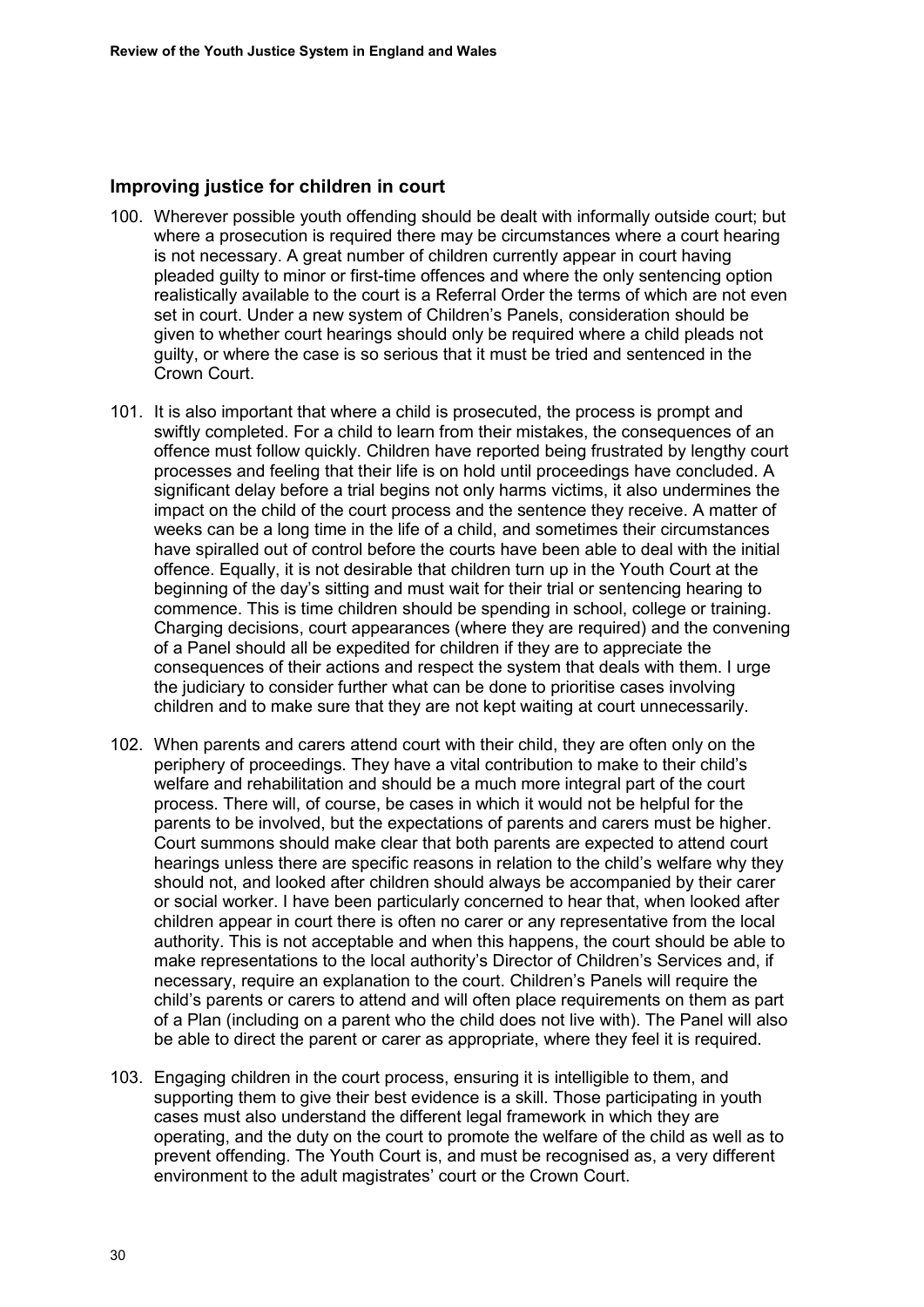## Improving justice for children in court

100. Wherever possible youth offending should be dealt with informally outside court; but where a prosecution is required there may be circumstances where a court hearing is not necessary. A great number of children currently appear in court having pleaded guilty to minor or first-time offences and where the only sentencing option realistically available to the court is a Referral Order the terms of which are not even set in court. Under a new system of Children's Panels, consideration should be given to whether court hearings should only be required where a child pleads not guilty, or where the case is so serious that it must be tried and sentenced in the Crown Court.

101. It is also important that where a child is prosecuted, the process is prompt and swiftly completed. For a child to learn from their mistakes, the consequences of an offence must follow quickly. Children have reported being frustrated by lengthy court processes and feeling that their life is on hold until proceedings have concluded. A significant delay before a trial begins not only harms victims, it also undermines the impact on the child of the court process and the sentence they receive. A matter of weeks can be a long time in the life of a child, and sometimes their circumstances have spiralled out of control before the courts have been able to deal with the initial offence. Equally, it is not desirable that children turn up in the Youth Court at the beginning of the day's sitting and must wait for their trial or sentencing hearing to commence. This is time children should be spending in school, college or training. Charging decisions, court appearances (where they are required) and the convening of a Panel should all be expedited for children if they are to appreciate the consequences of their actions and respect the system that deals with them. I urge the judiciary to consider further what can be done to prioritise cases involving children and to make sure that they are not kept waiting at court unnecessarily.

102. When parents and carers attend court with their child, they are often only on the periphery of proceedings. They have a vital contribution to make to their child's welfare and rehabilitation and should be a much more integral part of the court process. There will, of course, be cases in which it would not be helpful for the parents to be involved, but the expectations of parents and carers must be higher. Court summons should make clear that both parents are expected to attend court hearings unless there are specific reasons in relation to the child's welfare why they should not, and looked after children should always be accompanied by their carer or social worker. I have been particularly concerned to hear that, when looked after children appear in court there is often no carer or any representative from the local authority. This is not acceptable and when this happens, the court should be able to make representations to the local authority's Director of Children's Services and, if necessary, require an explanation to the court. Children's Panels will require the child's parents or carers to attend and will often place requirements on them as part of a Plan (including on a parent who the child does not live with). The Panel will also be able to direct the parent or carer as appropriate, where they feel it is required.

103. Engaging children in the court process, ensuring it is intelligible to them, and supporting them to give their best evidence is a skill. Those participating in youth cases must also understand the different legal framework in which they are operating, and the duty on the court to promote the welfare of the child as well as to prevent offending. The Youth Court is, and must be recognised as, a very different environment to the adult magistrates' court or the Crown Court.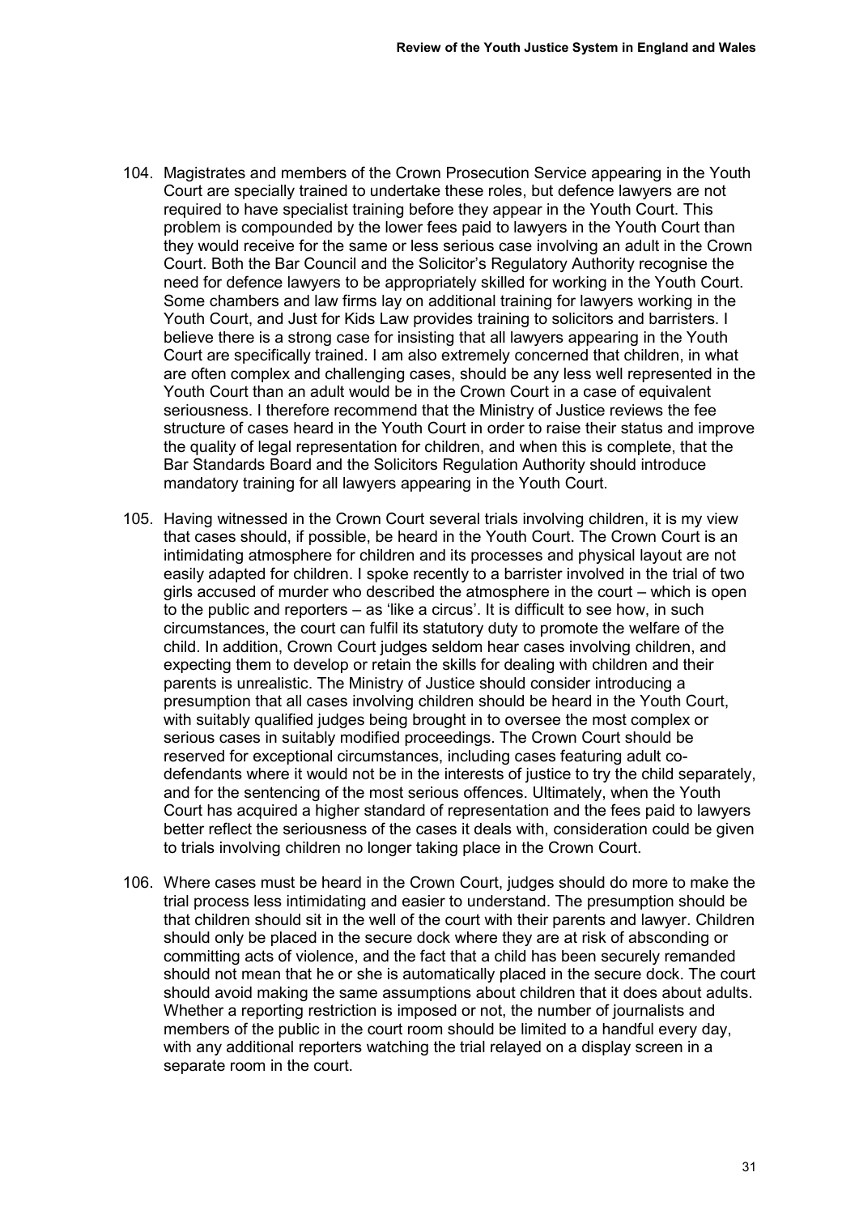104. Magistrates and members of the Crown Prosecution Service appearing in the Youth Court are specially trained to undertake these roles, but defence lawyers are not required to have specialist training before they appear in the Youth Court. This problem is compounded by the lower fees paid to lawyers in the Youth Court than they would receive for the same or less serious case involving an adult in the Crown Court. Both the Bar Council and the Solicitor's Regulatory Authority recognise the need for defence lawyers to be appropriately skilled for working in the Youth Court. Some chambers and law firms lay on additional training for lawyers working in the Youth Court, and Just for Kids Law provides training to solicitors and barristers. I believe there is a strong case for insisting that all lawyers appearing in the Youth Court are specifically trained. I am also extremely concerned that children, in what are often complex and challenging cases, should be any less well represented in the Youth Court than an adult would be in the Crown Court in a case of equivalent seriousness. I therefore recommend that the Ministry of Justice reviews the fee structure of cases heard in the Youth Court in order to raise their status and improve the quality of legal representation for children, and when this is complete, that the Bar Standards Board and the Solicitors Regulation Authority should introduce mandatory training for all lawyers appearing in the Youth Court.

105. Having witnessed in the Crown Court several trials involving children, it is my view that cases should, if possible, be heard in the Youth Court. The Crown Court is an intimidating atmosphere for children and its processes and physical layout are not easily adapted for children. I spoke recently to a barrister involved in the trial of two girls accused of murder who described the atmosphere in the court – which is open to the public and reporters – as 'like a circus'. It is difficult to see how, in such circumstances, the court can fulfil its statutory duty to promote the welfare of the child. In addition, Crown Court judges seldom hear cases involving children, and expecting them to develop or retain the skills for dealing with children and their parents is unrealistic. The Ministry of Justice should consider introducing a presumption that all cases involving children should be heard in the Youth Court, with suitably qualified judges being brought in to oversee the most complex or serious cases in suitably modified proceedings. The Crown Court should be reserved for exceptional circumstances, including cases featuring adult co-defendants where it would not be in the interests of justice to try the child separately, and for the sentencing of the most serious offences. Ultimately, when the Youth Court has acquired a higher standard of representation and the fees paid to lawyers better reflect the seriousness of the cases it deals with, consideration could be given to trials involving children no longer taking place in the Crown Court.

106. Where cases must be heard in the Crown Court, judges should do more to make the trial process less intimidating and easier to understand. The presumption should be that children should sit in the well of the court with their parents and lawyer. Children should only be placed in the secure dock where they are at risk of absconding or committing acts of violence, and the fact that a child has been securely remanded should not mean that he or she is automatically placed in the secure dock. The court should avoid making the same assumptions about children that it does about adults. Whether a reporting restriction is imposed or not, the number of journalists and members of the public in the court room should be limited to a handful every day, with any additional reporters watching the trial relayed on a display screen in a separate room in the court.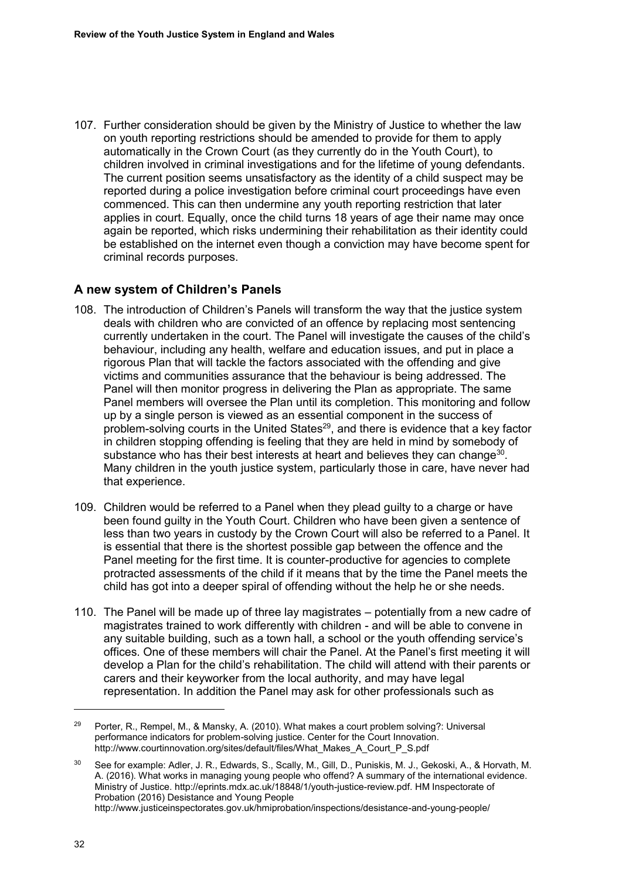107. Further consideration should be given by the Ministry of Justice to whether the law on youth reporting restrictions should be amended to provide for them to apply automatically in the Crown Court (as they currently do in the Youth Court), to children involved in criminal investigations and for the lifetime of young defendants. The current position seems unsatisfactory as the identity of a child suspect may be reported during a police investigation before criminal court proceedings have even commenced. This can then undermine any youth reporting restriction that later applies in court. Equally, once the child turns 18 years of age their name may once again be reported, which risks undermining their rehabilitation as their identity could be established on the internet even though a conviction may have become spent for criminal records purposes.

## A new system of Children's Panels

108. The introduction of Children's Panels will transform the way that the justice system deals with children who are convicted of an offence by replacing most sentencing currently undertaken in the court. The Panel will investigate the causes of the child's behaviour, including any health, welfare and education issues, and put in place a rigorous Plan that will tackle the factors associated with the offending and give victims and communities assurance that the behaviour is being addressed. The Panel will then monitor progress in delivering the Plan as appropriate. The same Panel members will oversee the Plan until its completion. This monitoring and follow up by a single person is viewed as an essential component in the success of problem-solving courts in the United States[29], and there is evidence that a key factor in children stopping offending is feeling that they are held in mind by somebody of substance who has their best interests at heart and believes they can change[30]. Many children in the youth justice system, particularly those in care, have never had that experience.

109. Children would be referred to a Panel when they plead guilty to a charge or have been found guilty in the Youth Court. Children who have been given a sentence of less than two years in custody by the Crown Court will also be referred to a Panel. It is essential that there is the shortest possible gap between the offence and the Panel meeting for the first time. It is counter-productive for agencies to complete protracted assessments of the child if it means that by the time the Panel meets the child has got into a deeper spiral of offending without the help he or she needs.

110. The Panel will be made up of three lay magistrates – potentially from a new cadre of magistrates trained to work differently with children - and will be able to convene in any suitable building, such as a town hall, a school or the youth offending service's offices. One of these members will chair the Panel. At the Panel's first meeting it will develop a Plan for the child's rehabilitation. The child will attend with their parents or carers and their keyworker from the local authority, and may have legal representation. In addition the Panel may ask for other professionals such as

---

[29] Porter, R., Rempel, M., & Mansky, A. (2010). What makes a court problem solving?: Universal performance indicators for problem-solving justice. Center for the Court Innovation. http://www.courtinnovation.org/sites/default/files/What_Makes_A_Court_P_S.pdf

[30] See for example: Adler, J. R., Edwards, S., Scally, M., Gill, D., Puniskis, M. J., Gekoski, A., & Horvath, M. A. (2016). What works in managing young people who offend? A summary of the international evidence. Ministry of Justice. http://eprints.mdx.ac.uk/18848/1/youth-justice-review.pdf. HM Inspectorate of Probation (2016) Desistance and Young People http://www.justiceinspectorates.gov.uk/hmiprobation/inspections/desistance-and-young-people/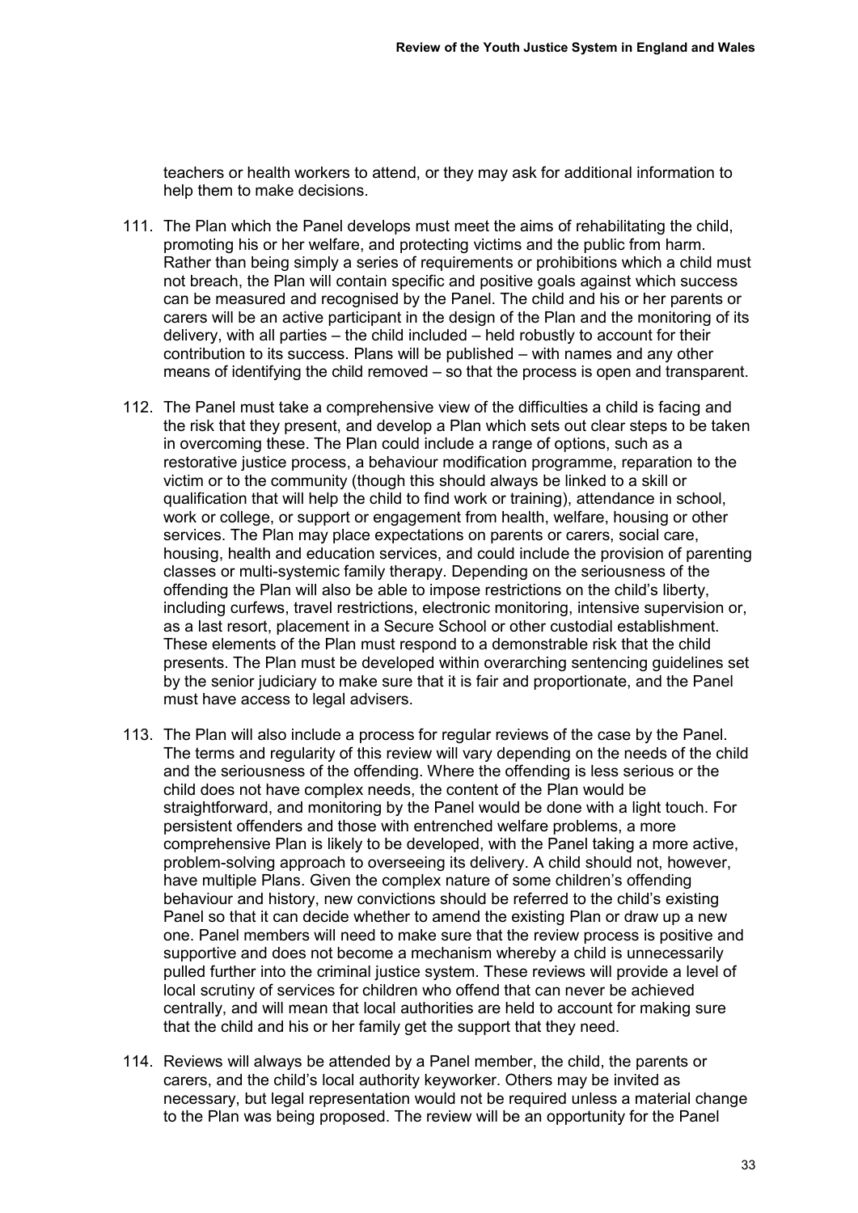teachers or health workers to attend, or they may ask for additional information to help them to make decisions.

111. The Plan which the Panel develops must meet the aims of rehabilitating the child, promoting his or her welfare, and protecting victims and the public from harm. Rather than being simply a series of requirements or prohibitions which a child must not breach, the Plan will contain specific and positive goals against which success can be measured and recognised by the Panel. The child and his or her parents or carers will be an active participant in the design of the Plan and the monitoring of its delivery, with all parties – the child included – held robustly to account for their contribution to its success. Plans will be published – with names and any other means of identifying the child removed – so that the process is open and transparent.

112. The Panel must take a comprehensive view of the difficulties a child is facing and the risk that they present, and develop a Plan which sets out clear steps to be taken in overcoming these. The Plan could include a range of options, such as a restorative justice process, a behaviour modification programme, reparation to the victim or to the community (though this should always be linked to a skill or qualification that will help the child to find work or training), attendance in school, work or college, or support or engagement from health, welfare, housing or other services. The Plan may place expectations on parents or carers, social care, housing, health and education services, and could include the provision of parenting classes or multi-systemic family therapy. Depending on the seriousness of the offending the Plan will also be able to impose restrictions on the child's liberty, including curfews, travel restrictions, electronic monitoring, intensive supervision or, as a last resort, placement in a Secure School or other custodial establishment. These elements of the Plan must respond to a demonstrable risk that the child presents. The Plan must be developed within overarching sentencing guidelines set by the senior judiciary to make sure that it is fair and proportionate, and the Panel must have access to legal advisers.

113. The Plan will also include a process for regular reviews of the case by the Panel. The terms and regularity of this review will vary depending on the needs of the child and the seriousness of the offending. Where the offending is less serious or the child does not have complex needs, the content of the Plan would be straightforward, and monitoring by the Panel would be done with a light touch. For persistent offenders and those with entrenched welfare problems, a more comprehensive Plan is likely to be developed, with the Panel taking a more active, problem-solving approach to overseeing its delivery. A child should not, however, have multiple Plans. Given the complex nature of some children's offending behaviour and history, new convictions should be referred to the child's existing Panel so that it can decide whether to amend the existing Plan or draw up a new one. Panel members will need to make sure that the review process is positive and supportive and does not become a mechanism whereby a child is unnecessarily pulled further into the criminal justice system. These reviews will provide a level of local scrutiny of services for children who offend that can never be achieved centrally, and will mean that local authorities are held to account for making sure that the child and his or her family get the support that they need.

114. Reviews will always be attended by a Panel member, the child, the parents or carers, and the child's local authority keyworker. Others may be invited as necessary, but legal representation would not be required unless a material change to the Plan was being proposed. The review will be an opportunity for the Panel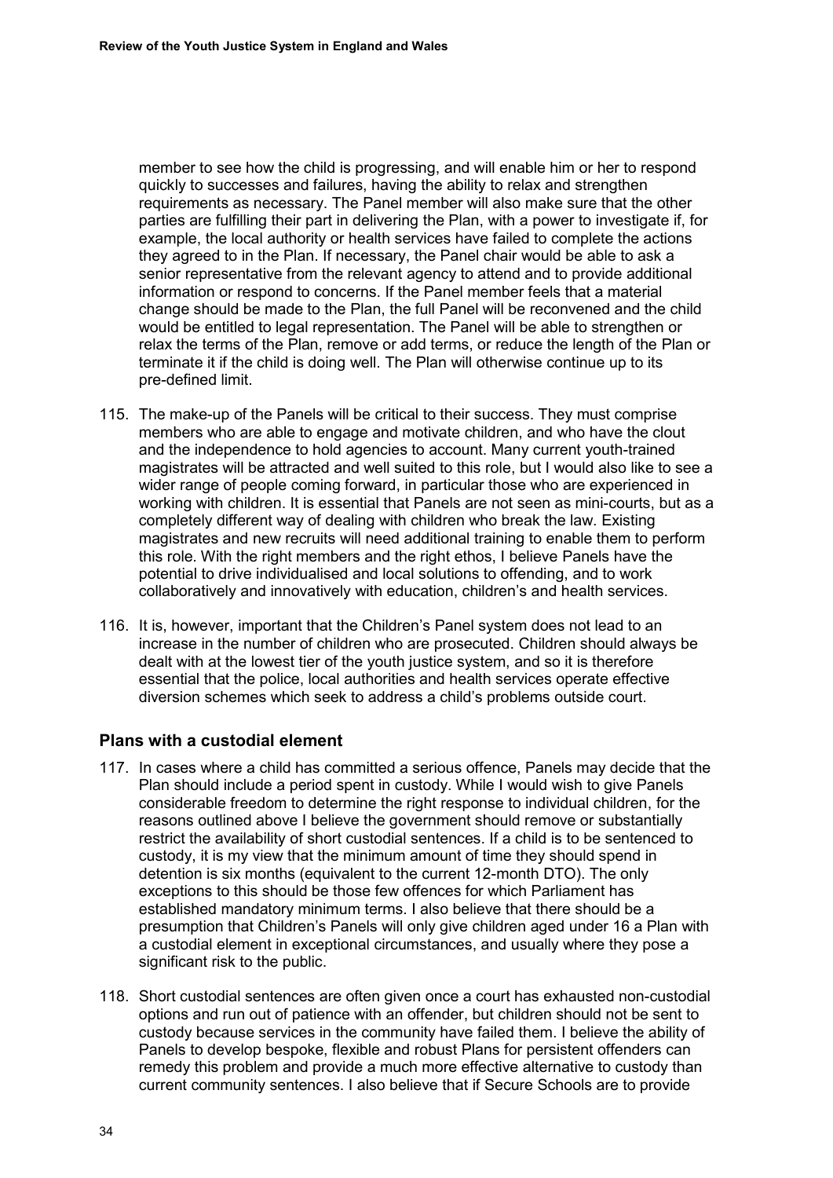member to see how the child is progressing, and will enable him or her to respond quickly to successes and failures, having the ability to relax and strengthen requirements as necessary. The Panel member will also make sure that the other parties are fulfilling their part in delivering the Plan, with a power to investigate if, for example, the local authority or health services have failed to complete the actions they agreed to in the Plan. If necessary, the Panel chair would be able to ask a senior representative from the relevant agency to attend and to provide additional information or respond to concerns. If the Panel member feels that a material change should be made to the Plan, the full Panel will be reconvened and the child would be entitled to legal representation. The Panel will be able to strengthen or relax the terms of the Plan, remove or add terms, or reduce the length of the Plan or terminate it if the child is doing well. The Plan will otherwise continue up to its pre-defined limit.

115. The make-up of the Panels will be critical to their success. They must comprise members who are able to engage and motivate children, and who have the clout and the independence to hold agencies to account. Many current youth-trained magistrates will be attracted and well suited to this role, but I would also like to see a wider range of people coming forward, in particular those who are experienced in working with children. It is essential that Panels are not seen as mini-courts, but as a completely different way of dealing with children who break the law. Existing magistrates and new recruits will need additional training to enable them to perform this role. With the right members and the right ethos, I believe Panels have the potential to drive individualised and local solutions to offending, and to work collaboratively and innovatively with education, children's and health services.

116. It is, however, important that the Children's Panel system does not lead to an increase in the number of children who are prosecuted. Children should always be dealt with at the lowest tier of the youth justice system, and so it is therefore essential that the police, local authorities and health services operate effective diversion schemes which seek to address a child's problems outside court.

### Plans with a custodial element

117. In cases where a child has committed a serious offence, Panels may decide that the Plan should include a period spent in custody. While I would wish to give Panels considerable freedom to determine the right response to individual children, for the reasons outlined above I believe the government should remove or substantially restrict the availability of short custodial sentences. If a child is to be sentenced to custody, it is my view that the minimum amount of time they should spend in detention is six months (equivalent to the current 12-month DTO). The only exceptions to this should be those few offences for which Parliament has established mandatory minimum terms. I also believe that there should be a presumption that Children's Panels will only give children aged under 16 a Plan with a custodial element in exceptional circumstances, and usually where they pose a significant risk to the public.

118. Short custodial sentences are often given once a court has exhausted non-custodial options and run out of patience with an offender, but children should not be sent to custody because services in the community have failed them. I believe the ability of Panels to develop bespoke, flexible and robust Plans for persistent offenders can remedy this problem and provide a much more effective alternative to custody than current community sentences. I also believe that if Secure Schools are to provide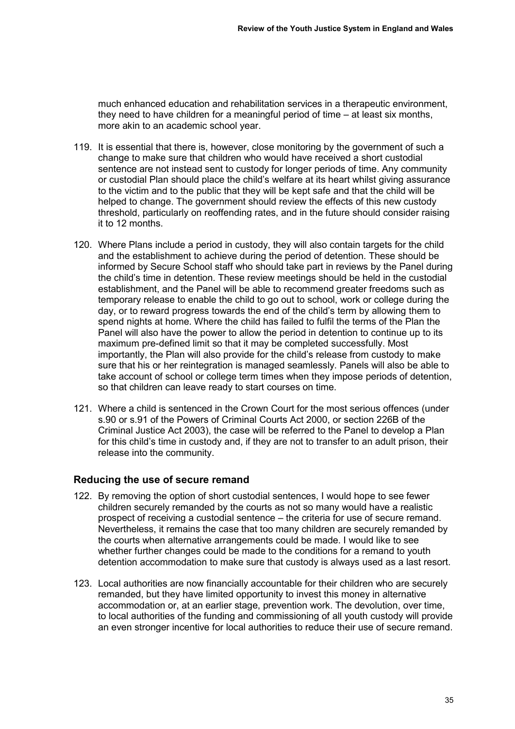much enhanced education and rehabilitation services in a therapeutic environment, they need to have children for a meaningful period of time – at least six months, more akin to an academic school year.

119. It is essential that there is, however, close monitoring by the government of such a change to make sure that children who would have received a short custodial sentence are not instead sent to custody for longer periods of time. Any community or custodial Plan should place the child's welfare at its heart whilst giving assurance to the victim and to the public that they will be kept safe and that the child will be helped to change. The government should review the effects of this new custody threshold, particularly on reoffending rates, and in the future should consider raising it to 12 months.

120. Where Plans include a period in custody, they will also contain targets for the child and the establishment to achieve during the period of detention. These should be informed by Secure School staff who should take part in reviews by the Panel during the child's time in detention. These review meetings should be held in the custodial establishment, and the Panel will be able to recommend greater freedoms such as temporary release to enable the child to go out to school, work or college during the day, or to reward progress towards the end of the child's term by allowing them to spend nights at home. Where the child has failed to fulfil the terms of the Plan the Panel will also have the power to allow the period in detention to continue up to its maximum pre-defined limit so that it may be completed successfully. Most importantly, the Plan will also provide for the child's release from custody to make sure that his or her reintegration is managed seamlessly. Panels will also be able to take account of school or college term times when they impose periods of detention, so that children can leave ready to start courses on time.

121. Where a child is sentenced in the Crown Court for the most serious offences (under s.90 or s.91 of the Powers of Criminal Courts Act 2000, or section 226B of the Criminal Justice Act 2003), the case will be referred to the Panel to develop a Plan for this child's time in custody and, if they are not to transfer to an adult prison, their release into the community.

### Reducing the use of secure remand

122. By removing the option of short custodial sentences, I would hope to see fewer children securely remanded by the courts as not so many would have a realistic prospect of receiving a custodial sentence – the criteria for use of secure remand. Nevertheless, it remains the case that too many children are securely remanded by the courts when alternative arrangements could be made. I would like to see whether further changes could be made to the conditions for a remand to youth detention accommodation to make sure that custody is always used as a last resort.

123. Local authorities are now financially accountable for their children who are securely remanded, but they have limited opportunity to invest this money in alternative accommodation or, at an earlier stage, prevention work. The devolution, over time, to local authorities of the funding and commissioning of all youth custody will provide an even stronger incentive for local authorities to reduce their use of secure remand.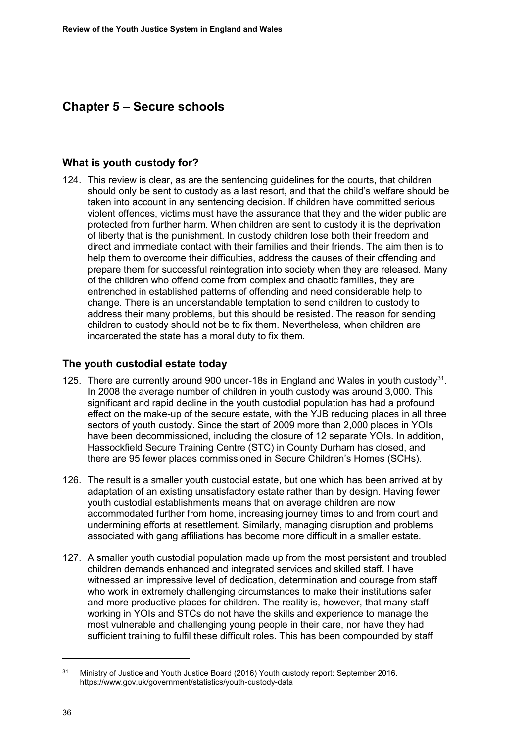## Chapter 5 – Secure schools

### What is youth custody for?

124. This review is clear, as are the sentencing guidelines for the courts, that children should only be sent to custody as a last resort, and that the child's welfare should be taken into account in any sentencing decision. If children have committed serious violent offences, victims must have the assurance that they and the wider public are protected from further harm. When children are sent to custody it is the deprivation of liberty that is the punishment. In custody children lose both their freedom and direct and immediate contact with their families and their friends. The aim then is to help them to overcome their difficulties, address the causes of their offending and prepare them for successful reintegration into society when they are released. Many of the children who offend come from complex and chaotic families, they are entrenched in established patterns of offending and need considerable help to change. There is an understandable temptation to send children to custody to address their many problems, but this should be resisted. The reason for sending children to custody should not be to fix them. Nevertheless, when children are incarcerated the state has a moral duty to fix them.

### The youth custodial estate today

125. There are currently around 900 under-18s in England and Wales in youth custody[31]. In 2008 the average number of children in youth custody was around 3,000. This significant and rapid decline in the youth custodial population has had a profound effect on the make-up of the secure estate, with the YJB reducing places in all three sectors of youth custody. Since the start of 2009 more than 2,000 places in YOIs have been decommissioned, including the closure of 12 separate YOIs. In addition, Hassockfield Secure Training Centre (STC) in County Durham has closed, and there are 95 fewer places commissioned in Secure Children's Homes (SCHs).

126. The result is a smaller youth custodial estate, but one which has been arrived at by adaptation of an existing unsatisfactory estate rather than by design. Having fewer youth custodial establishments means that on average children are now accommodated further from home, increasing journey times to and from court and undermining efforts at resettlement. Similarly, managing disruption and problems associated with gang affiliations has become more difficult in a smaller estate.

127. A smaller youth custodial population made up from the most persistent and troubled children demands enhanced and integrated services and skilled staff. I have witnessed an impressive level of dedication, determination and courage from staff who work in extremely challenging circumstances to make their institutions safer and more productive places for children. The reality is, however, that many staff working in YOIs and STCs do not have the skills and experience to manage the most vulnerable and challenging young people in their care, nor have they had sufficient training to fulfil these difficult roles. This has been compounded by staff

[31] Ministry of Justice and Youth Justice Board (2016) Youth custody report: September 2016. https://www.gov.uk/government/statistics/youth-custody-data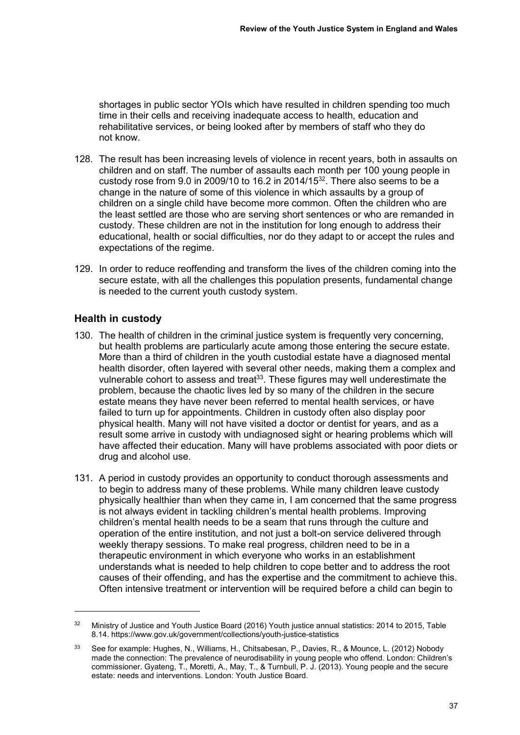shortages in public sector YOIs which have resulted in children spending too much time in their cells and receiving inadequate access to health, education and rehabilitative services, or being looked after by members of staff who they do not know.

128. The result has been increasing levels of violence in recent years, both in assaults on children and on staff. The number of assaults each month per 100 young people in custody rose from 9.0 in 2009/10 to 16.2 in 2014/15[32]. There also seems to be a change in the nature of some of this violence in which assaults by a group of children on a single child have become more common. Often the children who are the least settled are those who are serving short sentences or who are remanded in custody. These children are not in the institution for long enough to address their educational, health or social difficulties, nor do they adapt to or accept the rules and expectations of the regime.

129. In order to reduce reoffending and transform the lives of the children coming into the secure estate, with all the challenges this population presents, fundamental change is needed to the current youth custody system.

### Health in custody

130. The health of children in the criminal justice system is frequently very concerning, but health problems are particularly acute among those entering the secure estate. More than a third of children in the youth custodial estate have a diagnosed mental health disorder, often layered with several other needs, making them a complex and vulnerable cohort to assess and treat[33]. These figures may well underestimate the problem, because the chaotic lives led by so many of the children in the secure estate means they have never been referred to mental health services, or have failed to turn up for appointments. Children in custody often also display poor physical health. Many will not have visited a doctor or dentist for years, and as a result some arrive in custody with undiagnosed sight or hearing problems which will have affected their education. Many will have problems associated with poor diets or drug and alcohol use.

131. A period in custody provides an opportunity to conduct thorough assessments and to begin to address many of these problems. While many children leave custody physically healthier than when they came in, I am concerned that the same progress is not always evident in tackling children's mental health problems. Improving children's mental health needs to be a seam that runs through the culture and operation of the entire institution, and not just a bolt-on service delivered through weekly therapy sessions. To make real progress, children need to be in a therapeutic environment in which everyone who works in an establishment understands what is needed to help children to cope better and to address the root causes of their offending, and has the expertise and the commitment to achieve this. Often intensive treatment or intervention will be required before a child can begin to

---

[32] Ministry of Justice and Youth Justice Board (2016) Youth justice annual statistics: 2014 to 2015, Table 8.14. https://www.gov.uk/government/collections/youth-justice-statistics

[33] See for example: Hughes, N., Williams, H., Chitsabesan, P., Davies, R., & Mounce, L. (2012) Nobody made the connection: The prevalence of neurodisability in young people who offend. London: Children's commissioner. Gyateng, T., Moretti, A., May, T., & Turnbull, P. J. (2013). Young people and the secure estate: needs and interventions. London: Youth Justice Board.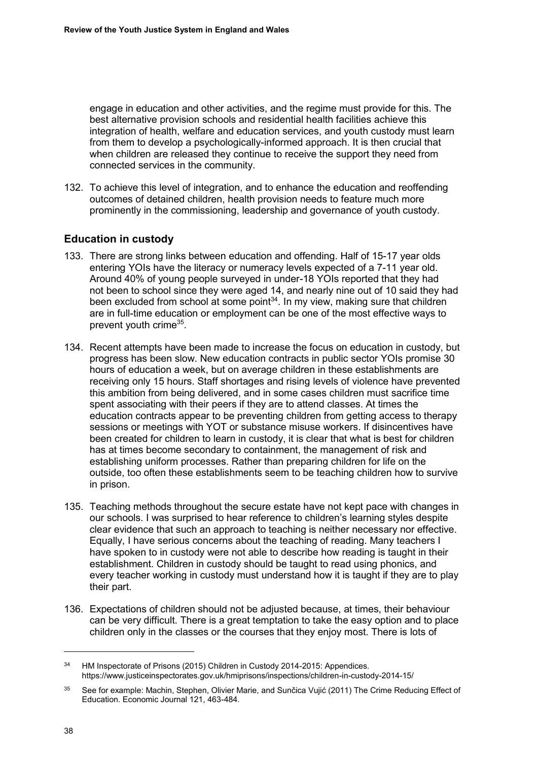engage in education and other activities, and the regime must provide for this. The best alternative provision schools and residential health facilities achieve this integration of health, welfare and education services, and youth custody must learn from them to develop a psychologically-informed approach. It is then crucial that when children are released they continue to receive the support they need from connected services in the community.

132. To achieve this level of integration, and to enhance the education and reoffending outcomes of detained children, health provision needs to feature much more prominently in the commissioning, leadership and governance of youth custody.

### Education in custody

133. There are strong links between education and offending. Half of 15-17 year olds entering YOIs have the literacy or numeracy levels expected of a 7-11 year old. Around 40% of young people surveyed in under-18 YOIs reported that they had not been to school since they were aged 14, and nearly nine out of 10 said they had been excluded from school at some point[34]. In my view, making sure that children are in full-time education or employment can be one of the most effective ways to prevent youth crime[35].

134. Recent attempts have been made to increase the focus on education in custody, but progress has been slow. New education contracts in public sector YOIs promise 30 hours of education a week, but on average children in these establishments are receiving only 15 hours. Staff shortages and rising levels of violence have prevented this ambition from being delivered, and in some cases children must sacrifice time spent associating with their peers if they are to attend classes. At times the education contracts appear to be preventing children from getting access to therapy sessions or meetings with YOT or substance misuse workers. If disincentives have been created for children to learn in custody, it is clear that what is best for children has at times become secondary to containment, the management of risk and establishing uniform processes. Rather than preparing children for life on the outside, too often these establishments seem to be teaching children how to survive in prison.

135. Teaching methods throughout the secure estate have not kept pace with changes in our schools. I was surprised to hear reference to children's learning styles despite clear evidence that such an approach to teaching is neither necessary nor effective. Equally, I have serious concerns about the teaching of reading. Many teachers I have spoken to in custody were not able to describe how reading is taught in their establishment. Children in custody should be taught to read using phonics, and every teacher working in custody must understand how it is taught if they are to play their part.

136. Expectations of children should not be adjusted because, at times, their behaviour can be very difficult. There is a great temptation to take the easy option and to place children only in the classes or the courses that they enjoy most. There is lots of

---

[34] HM Inspectorate of Prisons (2015) Children in Custody 2014-2015: Appendices. https://www.justiceinspectorates.gov.uk/hmiprisons/inspections/children-in-custody-2014-15/

[35] See for example: Machin, Stephen, Olivier Marie, and Sunčica Vujić (2011) The Crime Reducing Effect of Education. Economic Journal 121, 463-484.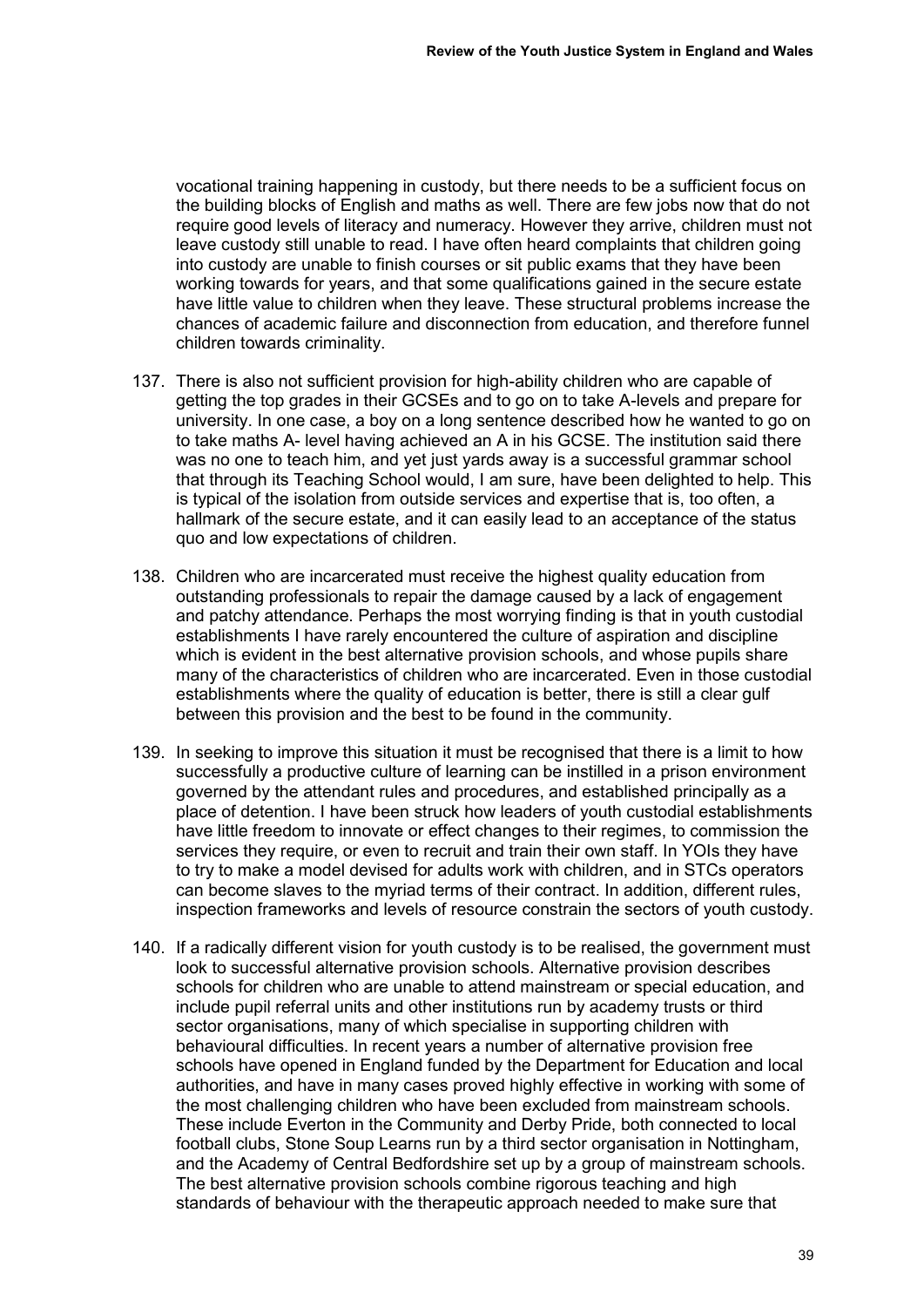vocational training happening in custody, but there needs to be a sufficient focus on the building blocks of English and maths as well. There are few jobs now that do not require good levels of literacy and numeracy. However they arrive, children must not leave custody still unable to read. I have often heard complaints that children going into custody are unable to finish courses or sit public exams that they have been working towards for years, and that some qualifications gained in the secure estate have little value to children when they leave. These structural problems increase the chances of academic failure and disconnection from education, and therefore funnel children towards criminality.

137. There is also not sufficient provision for high-ability children who are capable of getting the top grades in their GCSEs and to go on to take A-levels and prepare for university. In one case, a boy on a long sentence described how he wanted to go on to take maths A- level having achieved an A in his GCSE. The institution said there was no one to teach him, and yet just yards away is a successful grammar school that through its Teaching School would, I am sure, have been delighted to help. This is typical of the isolation from outside services and expertise that is, too often, a hallmark of the secure estate, and it can easily lead to an acceptance of the status quo and low expectations of children.

138. Children who are incarcerated must receive the highest quality education from outstanding professionals to repair the damage caused by a lack of engagement and patchy attendance. Perhaps the most worrying finding is that in youth custodial establishments I have rarely encountered the culture of aspiration and discipline which is evident in the best alternative provision schools, and whose pupils share many of the characteristics of children who are incarcerated. Even in those custodial establishments where the quality of education is better, there is still a clear gulf between this provision and the best to be found in the community.

139. In seeking to improve this situation it must be recognised that there is a limit to how successfully a productive culture of learning can be instilled in a prison environment governed by the attendant rules and procedures, and established principally as a place of detention. I have been struck how leaders of youth custodial establishments have little freedom to innovate or effect changes to their regimes, to commission the services they require, or even to recruit and train their own staff. In YOIs they have to try to make a model devised for adults work with children, and in STCs operators can become slaves to the myriad terms of their contract. In addition, different rules, inspection frameworks and levels of resource constrain the sectors of youth custody.

140. If a radically different vision for youth custody is to be realised, the government must look to successful alternative provision schools. Alternative provision describes schools for children who are unable to attend mainstream or special education, and include pupil referral units and other institutions run by academy trusts or third sector organisations, many of which specialise in supporting children with behavioural difficulties. In recent years a number of alternative provision free schools have opened in England funded by the Department for Education and local authorities, and have in many cases proved highly effective in working with some of the most challenging children who have been excluded from mainstream schools. These include Everton in the Community and Derby Pride, both connected to local football clubs, Stone Soup Learns run by a third sector organisation in Nottingham, and the Academy of Central Bedfordshire set up by a group of mainstream schools. The best alternative provision schools combine rigorous teaching and high standards of behaviour with the therapeutic approach needed to make sure that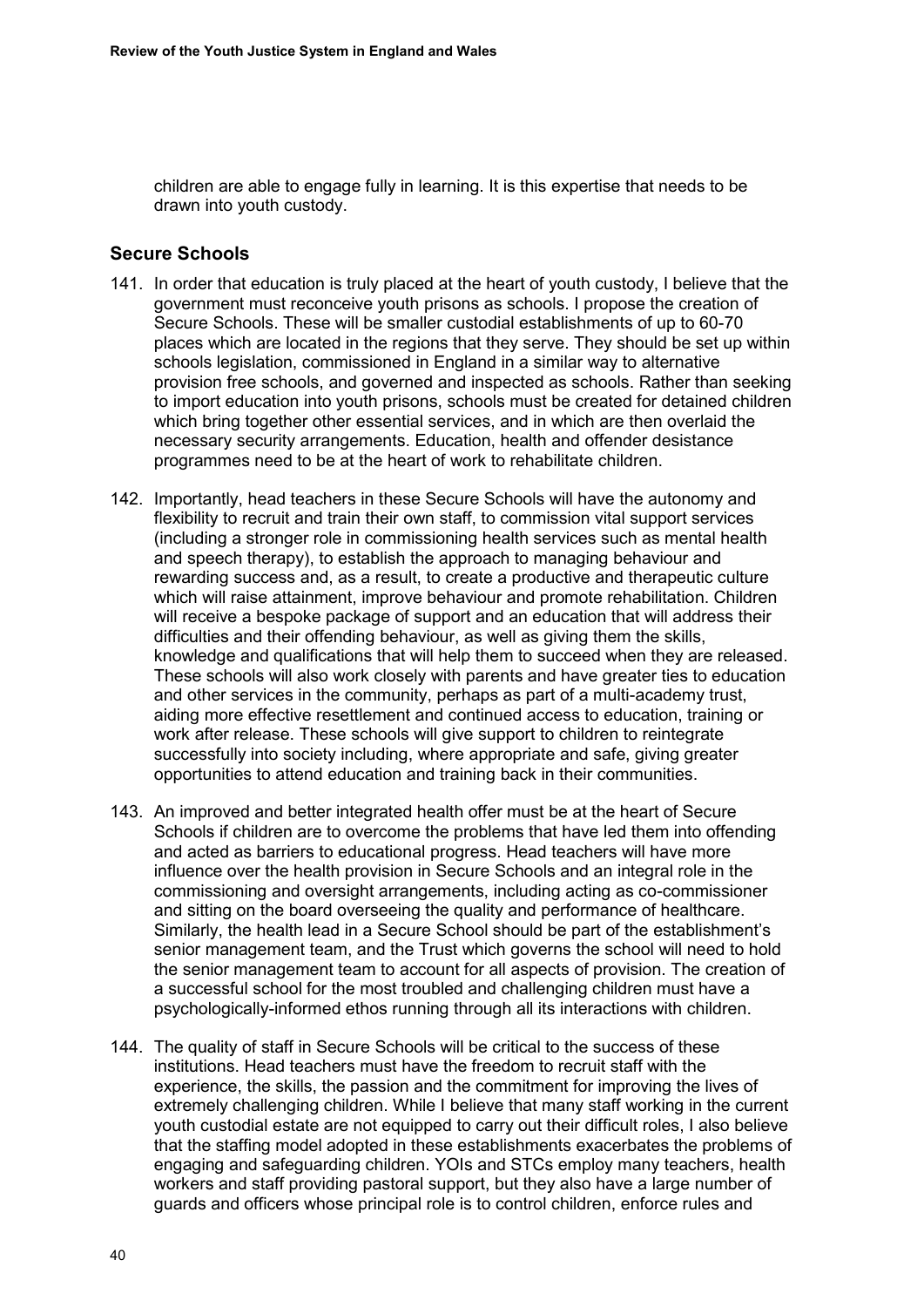children are able to engage fully in learning. It is this expertise that needs to be drawn into youth custody.

## Secure Schools

141. In order that education is truly placed at the heart of youth custody, I believe that the government must reconceive youth prisons as schools. I propose the creation of Secure Schools. These will be smaller custodial establishments of up to 60-70 places which are located in the regions that they serve. They should be set up within schools legislation, commissioned in England in a similar way to alternative provision free schools, and governed and inspected as schools. Rather than seeking to import education into youth prisons, schools must be created for detained children which bring together other essential services, and in which are then overlaid the necessary security arrangements. Education, health and offender desistance programmes need to be at the heart of work to rehabilitate children.

142. Importantly, head teachers in these Secure Schools will have the autonomy and flexibility to recruit and train their own staff, to commission vital support services (including a stronger role in commissioning health services such as mental health and speech therapy), to establish the approach to managing behaviour and rewarding success and, as a result, to create a productive and therapeutic culture which will raise attainment, improve behaviour and promote rehabilitation. Children will receive a bespoke package of support and an education that will address their difficulties and their offending behaviour, as well as giving them the skills, knowledge and qualifications that will help them to succeed when they are released. These schools will also work closely with parents and have greater ties to education and other services in the community, perhaps as part of a multi-academy trust, aiding more effective resettlement and continued access to education, training or work after release. These schools will give support to children to reintegrate successfully into society including, where appropriate and safe, giving greater opportunities to attend education and training back in their communities.

143. An improved and better integrated health offer must be at the heart of Secure Schools if children are to overcome the problems that have led them into offending and acted as barriers to educational progress. Head teachers will have more influence over the health provision in Secure Schools and an integral role in the commissioning and oversight arrangements, including acting as co-commissioner and sitting on the board overseeing the quality and performance of healthcare. Similarly, the health lead in a Secure School should be part of the establishment's senior management team, and the Trust which governs the school will need to hold the senior management team to account for all aspects of provision. The creation of a successful school for the most troubled and challenging children must have a psychologically-informed ethos running through all its interactions with children.

144. The quality of staff in Secure Schools will be critical to the success of these institutions. Head teachers must have the freedom to recruit staff with the experience, the skills, the passion and the commitment for improving the lives of extremely challenging children. While I believe that many staff working in the current youth custodial estate are not equipped to carry out their difficult roles, I also believe that the staffing model adopted in these establishments exacerbates the problems of engaging and safeguarding children. YOIs and STCs employ many teachers, health workers and staff providing pastoral support, but they also have a large number of guards and officers whose principal role is to control children, enforce rules and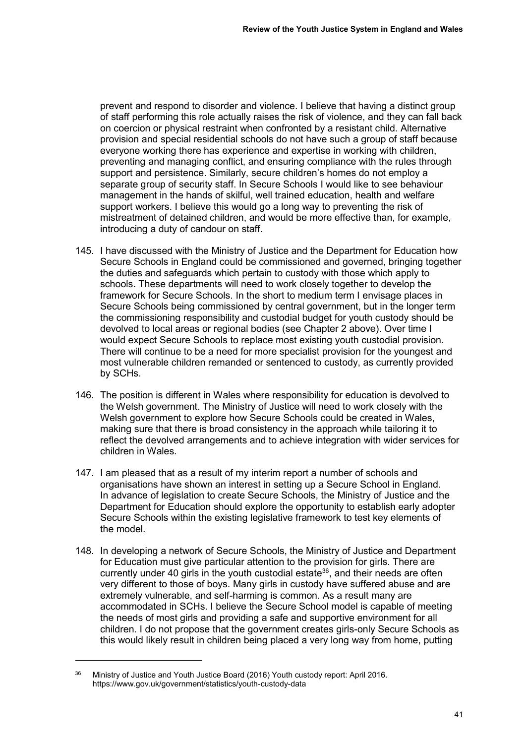prevent and respond to disorder and violence. I believe that having a distinct group of staff performing this role actually raises the risk of violence, and they can fall back on coercion or physical restraint when confronted by a resistant child. Alternative provision and special residential schools do not have such a group of staff because everyone working there has experience and expertise in working with children, preventing and managing conflict, and ensuring compliance with the rules through support and persistence. Similarly, secure children's homes do not employ a separate group of security staff. In Secure Schools I would like to see behaviour management in the hands of skilful, well trained education, health and welfare support workers. I believe this would go a long way to preventing the risk of mistreatment of detained children, and would be more effective than, for example, introducing a duty of candour on staff.

145. I have discussed with the Ministry of Justice and the Department for Education how Secure Schools in England could be commissioned and governed, bringing together the duties and safeguards which pertain to custody with those which apply to schools. These departments will need to work closely together to develop the framework for Secure Schools. In the short to medium term I envisage places in Secure Schools being commissioned by central government, but in the longer term the commissioning responsibility and custodial budget for youth custody should be devolved to local areas or regional bodies (see Chapter 2 above). Over time I would expect Secure Schools to replace most existing youth custodial provision. There will continue to be a need for more specialist provision for the youngest and most vulnerable children remanded or sentenced to custody, as currently provided by SCHs.

146. The position is different in Wales where responsibility for education is devolved to the Welsh government. The Ministry of Justice will need to work closely with the Welsh government to explore how Secure Schools could be created in Wales, making sure that there is broad consistency in the approach while tailoring it to reflect the devolved arrangements and to achieve integration with wider services for children in Wales.

147. I am pleased that as a result of my interim report a number of schools and organisations have shown an interest in setting up a Secure School in England. In advance of legislation to create Secure Schools, the Ministry of Justice and the Department for Education should explore the opportunity to establish early adopter Secure Schools within the existing legislative framework to test key elements of the model.

148. In developing a network of Secure Schools, the Ministry of Justice and Department for Education must give particular attention to the provision for girls. There are currently under 40 girls in the youth custodial estate[36], and their needs are often very different to those of boys. Many girls in custody have suffered abuse and are extremely vulnerable, and self-harming is common. As a result many are accommodated in SCHs. I believe the Secure School model is capable of meeting the needs of most girls and providing a safe and supportive environment for all children. I do not propose that the government creates girls-only Secure Schools as this would likely result in children being placed a very long way from home, putting

---

[36] Ministry of Justice and Youth Justice Board (2016) Youth custody report: April 2016. https://www.gov.uk/government/statistics/youth-custody-data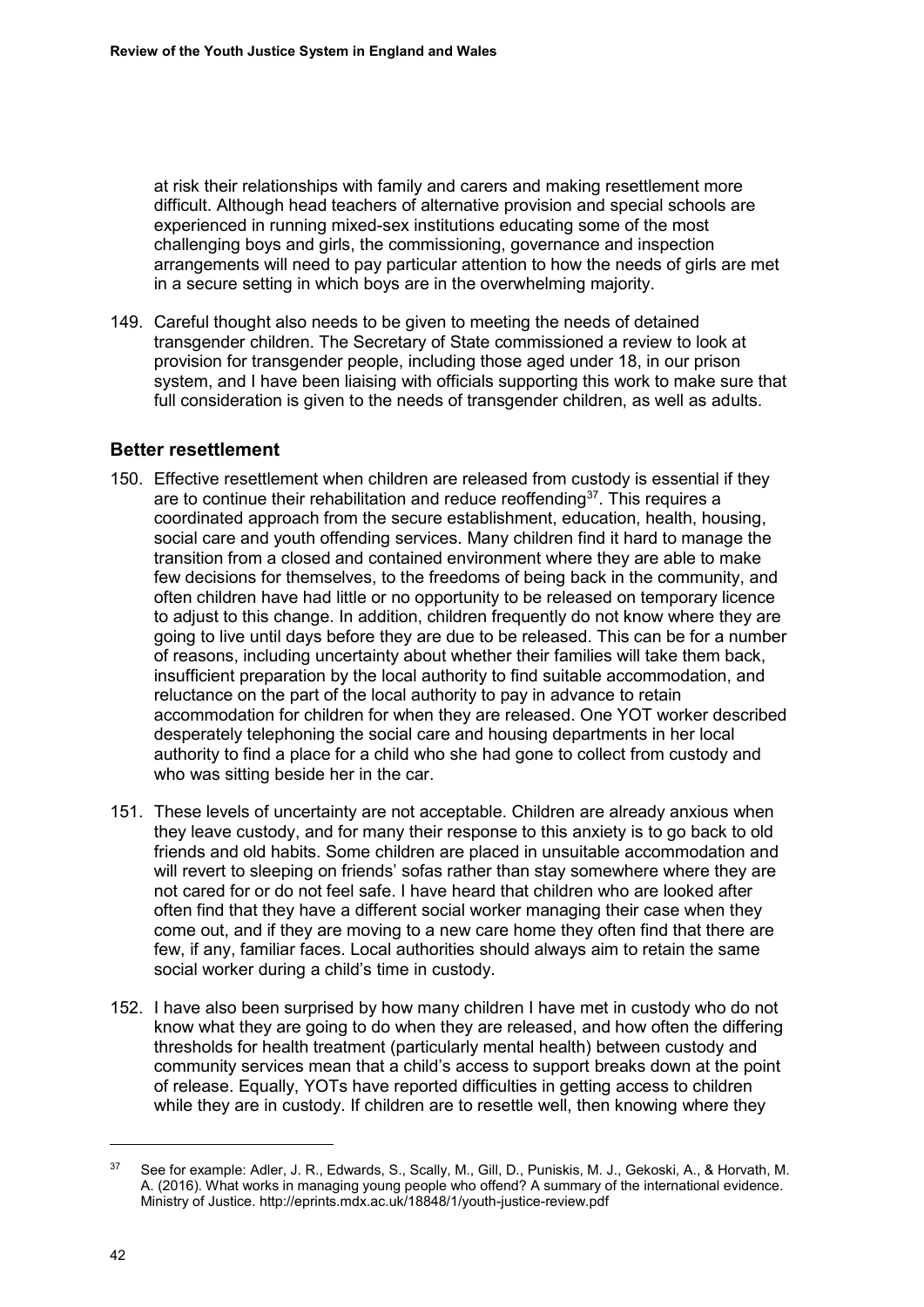at risk their relationships with family and carers and making resettlement more difficult. Although head teachers of alternative provision and special schools are experienced in running mixed-sex institutions educating some of the most challenging boys and girls, the commissioning, governance and inspection arrangements will need to pay particular attention to how the needs of girls are met in a secure setting in which boys are in the overwhelming majority.

149. Careful thought also needs to be given to meeting the needs of detained transgender children. The Secretary of State commissioned a review to look at provision for transgender people, including those aged under 18, in our prison system, and I have been liaising with officials supporting this work to make sure that full consideration is given to the needs of transgender children, as well as adults.

## Better resettlement

150. Effective resettlement when children are released from custody is essential if they are to continue their rehabilitation and reduce reoffending[37]. This requires a coordinated approach from the secure establishment, education, health, housing, social care and youth offending services. Many children find it hard to manage the transition from a closed and contained environment where they are able to make few decisions for themselves, to the freedoms of being back in the community, and often children have had little or no opportunity to be released on temporary licence to adjust to this change. In addition, children frequently do not know where they are going to live until days before they are due to be released. This can be for a number of reasons, including uncertainty about whether their families will take them back, insufficient preparation by the local authority to find suitable accommodation, and reluctance on the part of the local authority to pay in advance to retain accommodation for children for when they are released. One YOT worker described desperately telephoning the social care and housing departments in her local authority to find a place for a child who she had gone to collect from custody and who was sitting beside her in the car.

151. These levels of uncertainty are not acceptable. Children are already anxious when they leave custody, and for many their response to this anxiety is to go back to old friends and old habits. Some children are placed in unsuitable accommodation and will revert to sleeping on friends' sofas rather than stay somewhere where they are not cared for or do not feel safe. I have heard that children who are looked after often find that they have a different social worker managing their case when they come out, and if they are moving to a new care home they often find that there are few, if any, familiar faces. Local authorities should always aim to retain the same social worker during a child's time in custody.

152. I have also been surprised by how many children I have met in custody who do not know what they are going to do when they are released, and how often the differing thresholds for health treatment (particularly mental health) between custody and community services mean that a child's access to support breaks down at the point of release. Equally, YOTs have reported difficulties in getting access to children while they are in custody. If children are to resettle well, then knowing where they

---

[37] See for example: Adler, J. R., Edwards, S., Scally, M., Gill, D., Puniskis, M. J., Gekoski, A., & Horvath, M. A. (2016). What works in managing young people who offend? A summary of the international evidence. Ministry of Justice. http://eprints.mdx.ac.uk/18848/1/youth-justice-review.pdf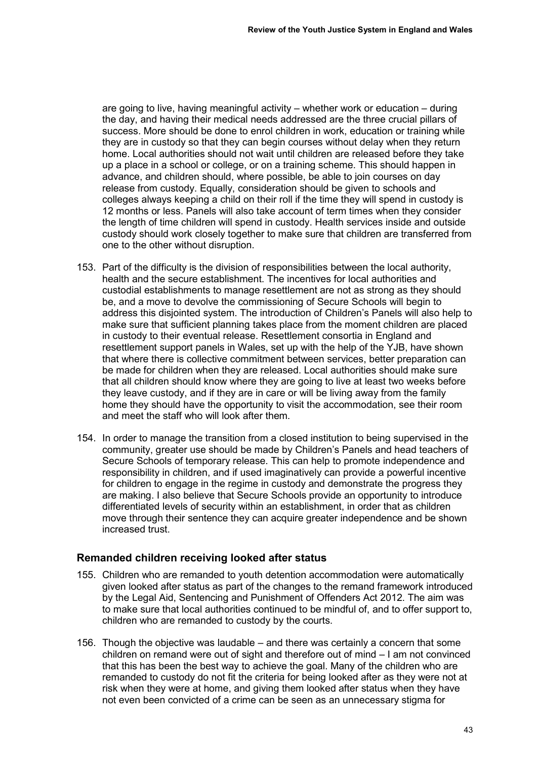are going to live, having meaningful activity – whether work or education – during the day, and having their medical needs addressed are the three crucial pillars of success. More should be done to enrol children in work, education or training while they are in custody so that they can begin courses without delay when they return home. Local authorities should not wait until children are released before they take up a place in a school or college, or on a training scheme. This should happen in advance, and children should, where possible, be able to join courses on day release from custody. Equally, consideration should be given to schools and colleges always keeping a child on their roll if the time they will spend in custody is 12 months or less. Panels will also take account of term times when they consider the length of time children will spend in custody. Health services inside and outside custody should work closely together to make sure that children are transferred from one to the other without disruption.

153. Part of the difficulty is the division of responsibilities between the local authority, health and the secure establishment. The incentives for local authorities and custodial establishments to manage resettlement are not as strong as they should be, and a move to devolve the commissioning of Secure Schools will begin to address this disjointed system. The introduction of Children's Panels will also help to make sure that sufficient planning takes place from the moment children are placed in custody to their eventual release. Resettlement consortia in England and resettlement support panels in Wales, set up with the help of the YJB, have shown that where there is collective commitment between services, better preparation can be made for children when they are released. Local authorities should make sure that all children should know where they are going to live at least two weeks before they leave custody, and if they are in care or will be living away from the family home they should have the opportunity to visit the accommodation, see their room and meet the staff who will look after them.

154. In order to manage the transition from a closed institution to being supervised in the community, greater use should be made by Children's Panels and head teachers of Secure Schools of temporary release. This can help to promote independence and responsibility in children, and if used imaginatively can provide a powerful incentive for children to engage in the regime in custody and demonstrate the progress they are making. I also believe that Secure Schools provide an opportunity to introduce differentiated levels of security within an establishment, in order that as children move through their sentence they can acquire greater independence and be shown increased trust.

### Remanded children receiving looked after status

155. Children who are remanded to youth detention accommodation were automatically given looked after status as part of the changes to the remand framework introduced by the Legal Aid, Sentencing and Punishment of Offenders Act 2012. The aim was to make sure that local authorities continued to be mindful of, and to offer support to, children who are remanded to custody by the courts.

156. Though the objective was laudable – and there was certainly a concern that some children on remand were out of sight and therefore out of mind – I am not convinced that this has been the best way to achieve the goal. Many of the children who are remanded to custody do not fit the criteria for being looked after as they were not at risk when they were at home, and giving them looked after status when they have not even been convicted of a crime can be seen as an unnecessary stigma for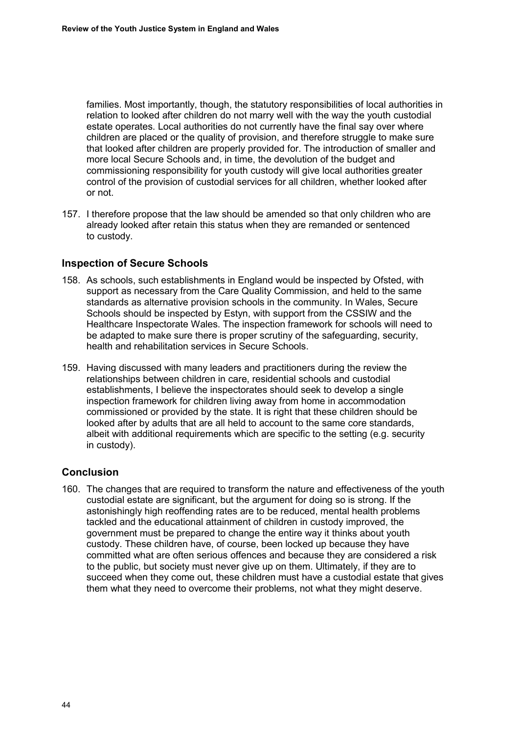families. Most importantly, though, the statutory responsibilities of local authorities in relation to looked after children do not marry well with the way the youth custodial estate operates. Local authorities do not currently have the final say over where children are placed or the quality of provision, and therefore struggle to make sure that looked after children are properly provided for. The introduction of smaller and more local Secure Schools and, in time, the devolution of the budget and commissioning responsibility for youth custody will give local authorities greater control of the provision of custodial services for all children, whether looked after or not.

157. I therefore propose that the law should be amended so that only children who are already looked after retain this status when they are remanded or sentenced to custody.

## Inspection of Secure Schools

158. As schools, such establishments in England would be inspected by Ofsted, with support as necessary from the Care Quality Commission, and held to the same standards as alternative provision schools in the community. In Wales, Secure Schools should be inspected by Estyn, with support from the CSSIW and the Healthcare Inspectorate Wales. The inspection framework for schools will need to be adapted to make sure there is proper scrutiny of the safeguarding, security, health and rehabilitation services in Secure Schools.

159. Having discussed with many leaders and practitioners during the review the relationships between children in care, residential schools and custodial establishments, I believe the inspectorates should seek to develop a single inspection framework for children living away from home in accommodation commissioned or provided by the state. It is right that these children should be looked after by adults that are all held to account to the same core standards, albeit with additional requirements which are specific to the setting (e.g. security in custody).

## Conclusion

160. The changes that are required to transform the nature and effectiveness of the youth custodial estate are significant, but the argument for doing so is strong. If the astonishingly high reoffending rates are to be reduced, mental health problems tackled and the educational attainment of children in custody improved, the government must be prepared to change the entire way it thinks about youth custody. These children have, of course, been locked up because they have committed what are often serious offences and because they are considered a risk to the public, but society must never give up on them. Ultimately, if they are to succeed when they come out, these children must have a custodial estate that gives them what they need to overcome their problems, not what they might deserve.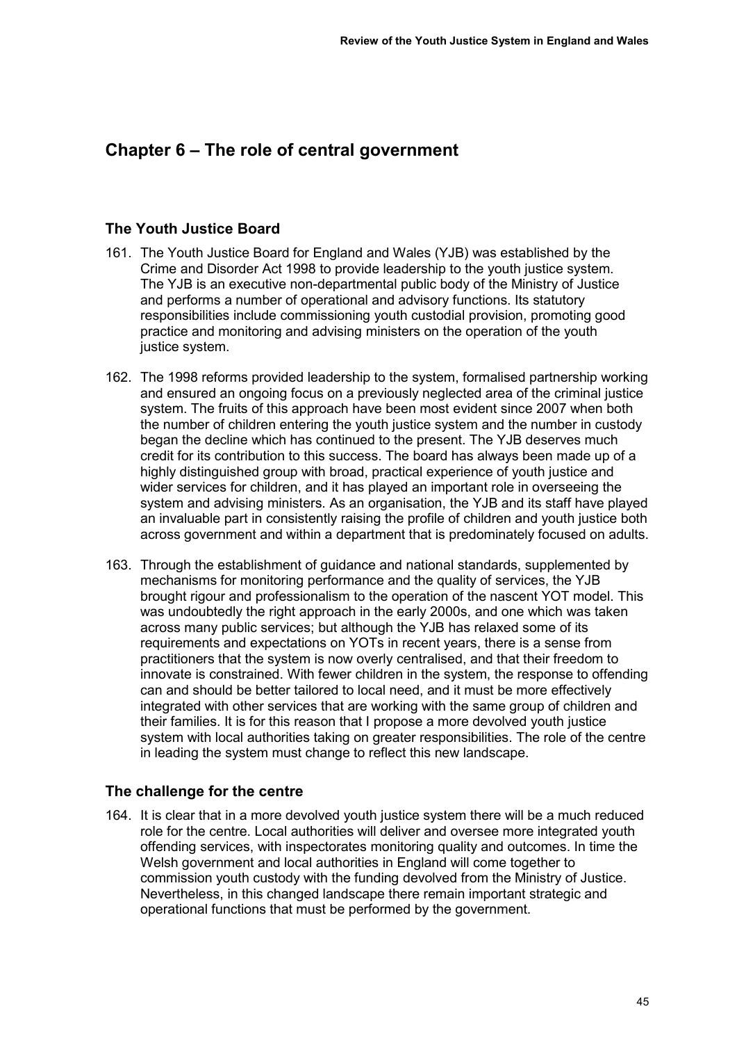# Chapter 6 – The role of central government

## The Youth Justice Board

161. The Youth Justice Board for England and Wales (YJB) was established by the Crime and Disorder Act 1998 to provide leadership to the youth justice system. The YJB is an executive non-departmental public body of the Ministry of Justice and performs a number of operational and advisory functions. Its statutory responsibilities include commissioning youth custodial provision, promoting good practice and monitoring and advising ministers on the operation of the youth justice system.

162. The 1998 reforms provided leadership to the system, formalised partnership working and ensured an ongoing focus on a previously neglected area of the criminal justice system. The fruits of this approach have been most evident since 2007 when both the number of children entering the youth justice system and the number in custody began the decline which has continued to the present. The YJB deserves much credit for its contribution to this success. The board has always been made up of a highly distinguished group with broad, practical experience of youth justice and wider services for children, and it has played an important role in overseeing the system and advising ministers. As an organisation, the YJB and its staff have played an invaluable part in consistently raising the profile of children and youth justice both across government and within a department that is predominately focused on adults.

163. Through the establishment of guidance and national standards, supplemented by mechanisms for monitoring performance and the quality of services, the YJB brought rigour and professionalism to the operation of the nascent YOT model. This was undoubtedly the right approach in the early 2000s, and one which was taken across many public services; but although the YJB has relaxed some of its requirements and expectations on YOTs in recent years, there is a sense from practitioners that the system is now overly centralised, and that their freedom to innovate is constrained. With fewer children in the system, the response to offending can and should be better tailored to local need, and it must be more effectively integrated with other services that are working with the same group of children and their families. It is for this reason that I propose a more devolved youth justice system with local authorities taking on greater responsibilities. The role of the centre in leading the system must change to reflect this new landscape.

## The challenge for the centre

164. It is clear that in a more devolved youth justice system there will be a much reduced role for the centre. Local authorities will deliver and oversee more integrated youth offending services, with inspectorates monitoring quality and outcomes. In time the Welsh government and local authorities in England will come together to commission youth custody with the funding devolved from the Ministry of Justice. Nevertheless, in this changed landscape there remain important strategic and operational functions that must be performed by the government.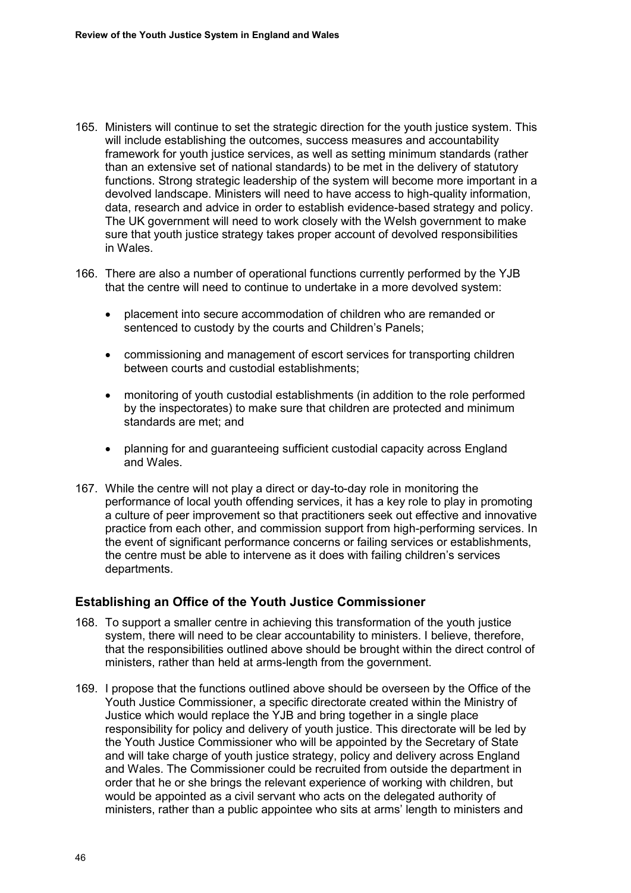165. Ministers will continue to set the strategic direction for the youth justice system. This will include establishing the outcomes, success measures and accountability framework for youth justice services, as well as setting minimum standards (rather than an extensive set of national standards) to be met in the delivery of statutory functions. Strong strategic leadership of the system will become more important in a devolved landscape. Ministers will need to have access to high-quality information, data, research and advice in order to establish evidence-based strategy and policy. The UK government will need to work closely with the Welsh government to make sure that youth justice strategy takes proper account of devolved responsibilities in Wales.

166. There are also a number of operational functions currently performed by the YJB that the centre will need to continue to undertake in a more devolved system:

    - placement into secure accommodation of children who are remanded or sentenced to custody by the courts and Children's Panels;
    - commissioning and management of escort services for transporting children between courts and custodial establishments;
    - monitoring of youth custodial establishments (in addition to the role performed by the inspectorates) to make sure that children are protected and minimum standards are met; and
    - planning for and guaranteeing sufficient custodial capacity across England and Wales.

167. While the centre will not play a direct or day-to-day role in monitoring the performance of local youth offending services, it has a key role to play in promoting a culture of peer improvement so that practitioners seek out effective and innovative practice from each other, and commission support from high-performing services. In the event of significant performance concerns or failing services or establishments, the centre must be able to intervene as it does with failing children's services departments.

## Establishing an Office of the Youth Justice Commissioner

168. To support a smaller centre in achieving this transformation of the youth justice system, there will need to be clear accountability to ministers. I believe, therefore, that the responsibilities outlined above should be brought within the direct control of ministers, rather than held at arms-length from the government.

169. I propose that the functions outlined above should be overseen by the Office of the Youth Justice Commissioner, a specific directorate created within the Ministry of Justice which would replace the YJB and bring together in a single place responsibility for policy and delivery of youth justice. This directorate will be led by the Youth Justice Commissioner who will be appointed by the Secretary of State and will take charge of youth justice strategy, policy and delivery across England and Wales. The Commissioner could be recruited from outside the department in order that he or she brings the relevant experience of working with children, but would be appointed as a civil servant who acts on the delegated authority of ministers, rather than a public appointee who sits at arms' length to ministers and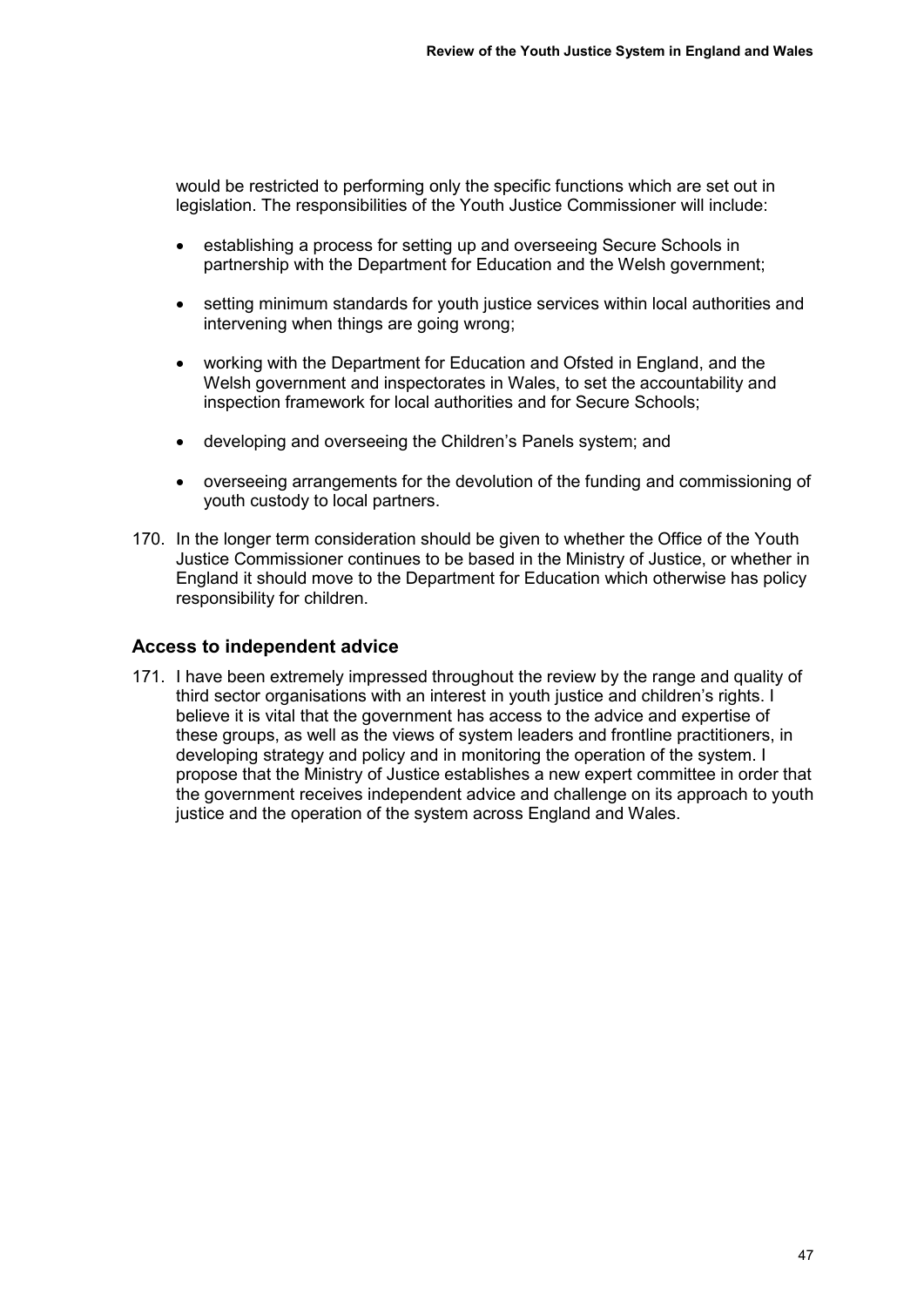would be restricted to performing only the specific functions which are set out in legislation. The responsibilities of the Youth Justice Commissioner will include:

- establishing a process for setting up and overseeing Secure Schools in partnership with the Department for Education and the Welsh government;
- setting minimum standards for youth justice services within local authorities and intervening when things are going wrong;
- working with the Department for Education and Ofsted in England, and the Welsh government and inspectorates in Wales, to set the accountability and inspection framework for local authorities and for Secure Schools;
- developing and overseeing the Children's Panels system; and
- overseeing arrangements for the devolution of the funding and commissioning of youth custody to local partners.

170. In the longer term consideration should be given to whether the Office of the Youth Justice Commissioner continues to be based in the Ministry of Justice, or whether in England it should move to the Department for Education which otherwise has policy responsibility for children.

### Access to independent advice

171. I have been extremely impressed throughout the review by the range and quality of third sector organisations with an interest in youth justice and children's rights. I believe it is vital that the government has access to the advice and expertise of these groups, as well as the views of system leaders and frontline practitioners, in developing strategy and policy and in monitoring the operation of the system. I propose that the Ministry of Justice establishes a new expert committee in order that the government receives independent advice and challenge on its approach to youth justice and the operation of the system across England and Wales.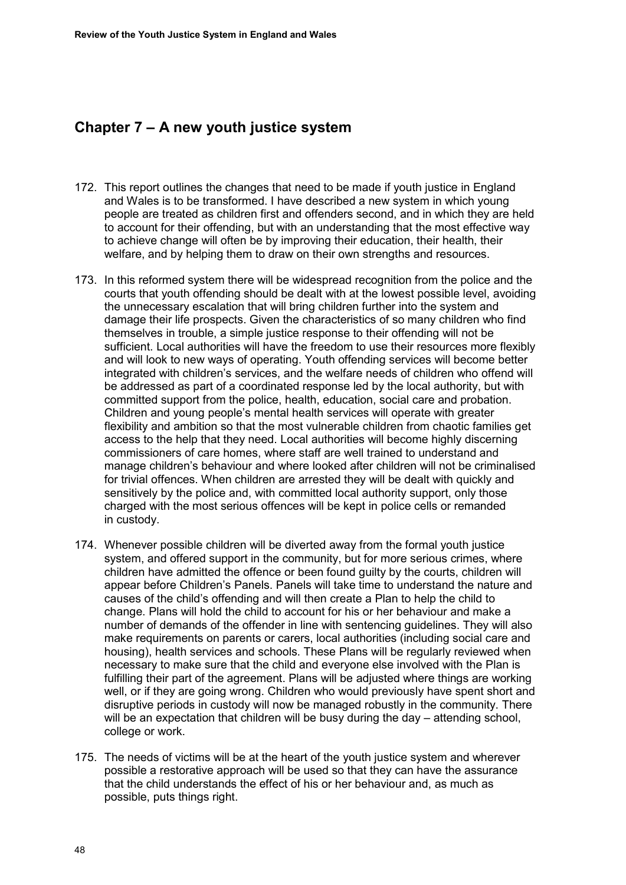## Chapter 7 – A new youth justice system

172. This report outlines the changes that need to be made if youth justice in England and Wales is to be transformed. I have described a new system in which young people are treated as children first and offenders second, and in which they are held to account for their offending, but with an understanding that the most effective way to achieve change will often be by improving their education, their health, their welfare, and by helping them to draw on their own strengths and resources.

173. In this reformed system there will be widespread recognition from the police and the courts that youth offending should be dealt with at the lowest possible level, avoiding the unnecessary escalation that will bring children further into the system and damage their life prospects. Given the characteristics of so many children who find themselves in trouble, a simple justice response to their offending will not be sufficient. Local authorities will have the freedom to use their resources more flexibly and will look to new ways of operating. Youth offending services will become better integrated with children's services, and the welfare needs of children who offend will be addressed as part of a coordinated response led by the local authority, but with committed support from the police, health, education, social care and probation. Children and young people's mental health services will operate with greater flexibility and ambition so that the most vulnerable children from chaotic families get access to the help that they need. Local authorities will become highly discerning commissioners of care homes, where staff are well trained to understand and manage children's behaviour and where looked after children will not be criminalised for trivial offences. When children are arrested they will be dealt with quickly and sensitively by the police and, with committed local authority support, only those charged with the most serious offences will be kept in police cells or remanded in custody.

174. Whenever possible children will be diverted away from the formal youth justice system, and offered support in the community, but for more serious crimes, where children have admitted the offence or been found guilty by the courts, children will appear before Children's Panels. Panels will take time to understand the nature and causes of the child's offending and will then create a Plan to help the child to change. Plans will hold the child to account for his or her behaviour and make a number of demands of the offender in line with sentencing guidelines. They will also make requirements on parents or carers, local authorities (including social care and housing), health services and schools. These Plans will be regularly reviewed when necessary to make sure that the child and everyone else involved with the Plan is fulfilling their part of the agreement. Plans will be adjusted where things are working well, or if they are going wrong. Children who would previously have spent short and disruptive periods in custody will now be managed robustly in the community. There will be an expectation that children will be busy during the day – attending school, college or work.

175. The needs of victims will be at the heart of the youth justice system and wherever possible a restorative approach will be used so that they can have the assurance that the child understands the effect of his or her behaviour and, as much as possible, puts things right.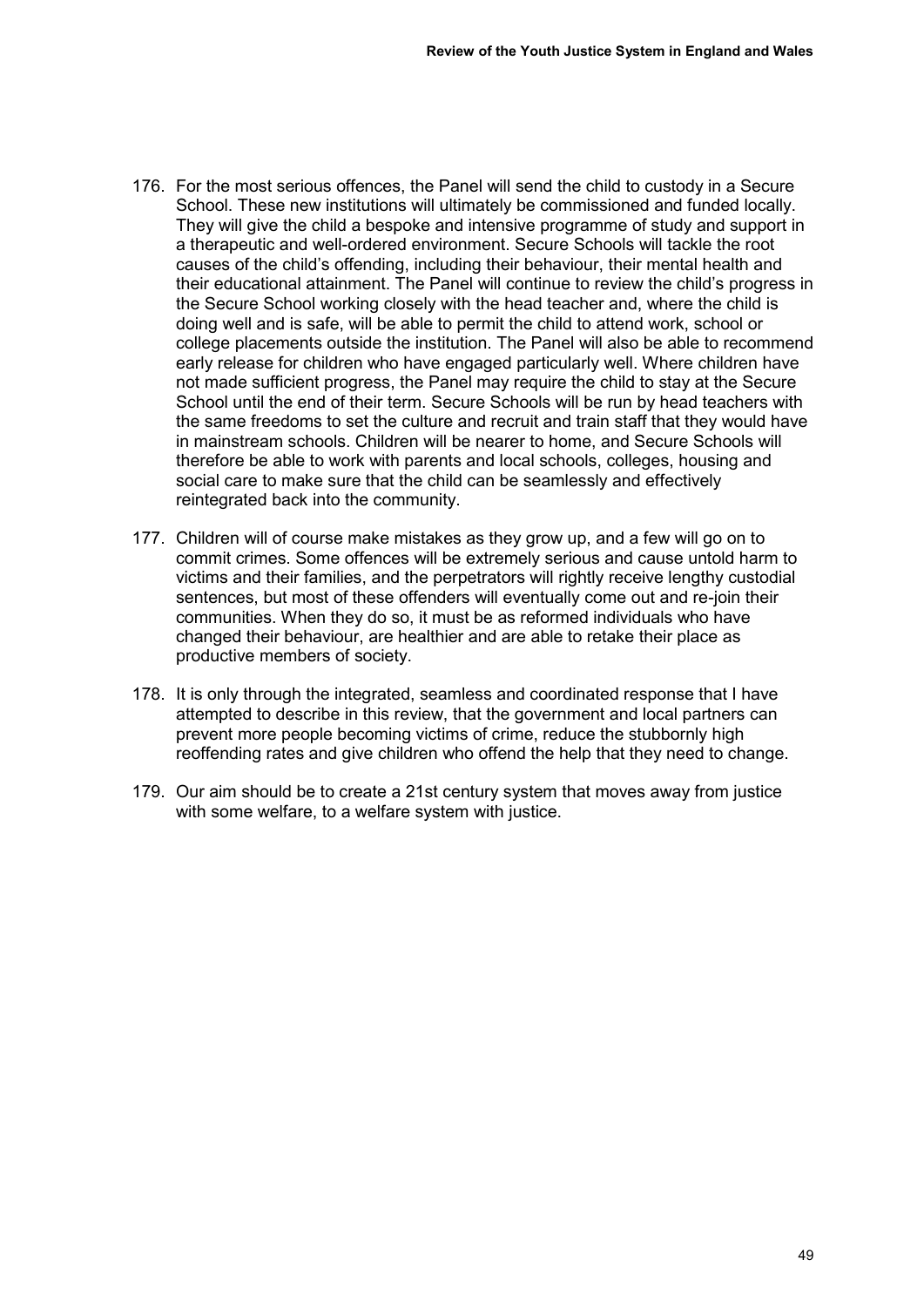176. For the most serious offences, the Panel will send the child to custody in a Secure School. These new institutions will ultimately be commissioned and funded locally. They will give the child a bespoke and intensive programme of study and support in a therapeutic and well-ordered environment. Secure Schools will tackle the root causes of the child's offending, including their behaviour, their mental health and their educational attainment. The Panel will continue to review the child's progress in the Secure School working closely with the head teacher and, where the child is doing well and is safe, will be able to permit the child to attend work, school or college placements outside the institution. The Panel will also be able to recommend early release for children who have engaged particularly well. Where children have not made sufficient progress, the Panel may require the child to stay at the Secure School until the end of their term. Secure Schools will be run by head teachers with the same freedoms to set the culture and recruit and train staff that they would have in mainstream schools. Children will be nearer to home, and Secure Schools will therefore be able to work with parents and local schools, colleges, housing and social care to make sure that the child can be seamlessly and effectively reintegrated back into the community.

177. Children will of course make mistakes as they grow up, and a few will go on to commit crimes. Some offences will be extremely serious and cause untold harm to victims and their families, and the perpetrators will rightly receive lengthy custodial sentences, but most of these offenders will eventually come out and re-join their communities. When they do so, it must be as reformed individuals who have changed their behaviour, are healthier and are able to retake their place as productive members of society.

178. It is only through the integrated, seamless and coordinated response that I have attempted to describe in this review, that the government and local partners can prevent more people becoming victims of crime, reduce the stubbornly high reoffending rates and give children who offend the help that they need to change.

179. Our aim should be to create a 21st century system that moves away from justice with some welfare, to a welfare system with justice.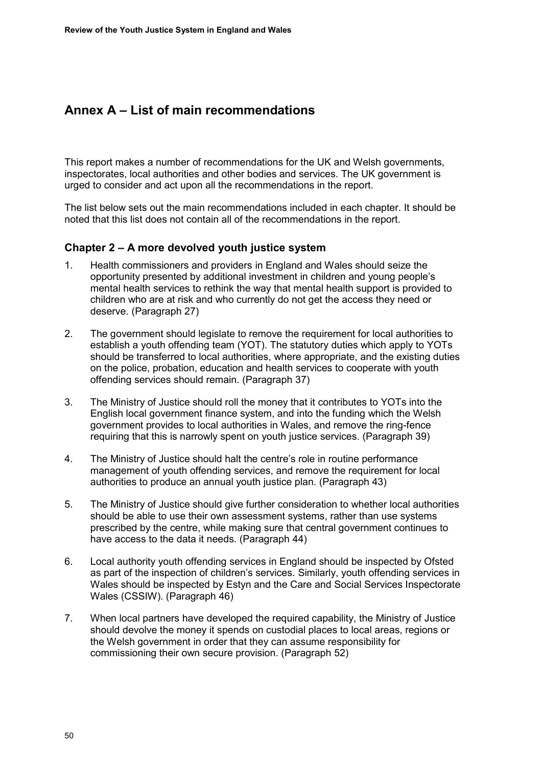# Annex A – List of main recommendations

This report makes a number of recommendations for the UK and Welsh governments, inspectorates, local authorities and other bodies and services. The UK government is urged to consider and act upon all the recommendations in the report.

The list below sets out the main recommendations included in each chapter. It should be noted that this list does not contain all of the recommendations in the report.

## Chapter 2 – A more devolved youth justice system

1. Health commissioners and providers in England and Wales should seize the opportunity presented by additional investment in children and young people's mental health services to rethink the way that mental health support is provided to children who are at risk and who currently do not get the access they need or deserve. (Paragraph 27)

2. The government should legislate to remove the requirement for local authorities to establish a youth offending team (YOT). The statutory duties which apply to YOTs should be transferred to local authorities, where appropriate, and the existing duties on the police, probation, education and health services to cooperate with youth offending services should remain. (Paragraph 37)

3. The Ministry of Justice should roll the money that it contributes to YOTs into the English local government finance system, and into the funding which the Welsh government provides to local authorities in Wales, and remove the ring-fence requiring that this is narrowly spent on youth justice services. (Paragraph 39)

4. The Ministry of Justice should halt the centre's role in routine performance management of youth offending services, and remove the requirement for local authorities to produce an annual youth justice plan. (Paragraph 43)

5. The Ministry of Justice should give further consideration to whether local authorities should be able to use their own assessment systems, rather than use systems prescribed by the centre, while making sure that central government continues to have access to the data it needs. (Paragraph 44)

6. Local authority youth offending services in England should be inspected by Ofsted as part of the inspection of children's services. Similarly, youth offending services in Wales should be inspected by Estyn and the Care and Social Services Inspectorate Wales (CSSIW). (Paragraph 46)

7. When local partners have developed the required capability, the Ministry of Justice should devolve the money it spends on custodial places to local areas, regions or the Welsh government in order that they can assume responsibility for commissioning their own secure provision. (Paragraph 52)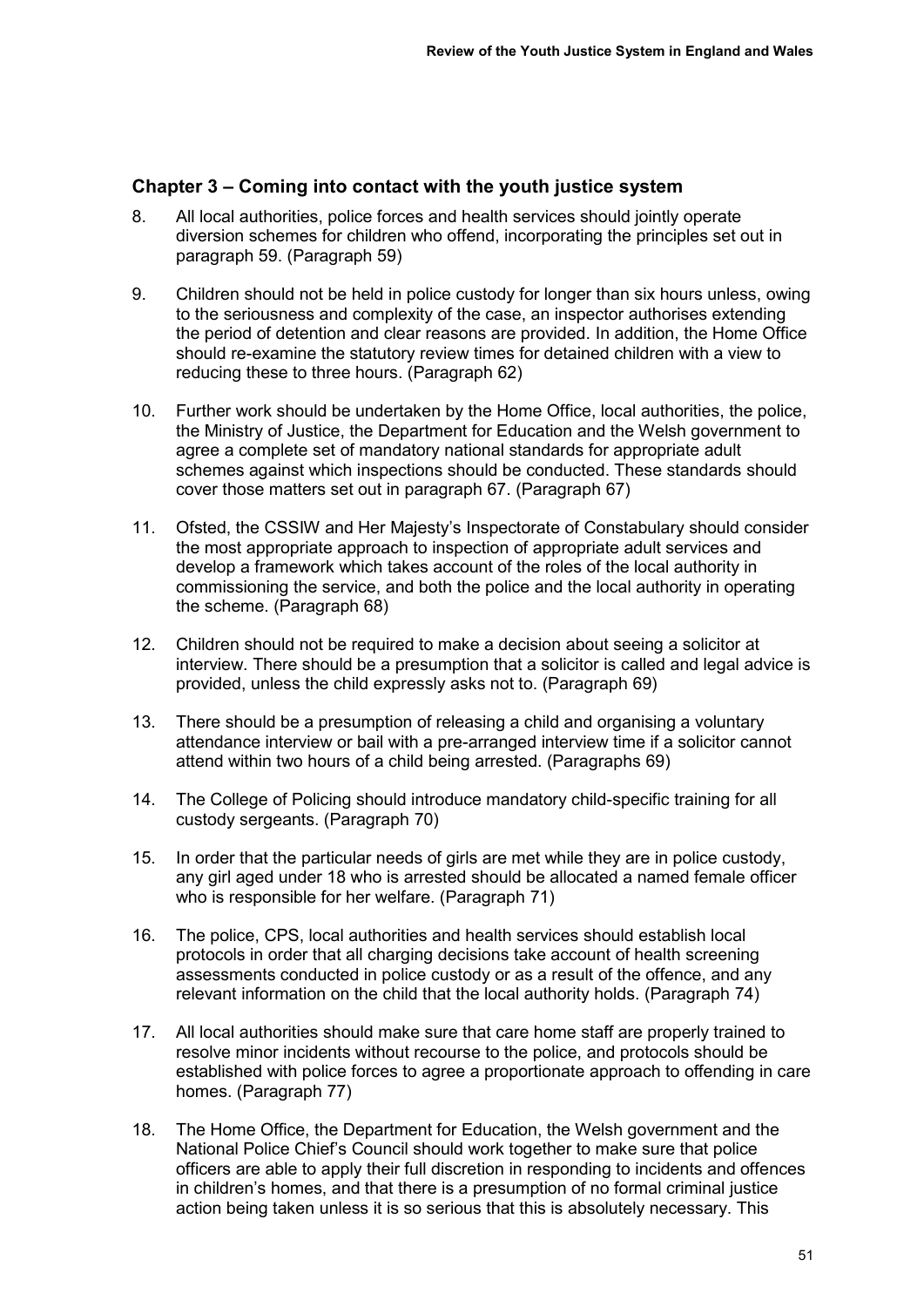## Chapter 3 – Coming into contact with the youth justice system

8. All local authorities, police forces and health services should jointly operate diversion schemes for children who offend, incorporating the principles set out in paragraph 59. (Paragraph 59)

9. Children should not be held in police custody for longer than six hours unless, owing to the seriousness and complexity of the case, an inspector authorises extending the period of detention and clear reasons are provided. In addition, the Home Office should re-examine the statutory review times for detained children with a view to reducing these to three hours. (Paragraph 62)

10. Further work should be undertaken by the Home Office, local authorities, the police, the Ministry of Justice, the Department for Education and the Welsh government to agree a complete set of mandatory national standards for appropriate adult schemes against which inspections should be conducted. These standards should cover those matters set out in paragraph 67. (Paragraph 67)

11. Ofsted, the CSSIW and Her Majesty's Inspectorate of Constabulary should consider the most appropriate approach to inspection of appropriate adult services and develop a framework which takes account of the roles of the local authority in commissioning the service, and both the police and the local authority in operating the scheme. (Paragraph 68)

12. Children should not be required to make a decision about seeing a solicitor at interview. There should be a presumption that a solicitor is called and legal advice is provided, unless the child expressly asks not to. (Paragraph 69)

13. There should be a presumption of releasing a child and organising a voluntary attendance interview or bail with a pre-arranged interview time if a solicitor cannot attend within two hours of a child being arrested. (Paragraphs 69)

14. The College of Policing should introduce mandatory child-specific training for all custody sergeants. (Paragraph 70)

15. In order that the particular needs of girls are met while they are in police custody, any girl aged under 18 who is arrested should be allocated a named female officer who is responsible for her welfare. (Paragraph 71)

16. The police, CPS, local authorities and health services should establish local protocols in order that all charging decisions take account of health screening assessments conducted in police custody or as a result of the offence, and any relevant information on the child that the local authority holds. (Paragraph 74)

17. All local authorities should make sure that care home staff are properly trained to resolve minor incidents without recourse to the police, and protocols should be established with police forces to agree a proportionate approach to offending in care homes. (Paragraph 77)

18. The Home Office, the Department for Education, the Welsh government and the National Police Chief's Council should work together to make sure that police officers are able to apply their full discretion in responding to incidents and offences in children's homes, and that there is a presumption of no formal criminal justice action being taken unless it is so serious that this is absolutely necessary. This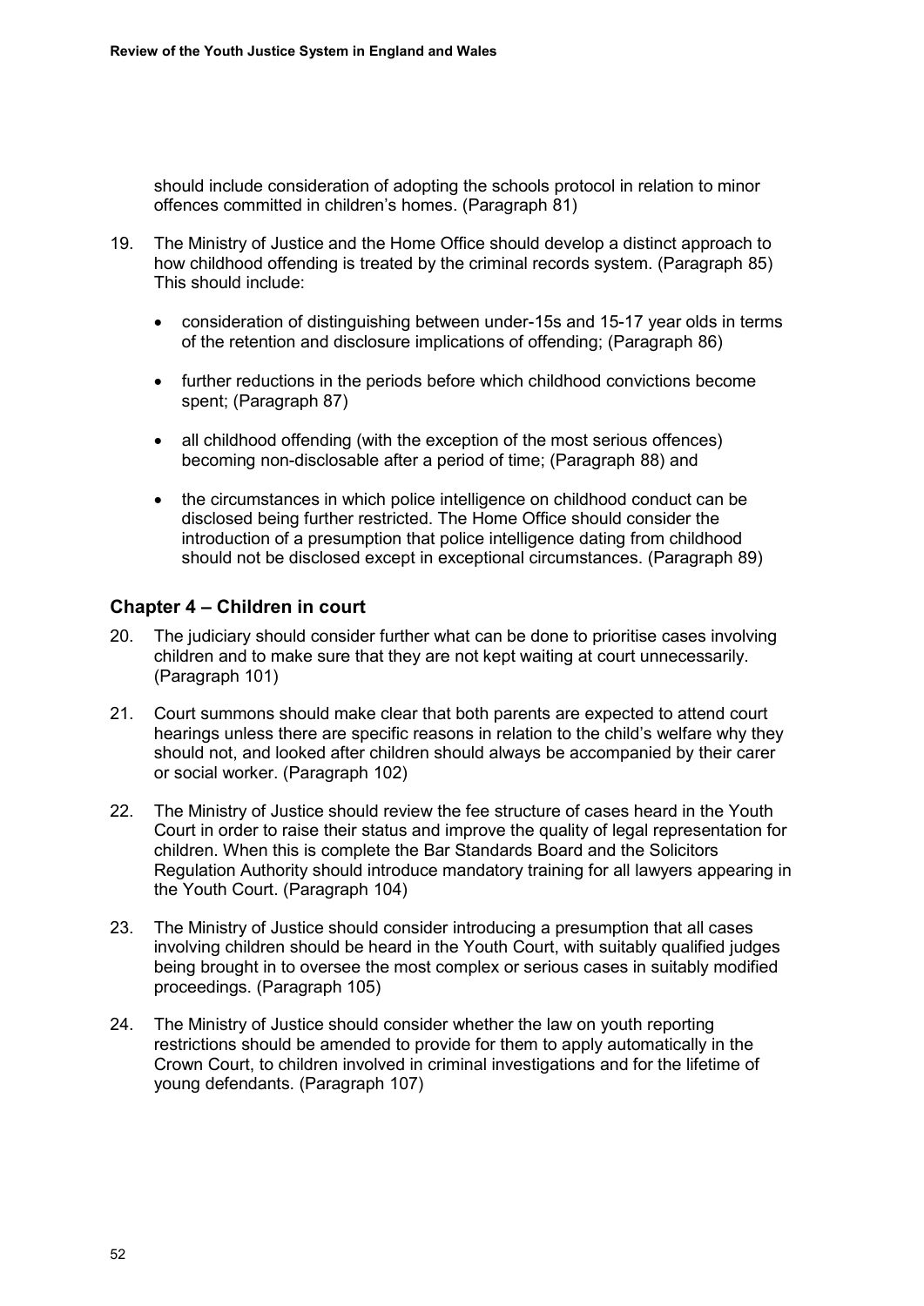should include consideration of adopting the schools protocol in relation to minor offences committed in children's homes. (Paragraph 81)

19. The Ministry of Justice and the Home Office should develop a distinct approach to how childhood offending is treated by the criminal records system. (Paragraph 85) This should include:

    - consideration of distinguishing between under-15s and 15-17 year olds in terms of the retention and disclosure implications of offending; (Paragraph 86)
    - further reductions in the periods before which childhood convictions become spent; (Paragraph 87)
    - all childhood offending (with the exception of the most serious offences) becoming non-disclosable after a period of time; (Paragraph 88) and
    - the circumstances in which police intelligence on childhood conduct can be disclosed being further restricted. The Home Office should consider the introduction of a presumption that police intelligence dating from childhood should not be disclosed except in exceptional circumstances. (Paragraph 89)

## Chapter 4 – Children in court

20. The judiciary should consider further what can be done to prioritise cases involving children and to make sure that they are not kept waiting at court unnecessarily. (Paragraph 101)

21. Court summons should make clear that both parents are expected to attend court hearings unless there are specific reasons in relation to the child's welfare why they should not, and looked after children should always be accompanied by their carer or social worker. (Paragraph 102)

22. The Ministry of Justice should review the fee structure of cases heard in the Youth Court in order to raise their status and improve the quality of legal representation for children. When this is complete the Bar Standards Board and the Solicitors Regulation Authority should introduce mandatory training for all lawyers appearing in the Youth Court. (Paragraph 104)

23. The Ministry of Justice should consider introducing a presumption that all cases involving children should be heard in the Youth Court, with suitably qualified judges being brought in to oversee the most complex or serious cases in suitably modified proceedings. (Paragraph 105)

24. The Ministry of Justice should consider whether the law on youth reporting restrictions should be amended to provide for them to apply automatically in the Crown Court, to children involved in criminal investigations and for the lifetime of young defendants. (Paragraph 107)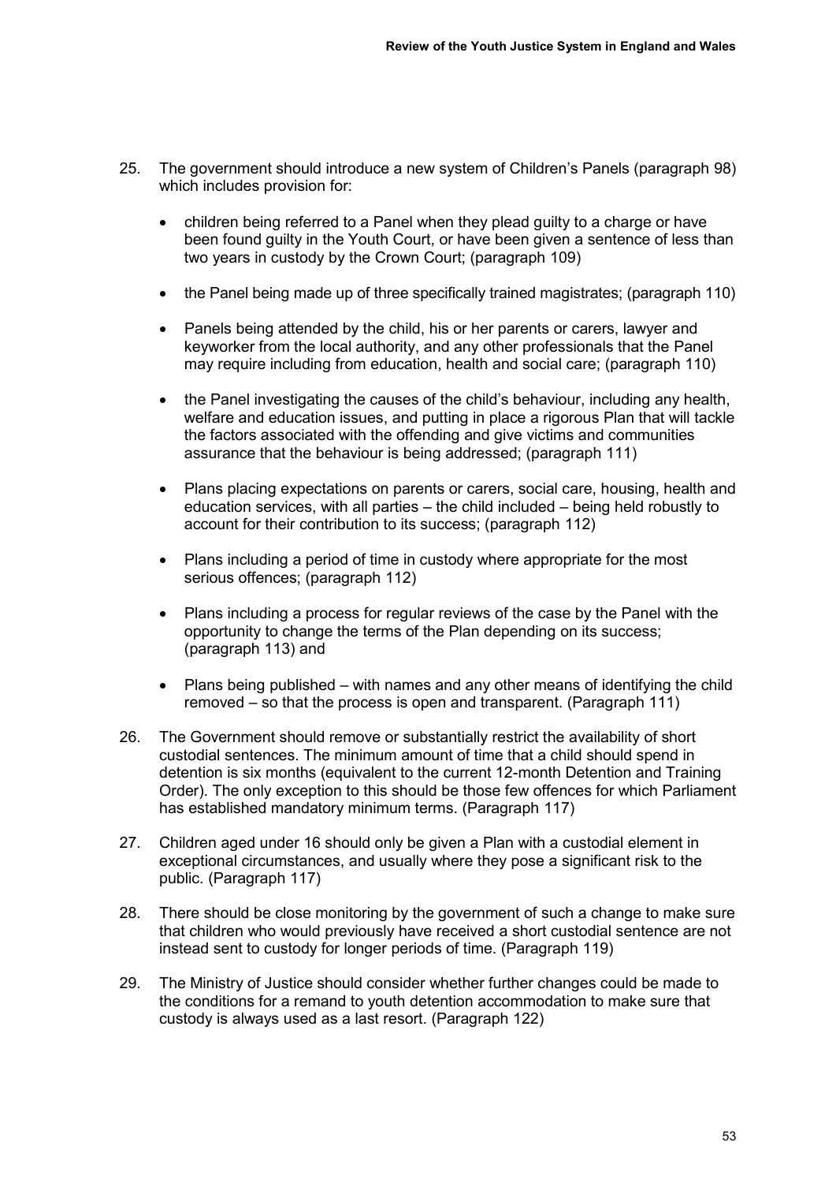25. The government should introduce a new system of Children's Panels (paragraph 98) which includes provision for:

    - children being referred to a Panel when they plead guilty to a charge or have been found guilty in the Youth Court, or have been given a sentence of less than two years in custody by the Crown Court; (paragraph 109)
    - the Panel being made up of three specifically trained magistrates; (paragraph 110)
    - Panels being attended by the child, his or her parents or carers, lawyer and keyworker from the local authority, and any other professionals that the Panel may require including from education, health and social care; (paragraph 110)
    - the Panel investigating the causes of the child's behaviour, including any health, welfare and education issues, and putting in place a rigorous Plan that will tackle the factors associated with the offending and give victims and communities assurance that the behaviour is being addressed; (paragraph 111)
    - Plans placing expectations on parents or carers, social care, housing, health and education services, with all parties – the child included – being held robustly to account for their contribution to its success; (paragraph 112)
    - Plans including a period of time in custody where appropriate for the most serious offences; (paragraph 112)
    - Plans including a process for regular reviews of the case by the Panel with the opportunity to change the terms of the Plan depending on its success; (paragraph 113) and
    - Plans being published – with names and any other means of identifying the child removed – so that the process is open and transparent. (Paragraph 111)

26. The Government should remove or substantially restrict the availability of short custodial sentences. The minimum amount of time that a child should spend in detention is six months (equivalent to the current 12-month Detention and Training Order). The only exception to this should be those few offences for which Parliament has established mandatory minimum terms. (Paragraph 117)

27. Children aged under 16 should only be given a Plan with a custodial element in exceptional circumstances, and usually where they pose a significant risk to the public. (Paragraph 117)

28. There should be close monitoring by the government of such a change to make sure that children who would previously have received a short custodial sentence are not instead sent to custody for longer periods of time. (Paragraph 119)

29. The Ministry of Justice should consider whether further changes could be made to the conditions for a remand to youth detention accommodation to make sure that custody is always used as a last resort. (Paragraph 122)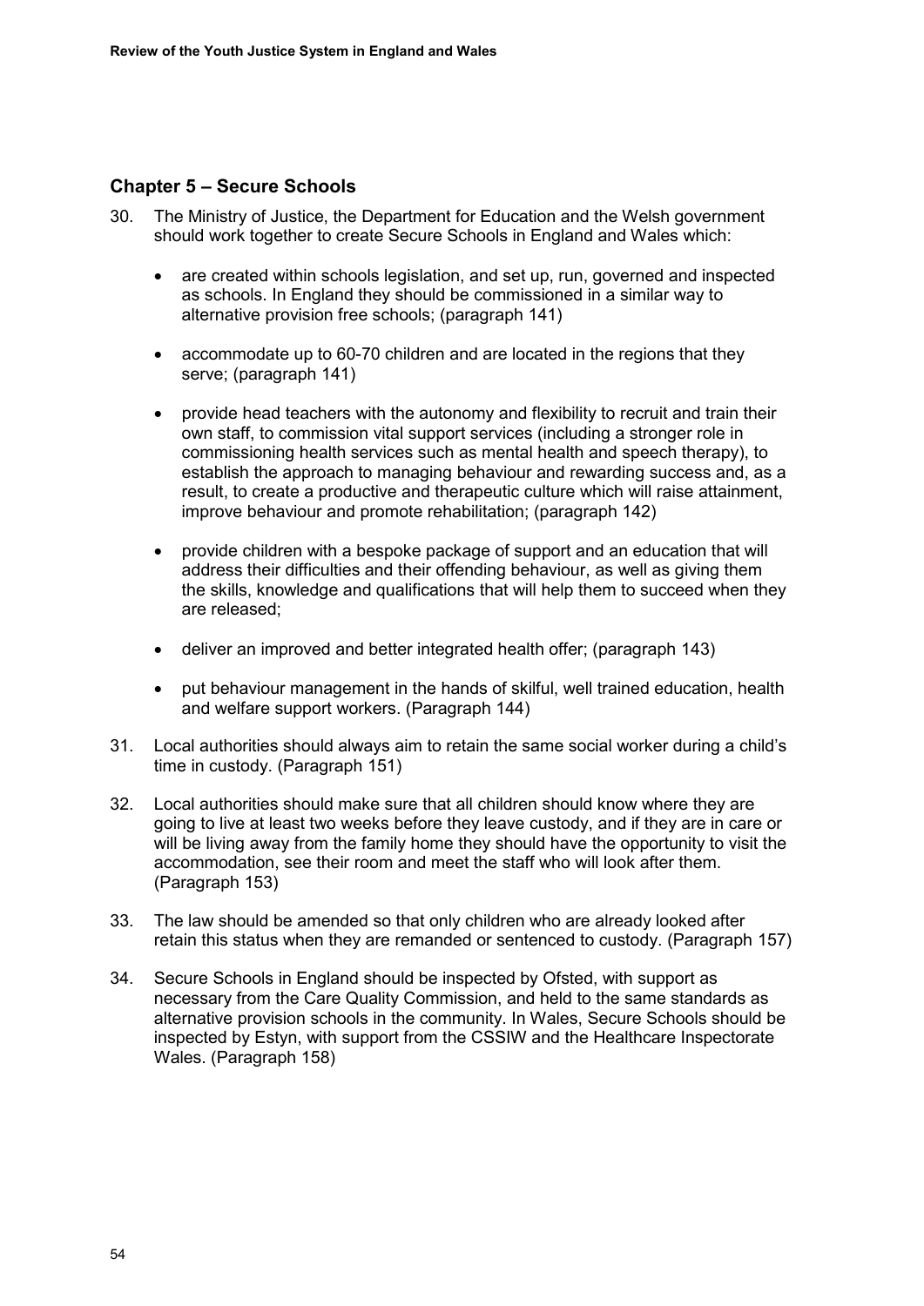## Chapter 5 – Secure Schools

30. The Ministry of Justice, the Department for Education and the Welsh government should work together to create Secure Schools in England and Wales which:

    - are created within schools legislation, and set up, run, governed and inspected as schools. In England they should be commissioned in a similar way to alternative provision free schools; (paragraph 141)
    - accommodate up to 60-70 children and are located in the regions that they serve; (paragraph 141)
    - provide head teachers with the autonomy and flexibility to recruit and train their own staff, to commission vital support services (including a stronger role in commissioning health services such as mental health and speech therapy), to establish the approach to managing behaviour and rewarding success and, as a result, to create a productive and therapeutic culture which will raise attainment, improve behaviour and promote rehabilitation; (paragraph 142)
    - provide children with a bespoke package of support and an education that will address their difficulties and their offending behaviour, as well as giving them the skills, knowledge and qualifications that will help them to succeed when they are released;
    - deliver an improved and better integrated health offer; (paragraph 143)
    - put behaviour management in the hands of skilful, well trained education, health and welfare support workers. (Paragraph 144)

31. Local authorities should always aim to retain the same social worker during a child's time in custody. (Paragraph 151)

32. Local authorities should make sure that all children should know where they are going to live at least two weeks before they leave custody, and if they are in care or will be living away from the family home they should have the opportunity to visit the accommodation, see their room and meet the staff who will look after them. (Paragraph 153)

33. The law should be amended so that only children who are already looked after retain this status when they are remanded or sentenced to custody. (Paragraph 157)

34. Secure Schools in England should be inspected by Ofsted, with support as necessary from the Care Quality Commission, and held to the same standards as alternative provision schools in the community. In Wales, Secure Schools should be inspected by Estyn, with support from the CSSIW and the Healthcare Inspectorate Wales. (Paragraph 158)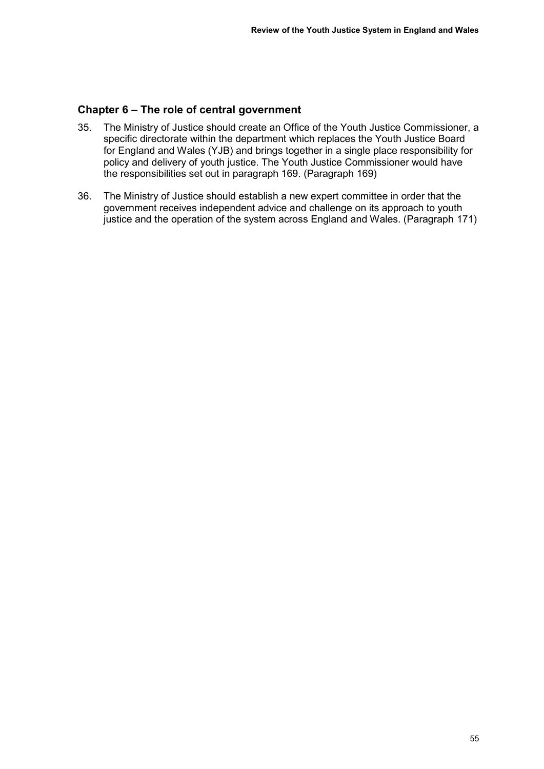## Chapter 6 – The role of central government

35. The Ministry of Justice should create an Office of the Youth Justice Commissioner, a specific directorate within the department which replaces the Youth Justice Board for England and Wales (YJB) and brings together in a single place responsibility for policy and delivery of youth justice. The Youth Justice Commissioner would have the responsibilities set out in paragraph 169. (Paragraph 169)

36. The Ministry of Justice should establish a new expert committee in order that the government receives independent advice and challenge on its approach to youth justice and the operation of the system across England and Wales. (Paragraph 171)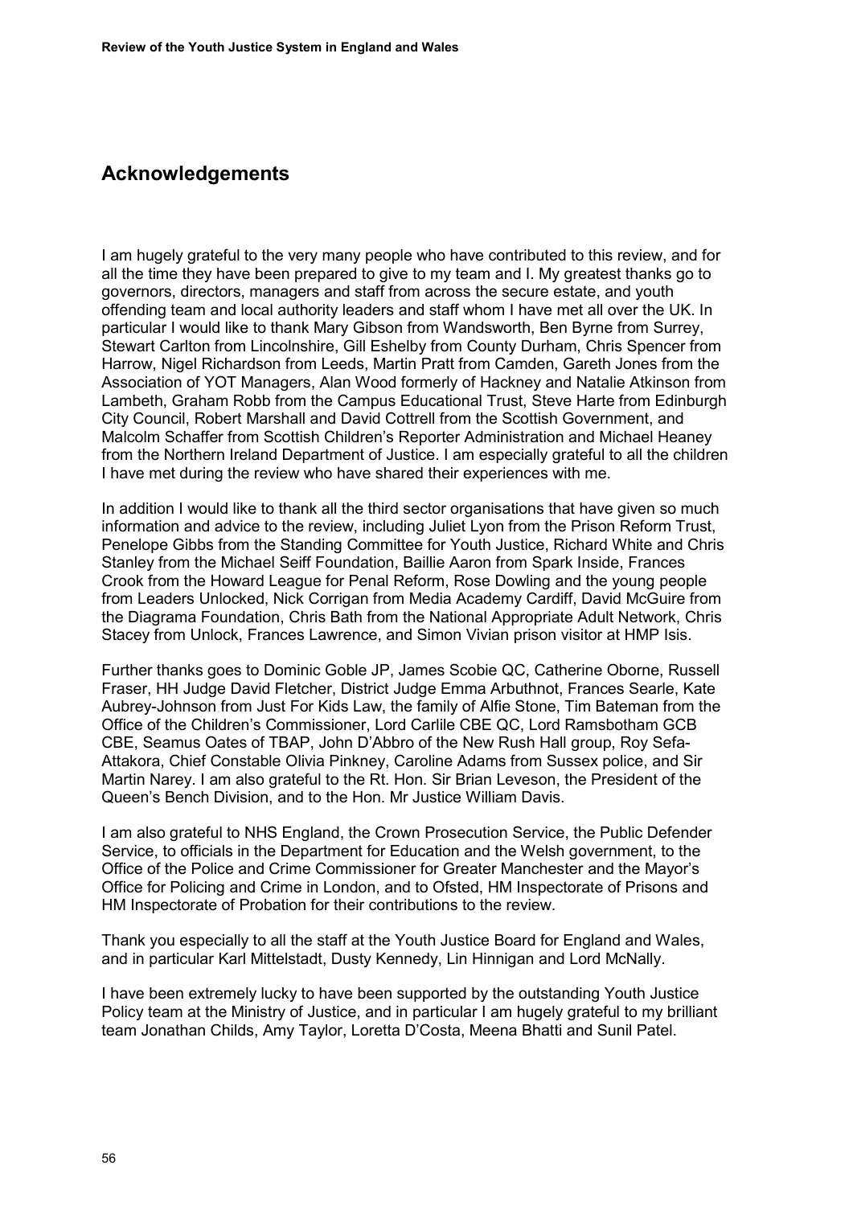## Acknowledgements

I am hugely grateful to the very many people who have contributed to this review, and for all the time they have been prepared to give to my team and I. My greatest thanks go to governors, directors, managers and staff from across the secure estate, and youth offending team and local authority leaders and staff whom I have met all over the UK. In particular I would like to thank Mary Gibson from Wandsworth, Ben Byrne from Surrey, Stewart Carlton from Lincolnshire, Gill Eshelby from County Durham, Chris Spencer from Harrow, Nigel Richardson from Leeds, Martin Pratt from Camden, Gareth Jones from the Association of YOT Managers, Alan Wood formerly of Hackney and Natalie Atkinson from Lambeth, Graham Robb from the Campus Educational Trust, Steve Harte from Edinburgh City Council, Robert Marshall and David Cottrell from the Scottish Government, and Malcolm Schaffer from Scottish Children's Reporter Administration and Michael Heaney from the Northern Ireland Department of Justice. I am especially grateful to all the children I have met during the review who have shared their experiences with me.

In addition I would like to thank all the third sector organisations that have given so much information and advice to the review, including Juliet Lyon from the Prison Reform Trust, Penelope Gibbs from the Standing Committee for Youth Justice, Richard White and Chris Stanley from the Michael Seiff Foundation, Baillie Aaron from Spark Inside, Frances Crook from the Howard League for Penal Reform, Rose Dowling and the young people from Leaders Unlocked, Nick Corrigan from Media Academy Cardiff, David McGuire from the Diagrama Foundation, Chris Bath from the National Appropriate Adult Network, Chris Stacey from Unlock, Frances Lawrence, and Simon Vivian prison visitor at HMP Isis.

Further thanks goes to Dominic Goble JP, James Scobie QC, Catherine Oborne, Russell Fraser, HH Judge David Fletcher, District Judge Emma Arbuthnot, Frances Searle, Kate Aubrey-Johnson from Just For Kids Law, the family of Alfie Stone, Tim Bateman from the Office of the Children's Commissioner, Lord Carlile CBE QC, Lord Ramsbotham GCB CBE, Seamus Oates of TBAP, John D'Abbro of the New Rush Hall group, Roy Sefa-Attakora, Chief Constable Olivia Pinkney, Caroline Adams from Sussex police, and Sir Martin Narey. I am also grateful to the Rt. Hon. Sir Brian Leveson, the President of the Queen's Bench Division, and to the Hon. Mr Justice William Davis.

I am also grateful to NHS England, the Crown Prosecution Service, the Public Defender Service, to officials in the Department for Education and the Welsh government, to the Office of the Police and Crime Commissioner for Greater Manchester and the Mayor's Office for Policing and Crime in London, and to Ofsted, HM Inspectorate of Prisons and HM Inspectorate of Probation for their contributions to the review.

Thank you especially to all the staff at the Youth Justice Board for England and Wales, and in particular Karl Mittelstadt, Dusty Kennedy, Lin Hinnigan and Lord McNally.

I have been extremely lucky to have been supported by the outstanding Youth Justice Policy team at the Ministry of Justice, and in particular I am hugely grateful to my brilliant team Jonathan Childs, Amy Taylor, Loretta D'Costa, Meena Bhatti and Sunil Patel.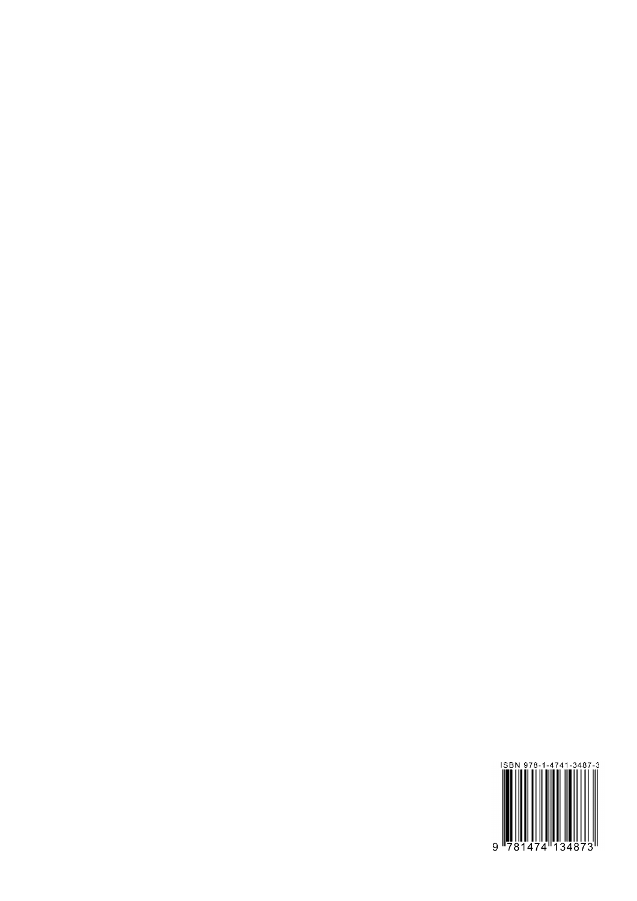ISBN 978-1-4741-3487-3

9 781474 134873